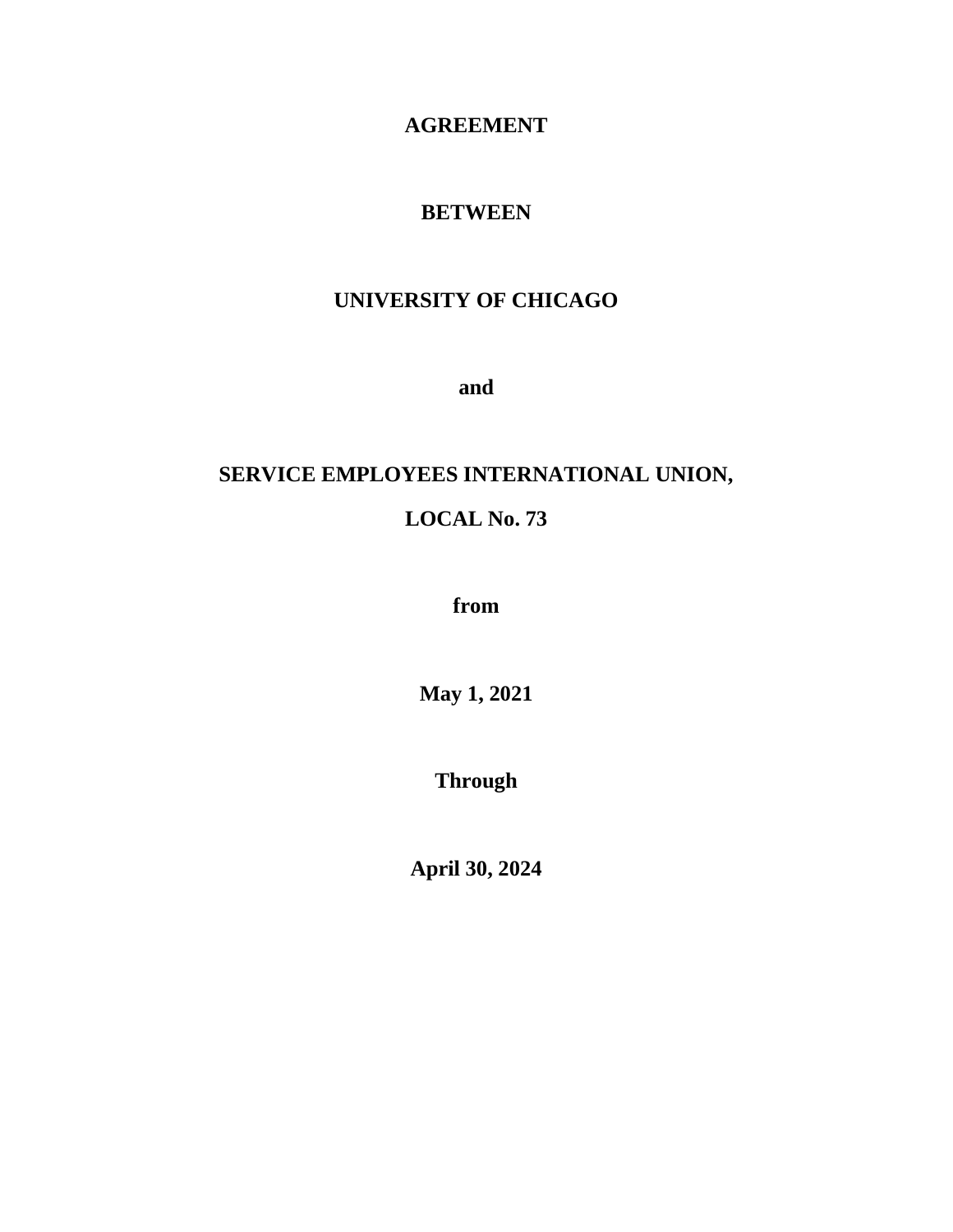**AGREEMENT**

**BETWEEN**

**UNIVERSITY OF CHICAGO**

**and**

**SERVICE EMPLOYEES INTERNATIONAL UNION,**

**LOCAL No. 73**

**from**

**May 1, 2021**

**Through**

**April 30, 2024**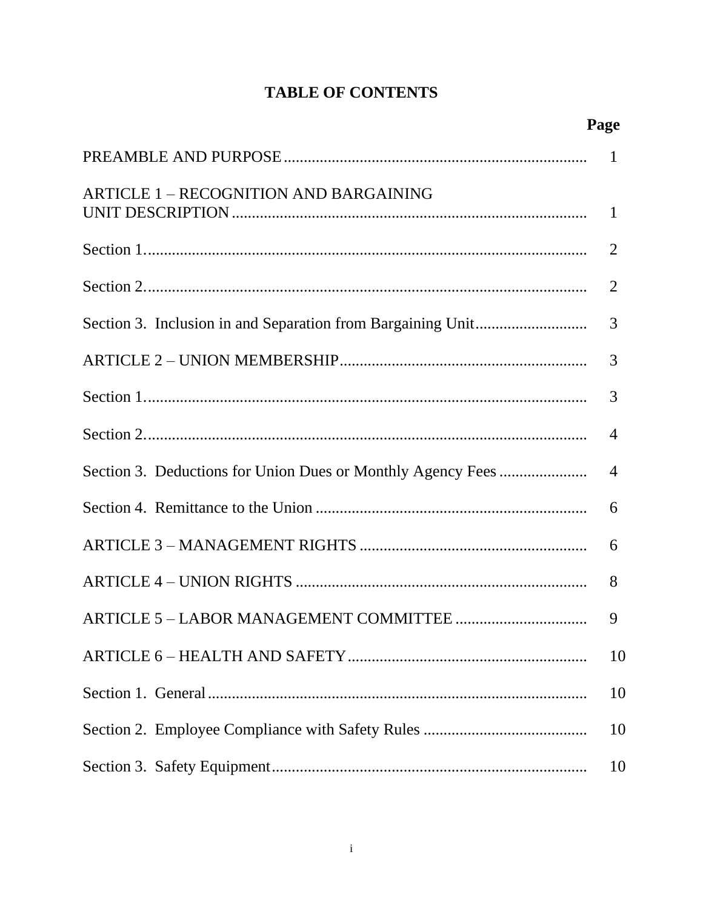# TABLE OF CONTENTS

| | Page |
|---|---|
| PREAMBLE AND PURPOSE | 1 |
| ARTICLE 1 – RECOGNITION AND BARGAINING UNIT DESCRIPTION | 1 |
| Section 1. | 2 |
| Section 2. | 2 |
| Section 3. Inclusion in and Separation from Bargaining Unit | 3 |
| ARTICLE 2 – UNION MEMBERSHIP | 3 |
| Section 1. | 3 |
| Section 2. | 4 |
| Section 3. Deductions for Union Dues or Monthly Agency Fees | 4 |
| Section 4. Remittance to the Union | 6 |
| ARTICLE 3 – MANAGEMENT RIGHTS | 6 |
| ARTICLE 4 – UNION RIGHTS | 8 |
| ARTICLE 5 – LABOR MANAGEMENT COMMITTEE | 9 |
| ARTICLE 6 – HEALTH AND SAFETY | 10 |
| Section 1. General | 10 |
| Section 2. Employee Compliance with Safety Rules | 10 |
| Section 3. Safety Equipment | 10 |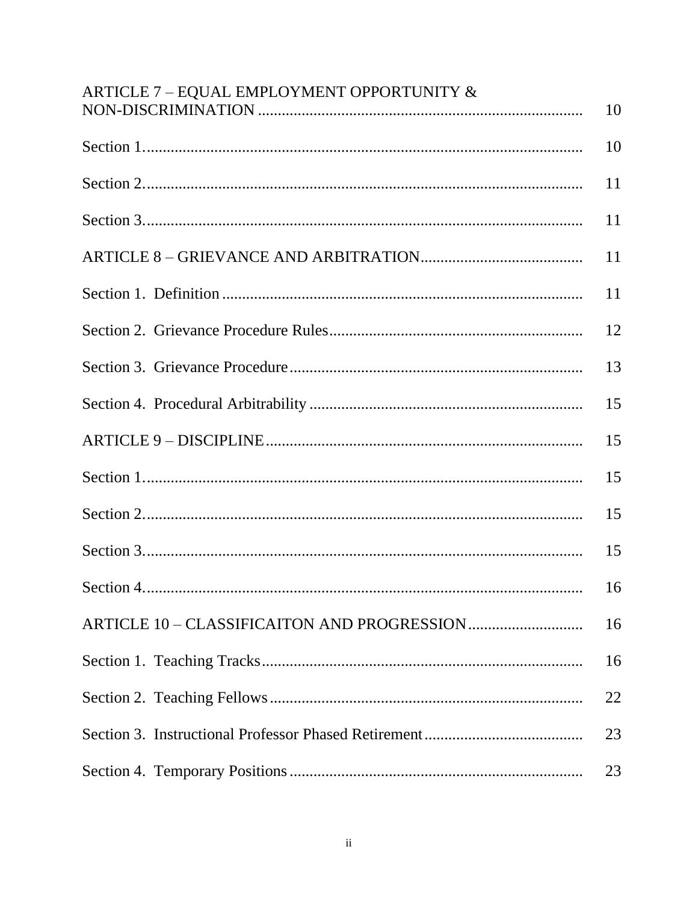| | |
|---|---|
| ARTICLE 7 – EQUAL EMPLOYMENT OPPORTUNITY & NON-DISCRIMINATION | 10 |
| Section 1. | 10 |
| Section 2. | 11 |
| Section 3. | 11 |
| ARTICLE 8 – GRIEVANCE AND ARBITRATION | 11 |
| Section 1. Definition | 11 |
| Section 2. Grievance Procedure Rules | 12 |
| Section 3. Grievance Procedure | 13 |
| Section 4. Procedural Arbitrability | 15 |
| ARTICLE 9 – DISCIPLINE | 15 |
| Section 1. | 15 |
| Section 2. | 15 |
| Section 3. | 15 |
| Section 4. | 16 |
| ARTICLE 10 – CLASSIFICAITON AND PROGRESSION | 16 |
| Section 1. Teaching Tracks | 16 |
| Section 2. Teaching Fellows | 22 |
| Section 3. Instructional Professor Phased Retirement | 23 |
| Section 4. Temporary Positions | 23 |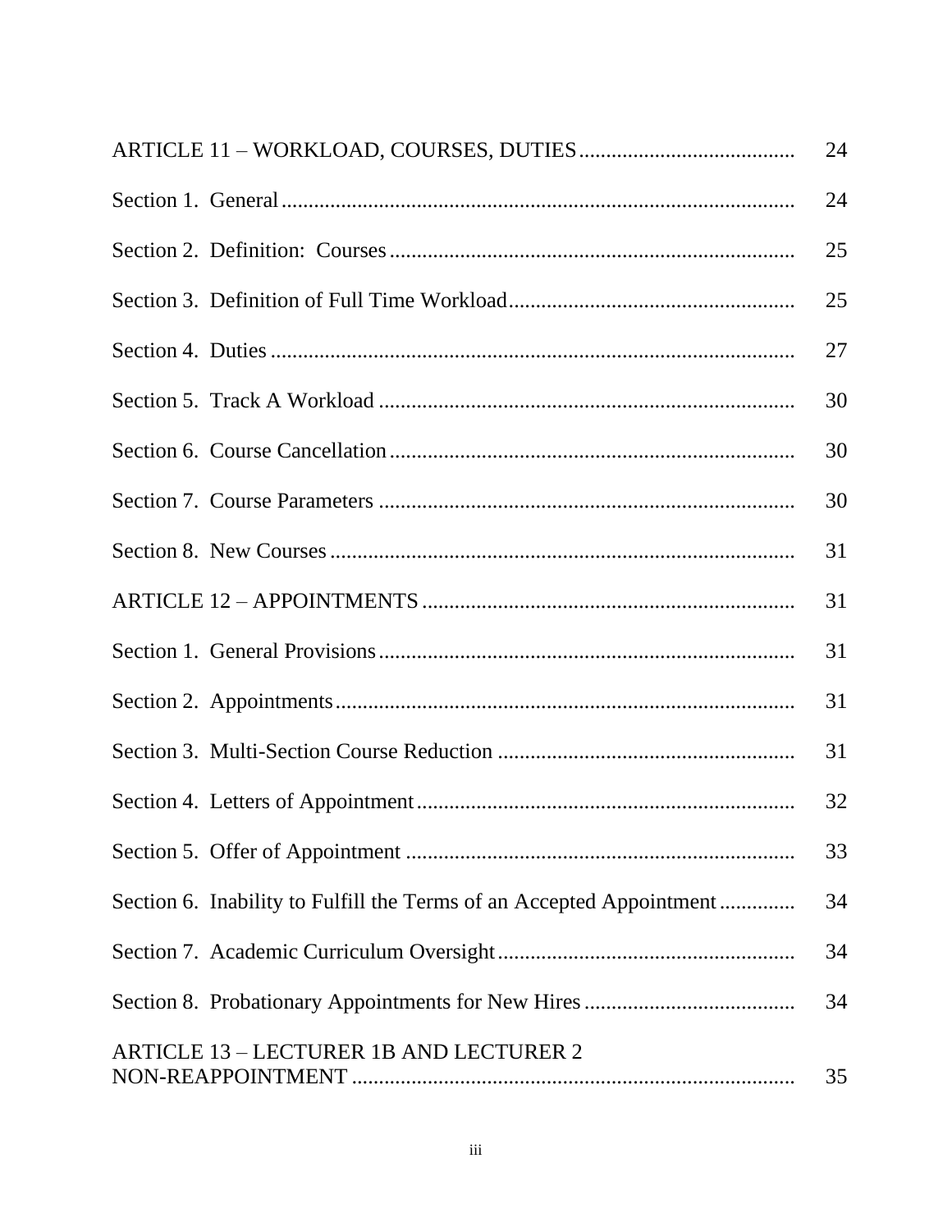| | |
|---|---|
| ARTICLE 11 – WORKLOAD, COURSES, DUTIES | 24 |
| Section 1. General | 24 |
| Section 2. Definition: Courses | 25 |
| Section 3. Definition of Full Time Workload | 25 |
| Section 4. Duties | 27 |
| Section 5. Track A Workload | 30 |
| Section 6. Course Cancellation | 30 |
| Section 7. Course Parameters | 30 |
| Section 8. New Courses | 31 |
| ARTICLE 12 – APPOINTMENTS | 31 |
| Section 1. General Provisions | 31 |
| Section 2. Appointments | 31 |
| Section 3. Multi-Section Course Reduction | 31 |
| Section 4. Letters of Appointment | 32 |
| Section 5. Offer of Appointment | 33 |
| Section 6. Inability to Fulfill the Terms of an Accepted Appointment | 34 |
| Section 7. Academic Curriculum Oversight | 34 |
| Section 8. Probationary Appointments for New Hires | 34 |
| ARTICLE 13 – LECTURER 1B AND LECTURER 2 NON-REAPPOINTMENT | 35 |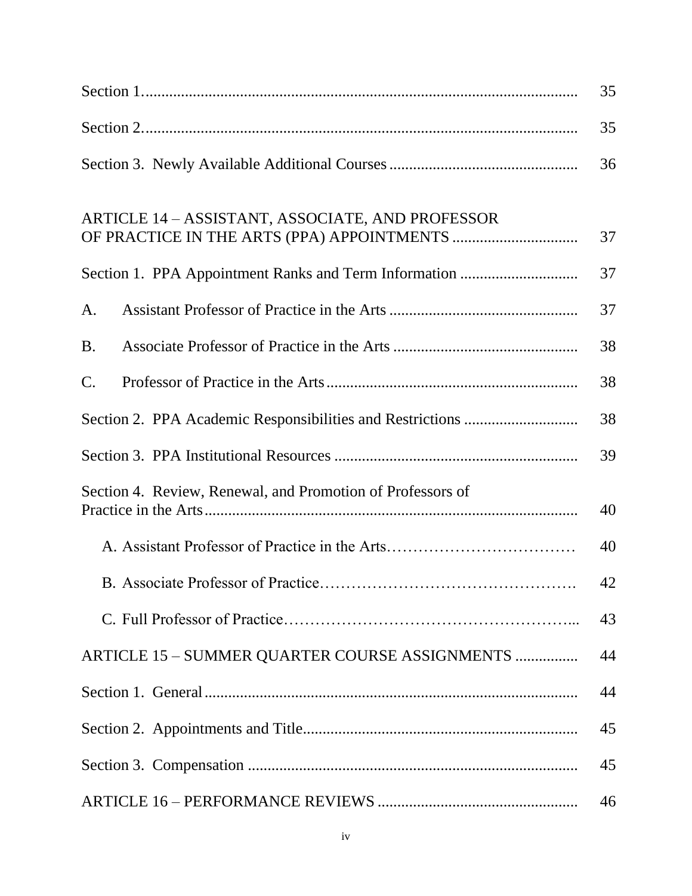| | |
|---|---|
| Section 1. | 35 |
| Section 2. | 35 |
| Section 3. Newly Available Additional Courses | 36 |
| ARTICLE 14 – ASSISTANT, ASSOCIATE, AND PROFESSOR OF PRACTICE IN THE ARTS (PPA) APPOINTMENTS | 37 |
| Section 1. PPA Appointment Ranks and Term Information | 37 |
| A. Assistant Professor of Practice in the Arts | 37 |
| B. Associate Professor of Practice in the Arts | 38 |
| C. Professor of Practice in the Arts | 38 |
| Section 2. PPA Academic Responsibilities and Restrictions | 38 |
| Section 3. PPA Institutional Resources | 39 |
| Section 4. Review, Renewal, and Promotion of Professors of Practice in the Arts | 40 |
| A. Assistant Professor of Practice in the Arts | 40 |
| B. Associate Professor of Practice | 42 |
| C. Full Professor of Practice | 43 |
| ARTICLE 15 – SUMMER QUARTER COURSE ASSIGNMENTS | 44 |
| Section 1. General | 44 |
| Section 2. Appointments and Title | 45 |
| Section 3. Compensation | 45 |
| ARTICLE 16 – PERFORMANCE REVIEWS | 46 |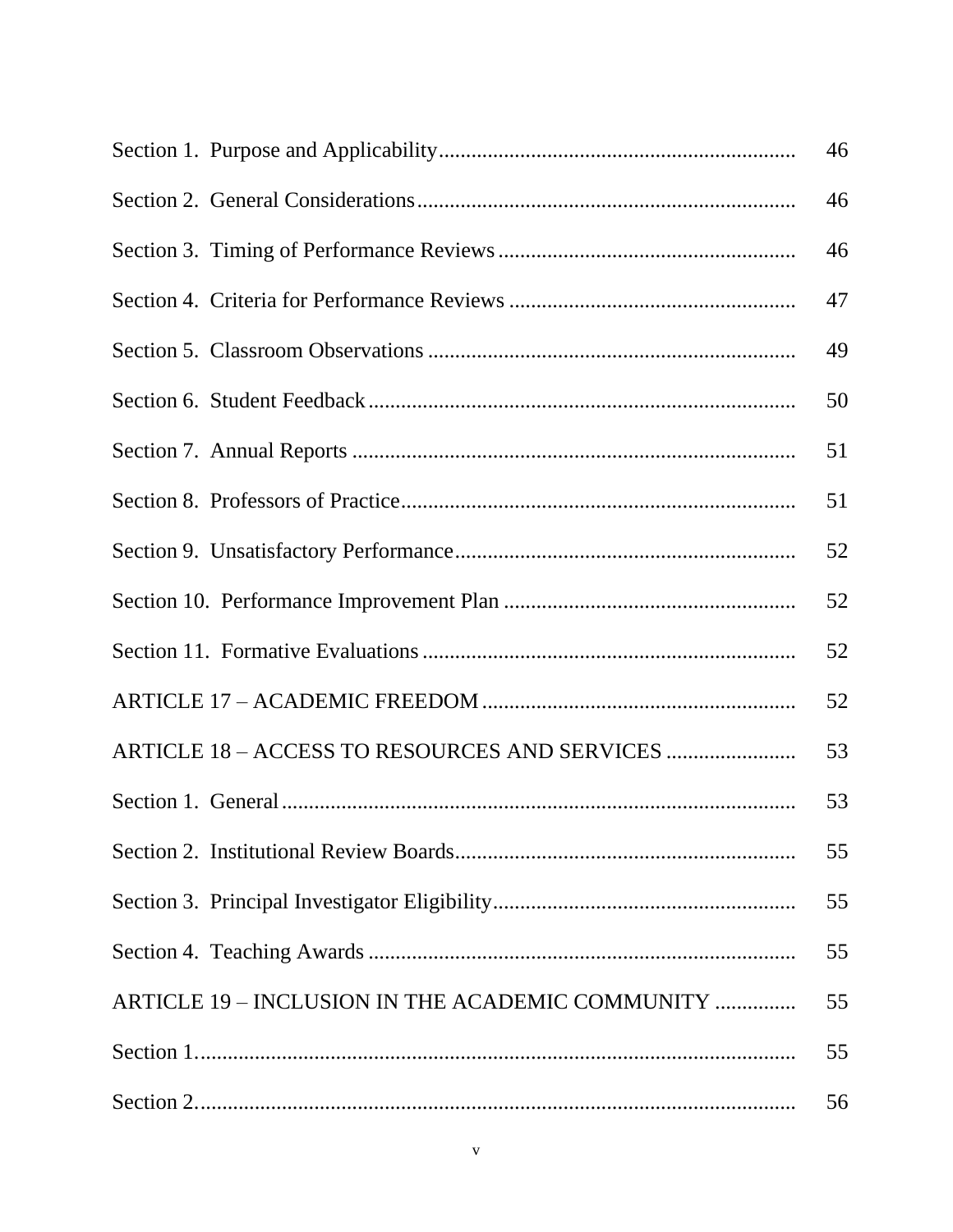| | |
|---|---|
| Section 1. Purpose and Applicability | 46 |
| Section 2. General Considerations | 46 |
| Section 3. Timing of Performance Reviews | 46 |
| Section 4. Criteria for Performance Reviews | 47 |
| Section 5. Classroom Observations | 49 |
| Section 6. Student Feedback | 50 |
| Section 7. Annual Reports | 51 |
| Section 8. Professors of Practice | 51 |
| Section 9. Unsatisfactory Performance | 52 |
| Section 10. Performance Improvement Plan | 52 |
| Section 11. Formative Evaluations | 52 |
| ARTICLE 17 – ACADEMIC FREEDOM | 52 |
| ARTICLE 18 – ACCESS TO RESOURCES AND SERVICES | 53 |
| Section 1. General | 53 |
| Section 2. Institutional Review Boards | 55 |
| Section 3. Principal Investigator Eligibility | 55 |
| Section 4. Teaching Awards | 55 |
| ARTICLE 19 – INCLUSION IN THE ACADEMIC COMMUNITY | 55 |
| Section 1. | 55 |
| Section 2. | 56 |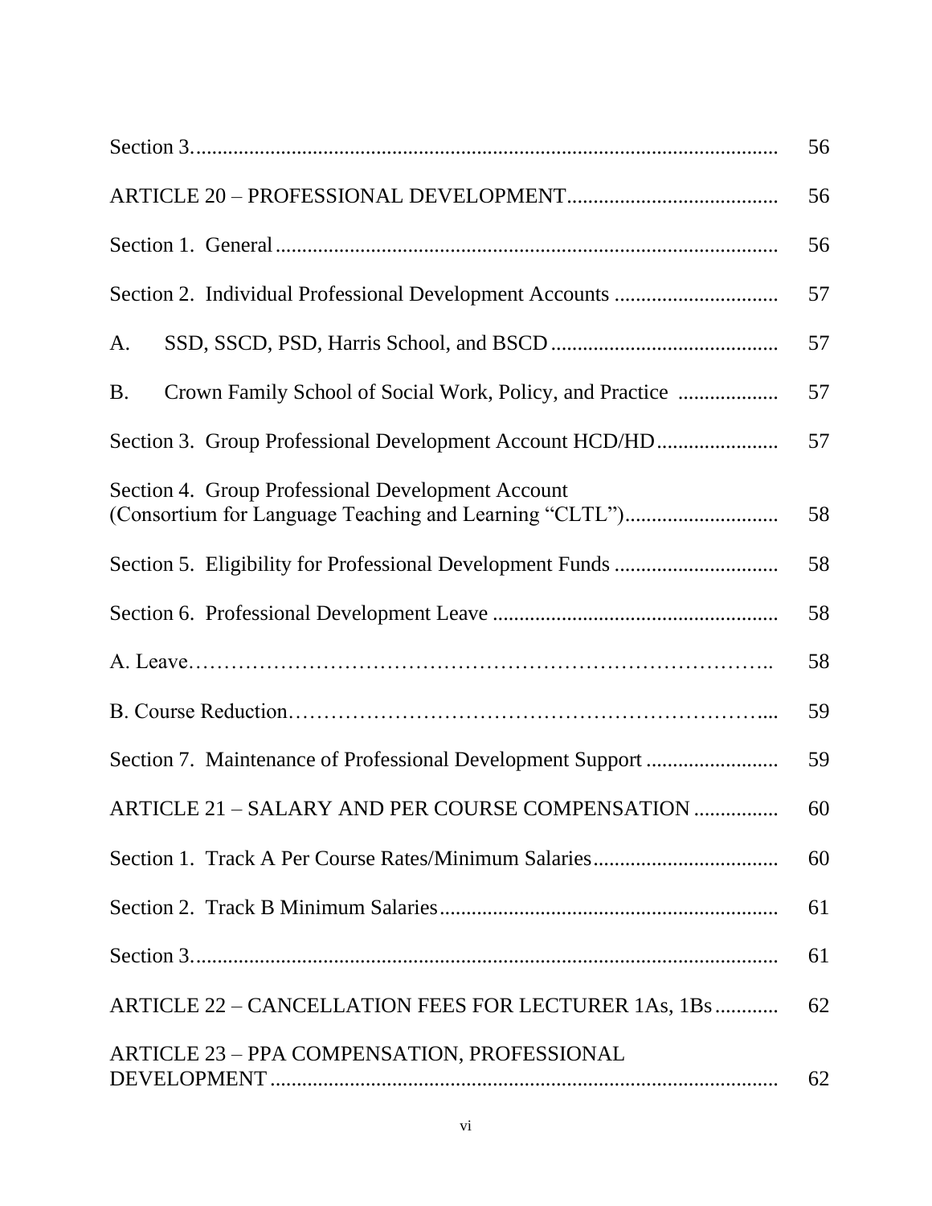| | |
|---|---|
| Section 3. | 56 |
| ARTICLE 20 – PROFESSIONAL DEVELOPMENT | 56 |
| Section 1. General | 56 |
| Section 2. Individual Professional Development Accounts | 57 |
| A. SSD, SSCD, PSD, Harris School, and BSCD | 57 |
| B. Crown Family School of Social Work, Policy, and Practice | 57 |
| Section 3. Group Professional Development Account HCD/HD | 57 |
| Section 4. Group Professional Development Account (Consortium for Language Teaching and Learning "CLTL") | 58 |
| Section 5. Eligibility for Professional Development Funds | 58 |
| Section 6. Professional Development Leave | 58 |
| A. Leave | 58 |
| B. Course Reduction | 59 |
| Section 7. Maintenance of Professional Development Support | 59 |
| ARTICLE 21 – SALARY AND PER COURSE COMPENSATION | 60 |
| Section 1. Track A Per Course Rates/Minimum Salaries | 60 |
| Section 2. Track B Minimum Salaries | 61 |
| Section 3. | 61 |
| ARTICLE 22 – CANCELLATION FEES FOR LECTURER 1As, 1Bs | 62 |
| ARTICLE 23 – PPA COMPENSATION, PROFESSIONAL DEVELOPMENT | 62 |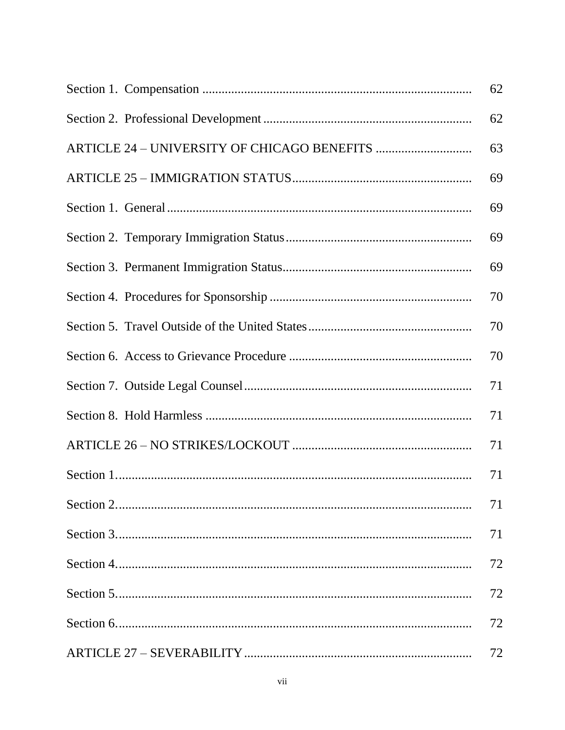| | |
|---|---|
| Section 1. Compensation | 62 |
| Section 2. Professional Development | 62 |
| ARTICLE 24 – UNIVERSITY OF CHICAGO BENEFITS | 63 |
| ARTICLE 25 – IMMIGRATION STATUS | 69 |
| Section 1. General | 69 |
| Section 2. Temporary Immigration Status | 69 |
| Section 3. Permanent Immigration Status | 69 |
| Section 4. Procedures for Sponsorship | 70 |
| Section 5. Travel Outside of the United States | 70 |
| Section 6. Access to Grievance Procedure | 70 |
| Section 7. Outside Legal Counsel | 71 |
| Section 8. Hold Harmless | 71 |
| ARTICLE 26 – NO STRIKES/LOCKOUT | 71 |
| Section 1. | 71 |
| Section 2. | 71 |
| Section 3. | 71 |
| Section 4. | 72 |
| Section 5. | 72 |
| Section 6. | 72 |
| ARTICLE 27 – SEVERABILITY | 72 |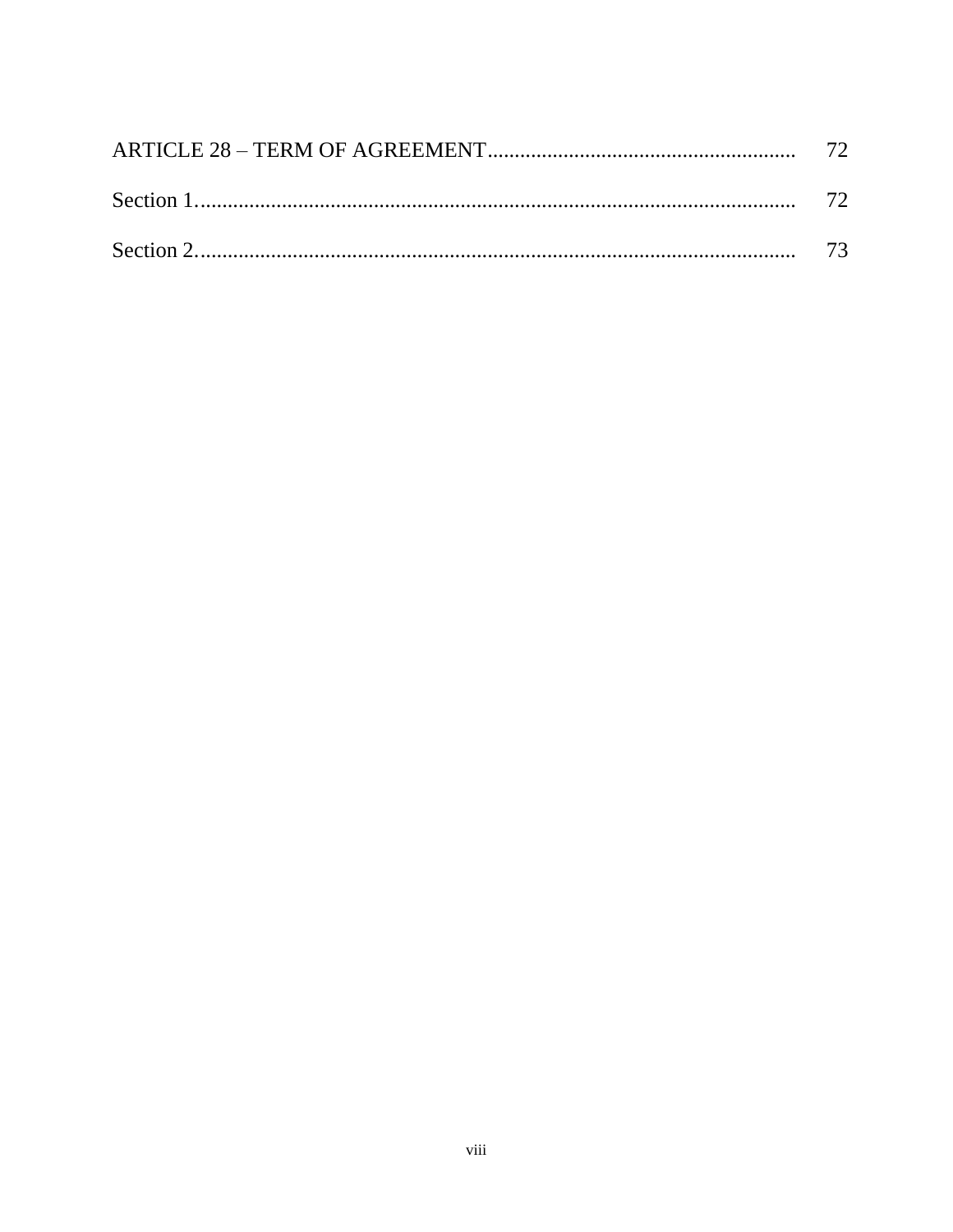ARTICLE 28 – TERM OF AGREEMENT........................................................ 72

Section 1.............................................................................................................. 72

Section 2.............................................................................................................. 73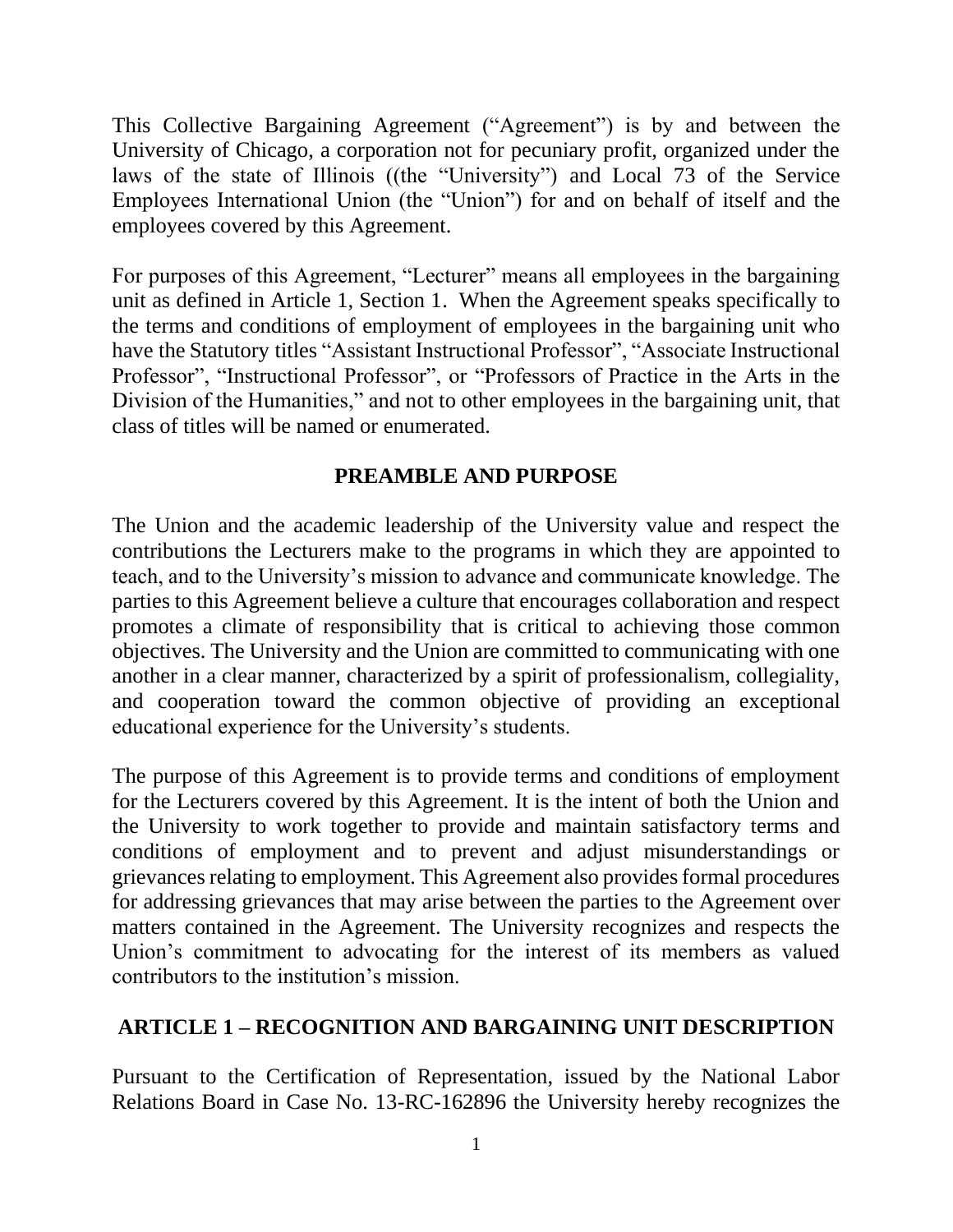This Collective Bargaining Agreement ("Agreement") is by and between the University of Chicago, a corporation not for pecuniary profit, organized under the laws of the state of Illinois ((the "University") and Local 73 of the Service Employees International Union (the "Union") for and on behalf of itself and the employees covered by this Agreement.

For purposes of this Agreement, "Lecturer" means all employees in the bargaining unit as defined in Article 1, Section 1. When the Agreement speaks specifically to the terms and conditions of employment of employees in the bargaining unit who have the Statutory titles "Assistant Instructional Professor", "Associate Instructional Professor", "Instructional Professor", or "Professors of Practice in the Arts in the Division of the Humanities," and not to other employees in the bargaining unit, that class of titles will be named or enumerated.

## PREAMBLE AND PURPOSE

The Union and the academic leadership of the University value and respect the contributions the Lecturers make to the programs in which they are appointed to teach, and to the University's mission to advance and communicate knowledge. The parties to this Agreement believe a culture that encourages collaboration and respect promotes a climate of responsibility that is critical to achieving those common objectives. The University and the Union are committed to communicating with one another in a clear manner, characterized by a spirit of professionalism, collegiality, and cooperation toward the common objective of providing an exceptional educational experience for the University's students.

The purpose of this Agreement is to provide terms and conditions of employment for the Lecturers covered by this Agreement. It is the intent of both the Union and the University to work together to provide and maintain satisfactory terms and conditions of employment and to prevent and adjust misunderstandings or grievances relating to employment. This Agreement also provides formal procedures for addressing grievances that may arise between the parties to the Agreement over matters contained in the Agreement. The University recognizes and respects the Union's commitment to advocating for the interest of its members as valued contributors to the institution's mission.

## ARTICLE 1 – RECOGNITION AND BARGAINING UNIT DESCRIPTION

Pursuant to the Certification of Representation, issued by the National Labor Relations Board in Case No. 13-RC-162896 the University hereby recognizes the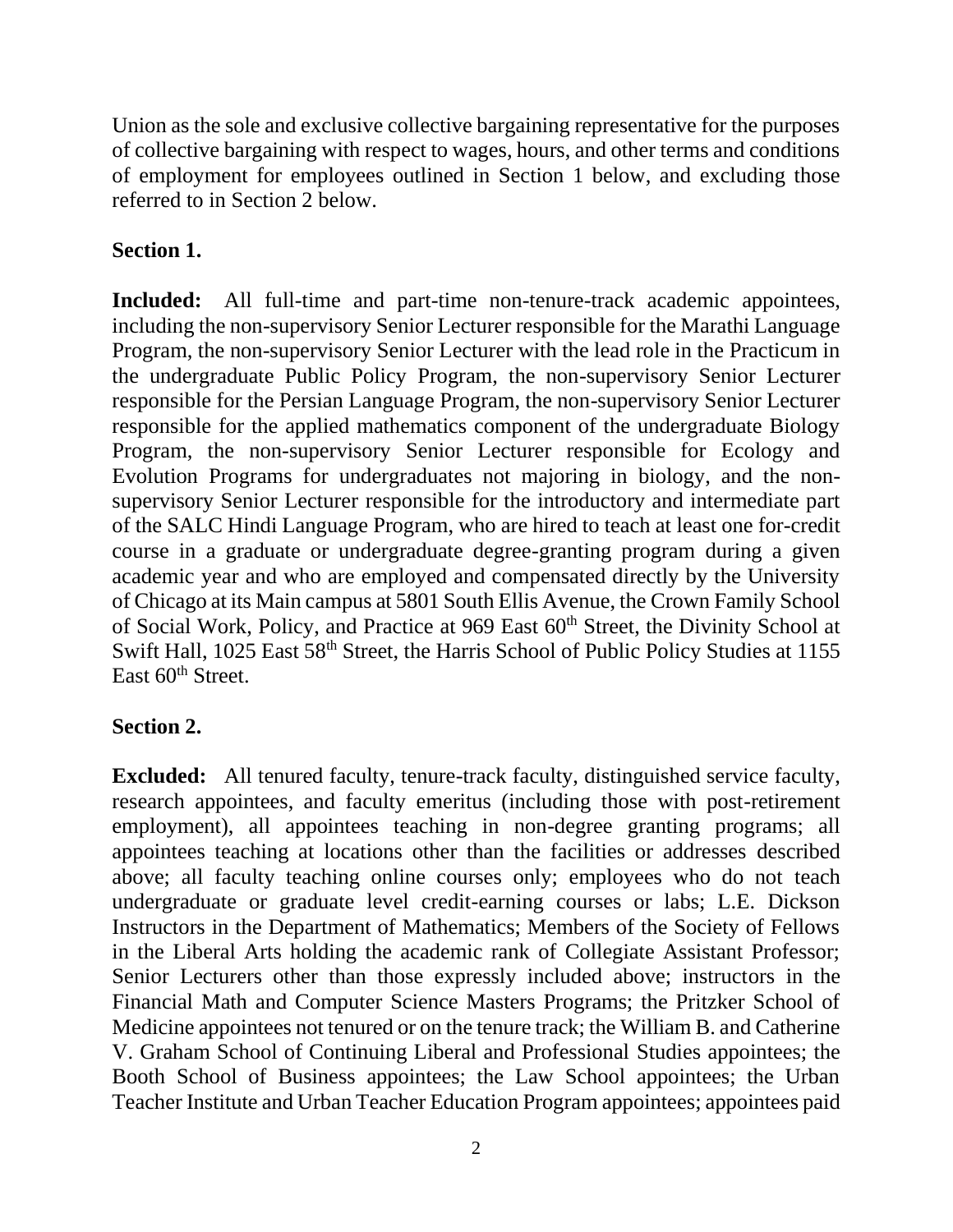Union as the sole and exclusive collective bargaining representative for the purposes of collective bargaining with respect to wages, hours, and other terms and conditions of employment for employees outlined in Section 1 below, and excluding those referred to in Section 2 below.

**Section 1.**

**Included:** All full-time and part-time non-tenure-track academic appointees, including the non-supervisory Senior Lecturer responsible for the Marathi Language Program, the non-supervisory Senior Lecturer with the lead role in the Practicum in the undergraduate Public Policy Program, the non-supervisory Senior Lecturer responsible for the Persian Language Program, the non-supervisory Senior Lecturer responsible for the applied mathematics component of the undergraduate Biology Program, the non-supervisory Senior Lecturer responsible for Ecology and Evolution Programs for undergraduates not majoring in biology, and the non-supervisory Senior Lecturer responsible for the introductory and intermediate part of the SALC Hindi Language Program, who are hired to teach at least one for-credit course in a graduate or undergraduate degree-granting program during a given academic year and who are employed and compensated directly by the University of Chicago at its Main campus at 5801 South Ellis Avenue, the Crown Family School of Social Work, Policy, and Practice at 969 East 60th Street, the Divinity School at Swift Hall, 1025 East 58th Street, the Harris School of Public Policy Studies at 1155 East 60th Street.

**Section 2.**

**Excluded:** All tenured faculty, tenure-track faculty, distinguished service faculty, research appointees, and faculty emeritus (including those with post-retirement employment), all appointees teaching in non-degree granting programs; all appointees teaching at locations other than the facilities or addresses described above; all faculty teaching online courses only; employees who do not teach undergraduate or graduate level credit-earning courses or labs; L.E. Dickson Instructors in the Department of Mathematics; Members of the Society of Fellows in the Liberal Arts holding the academic rank of Collegiate Assistant Professor; Senior Lecturers other than those expressly included above; instructors in the Financial Math and Computer Science Masters Programs; the Pritzker School of Medicine appointees not tenured or on the tenure track; the William B. and Catherine V. Graham School of Continuing Liberal and Professional Studies appointees; the Booth School of Business appointees; the Law School appointees; the Urban Teacher Institute and Urban Teacher Education Program appointees; appointees paid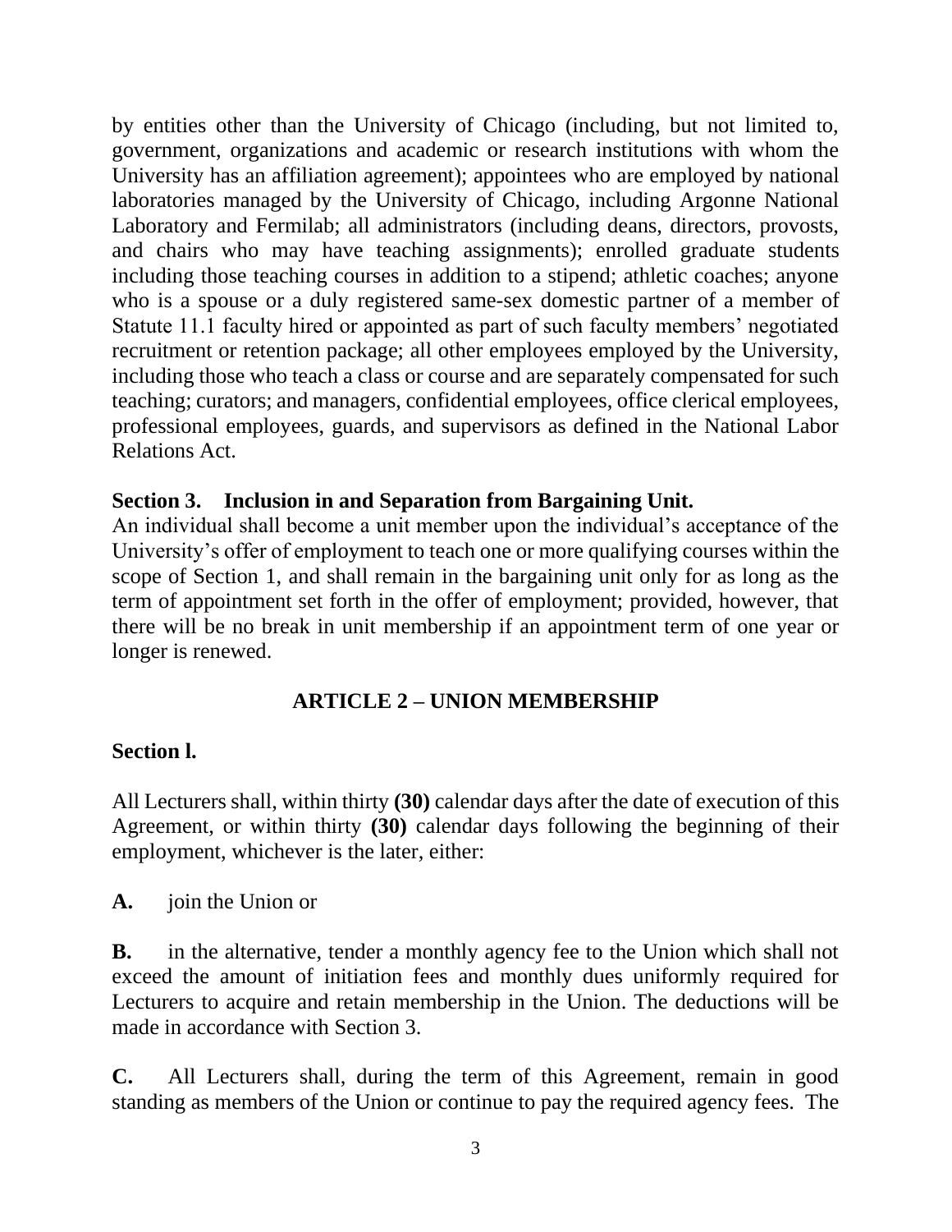by entities other than the University of Chicago (including, but not limited to, government, organizations and academic or research institutions with whom the University has an affiliation agreement); appointees who are employed by national laboratories managed by the University of Chicago, including Argonne National Laboratory and Fermilab; all administrators (including deans, directors, provosts, and chairs who may have teaching assignments); enrolled graduate students including those teaching courses in addition to a stipend; athletic coaches; anyone who is a spouse or a duly registered same-sex domestic partner of a member of Statute 11.1 faculty hired or appointed as part of such faculty members' negotiated recruitment or retention package; all other employees employed by the University, including those who teach a class or course and are separately compensated for such teaching; curators; and managers, confidential employees, office clerical employees, professional employees, guards, and supervisors as defined in the National Labor Relations Act.

**Section 3. Inclusion in and Separation from Bargaining Unit.**
An individual shall become a unit member upon the individual's acceptance of the University's offer of employment to teach one or more qualifying courses within the scope of Section 1, and shall remain in the bargaining unit only for as long as the term of appointment set forth in the offer of employment; provided, however, that there will be no break in unit membership if an appointment term of one year or longer is renewed.

## ARTICLE 2 – UNION MEMBERSHIP

**Section l.**

All Lecturers shall, within thirty **(30)** calendar days after the date of execution of this Agreement, or within thirty **(30)** calendar days following the beginning of their employment, whichever is the later, either:

**A.** join the Union or

**B.** in the alternative, tender a monthly agency fee to the Union which shall not exceed the amount of initiation fees and monthly dues uniformly required for Lecturers to acquire and retain membership in the Union. The deductions will be made in accordance with Section 3.

**C.** All Lecturers shall, during the term of this Agreement, remain in good standing as members of the Union or continue to pay the required agency fees. The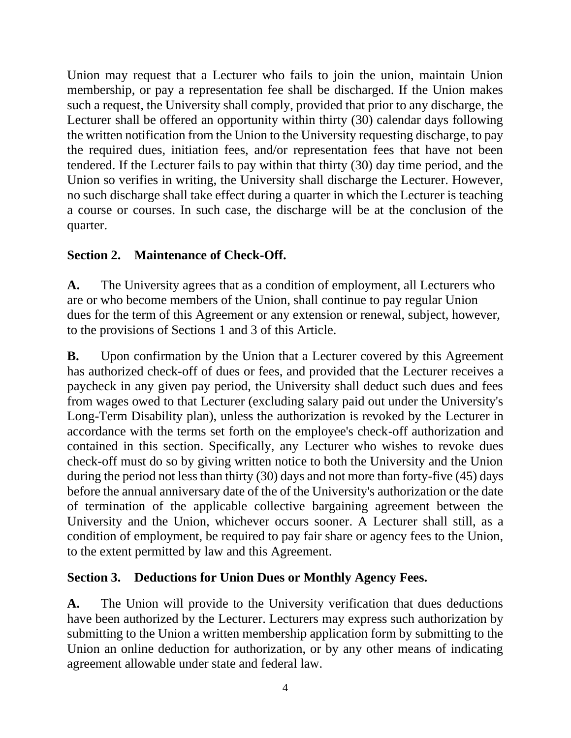Union may request that a Lecturer who fails to join the union, maintain Union membership, or pay a representation fee shall be discharged. If the Union makes such a request, the University shall comply, provided that prior to any discharge, the Lecturer shall be offered an opportunity within thirty (30) calendar days following the written notification from the Union to the University requesting discharge, to pay the required dues, initiation fees, and/or representation fees that have not been tendered. If the Lecturer fails to pay within that thirty (30) day time period, and the Union so verifies in writing, the University shall discharge the Lecturer. However, no such discharge shall take effect during a quarter in which the Lecturer is teaching a course or courses. In such case, the discharge will be at the conclusion of the quarter.

### Section 2. Maintenance of Check-Off.

**A.** The University agrees that as a condition of employment, all Lecturers who are or who become members of the Union, shall continue to pay regular Union dues for the term of this Agreement or any extension or renewal, subject, however, to the provisions of Sections 1 and 3 of this Article.

**B.** Upon confirmation by the Union that a Lecturer covered by this Agreement has authorized check-off of dues or fees, and provided that the Lecturer receives a paycheck in any given pay period, the University shall deduct such dues and fees from wages owed to that Lecturer (excluding salary paid out under the University's Long-Term Disability plan), unless the authorization is revoked by the Lecturer in accordance with the terms set forth on the employee's check-off authorization and contained in this section. Specifically, any Lecturer who wishes to revoke dues check-off must do so by giving written notice to both the University and the Union during the period not less than thirty (30) days and not more than forty-five (45) days before the annual anniversary date of the of the University's authorization or the date of termination of the applicable collective bargaining agreement between the University and the Union, whichever occurs sooner. A Lecturer shall still, as a condition of employment, be required to pay fair share or agency fees to the Union, to the extent permitted by law and this Agreement.

### Section 3. Deductions for Union Dues or Monthly Agency Fees.

**A.** The Union will provide to the University verification that dues deductions have been authorized by the Lecturer. Lecturers may express such authorization by submitting to the Union a written membership application form by submitting to the Union an online deduction for authorization, or by any other means of indicating agreement allowable under state and federal law.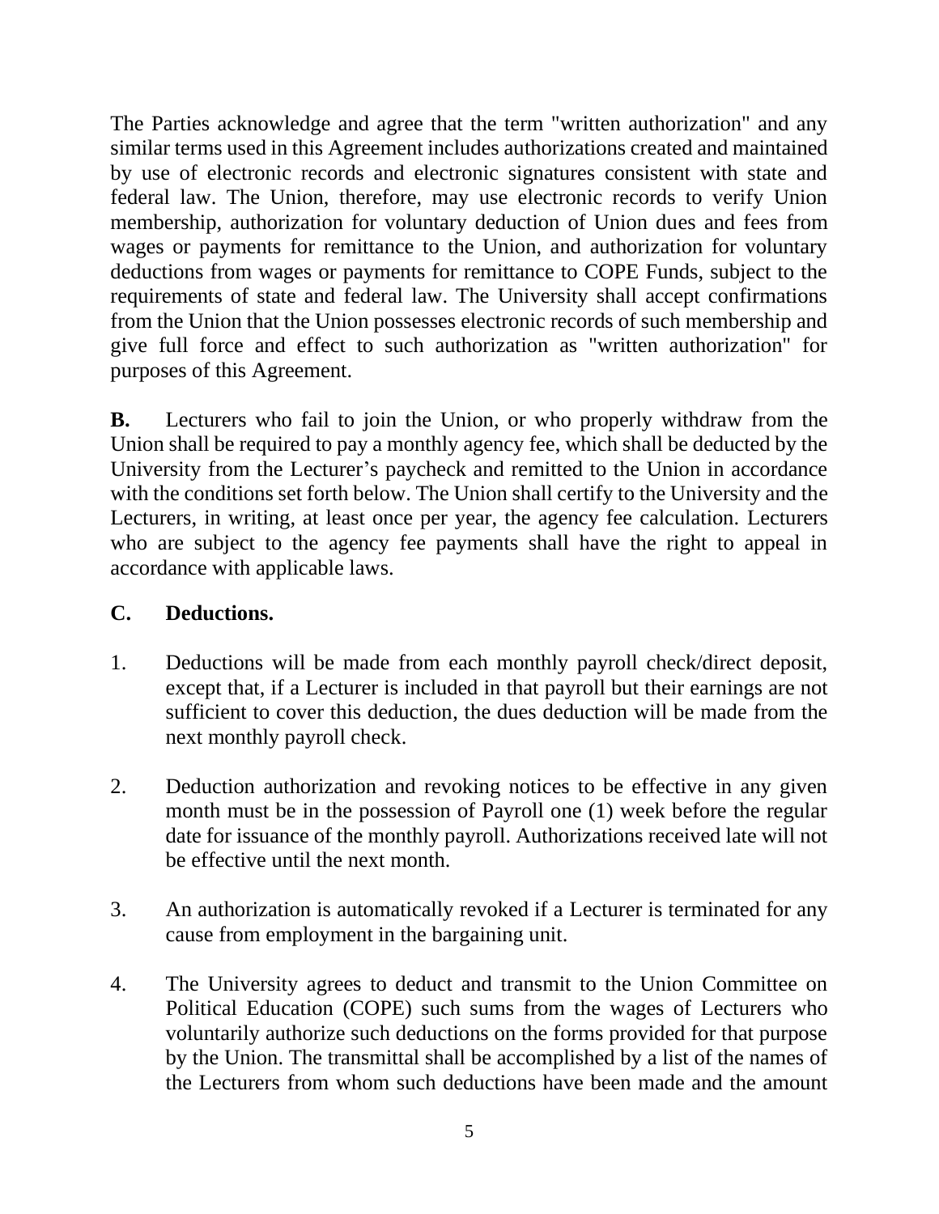The Parties acknowledge and agree that the term "written authorization" and any similar terms used in this Agreement includes authorizations created and maintained by use of electronic records and electronic signatures consistent with state and federal law. The Union, therefore, may use electronic records to verify Union membership, authorization for voluntary deduction of Union dues and fees from wages or payments for remittance to the Union, and authorization for voluntary deductions from wages or payments for remittance to COPE Funds, subject to the requirements of state and federal law. The University shall accept confirmations from the Union that the Union possesses electronic records of such membership and give full force and effect to such authorization as "written authorization" for purposes of this Agreement.

**B.** Lecturers who fail to join the Union, or who properly withdraw from the Union shall be required to pay a monthly agency fee, which shall be deducted by the University from the Lecturer's paycheck and remitted to the Union in accordance with the conditions set forth below. The Union shall certify to the University and the Lecturers, in writing, at least once per year, the agency fee calculation. Lecturers who are subject to the agency fee payments shall have the right to appeal in accordance with applicable laws.

**C. Deductions.**

1. Deductions will be made from each monthly payroll check/direct deposit, except that, if a Lecturer is included in that payroll but their earnings are not sufficient to cover this deduction, the dues deduction will be made from the next monthly payroll check.

2. Deduction authorization and revoking notices to be effective in any given month must be in the possession of Payroll one (1) week before the regular date for issuance of the monthly payroll. Authorizations received late will not be effective until the next month.

3. An authorization is automatically revoked if a Lecturer is terminated for any cause from employment in the bargaining unit.

4. The University agrees to deduct and transmit to the Union Committee on Political Education (COPE) such sums from the wages of Lecturers who voluntarily authorize such deductions on the forms provided for that purpose by the Union. The transmittal shall be accomplished by a list of the names of the Lecturers from whom such deductions have been made and the amount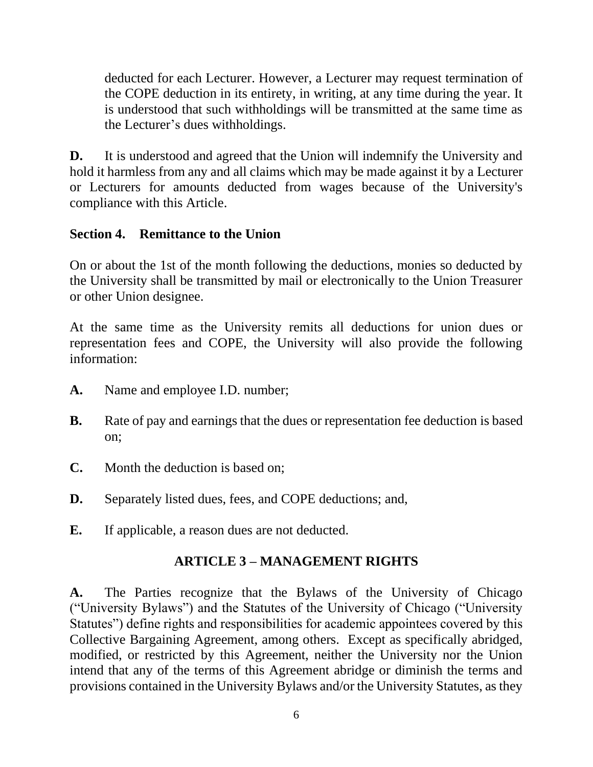deducted for each Lecturer. However, a Lecturer may request termination of the COPE deduction in its entirety, in writing, at any time during the year. It is understood that such withholdings will be transmitted at the same time as the Lecturer's dues withholdings.

**D.** It is understood and agreed that the Union will indemnify the University and hold it harmless from any and all claims which may be made against it by a Lecturer or Lecturers for amounts deducted from wages because of the University's compliance with this Article.

### Section 4. Remittance to the Union

On or about the 1st of the month following the deductions, monies so deducted by the University shall be transmitted by mail or electronically to the Union Treasurer or other Union designee.

At the same time as the University remits all deductions for union dues or representation fees and COPE, the University will also provide the following information:

**A.** Name and employee I.D. number;

**B.** Rate of pay and earnings that the dues or representation fee deduction is based on;

**C.** Month the deduction is based on;

**D.** Separately listed dues, fees, and COPE deductions; and,

**E.** If applicable, a reason dues are not deducted.

## ARTICLE 3 – MANAGEMENT RIGHTS

**A.** The Parties recognize that the Bylaws of the University of Chicago ("University Bylaws") and the Statutes of the University of Chicago ("University Statutes") define rights and responsibilities for academic appointees covered by this Collective Bargaining Agreement, among others. Except as specifically abridged, modified, or restricted by this Agreement, neither the University nor the Union intend that any of the terms of this Agreement abridge or diminish the terms and provisions contained in the University Bylaws and/or the University Statutes, as they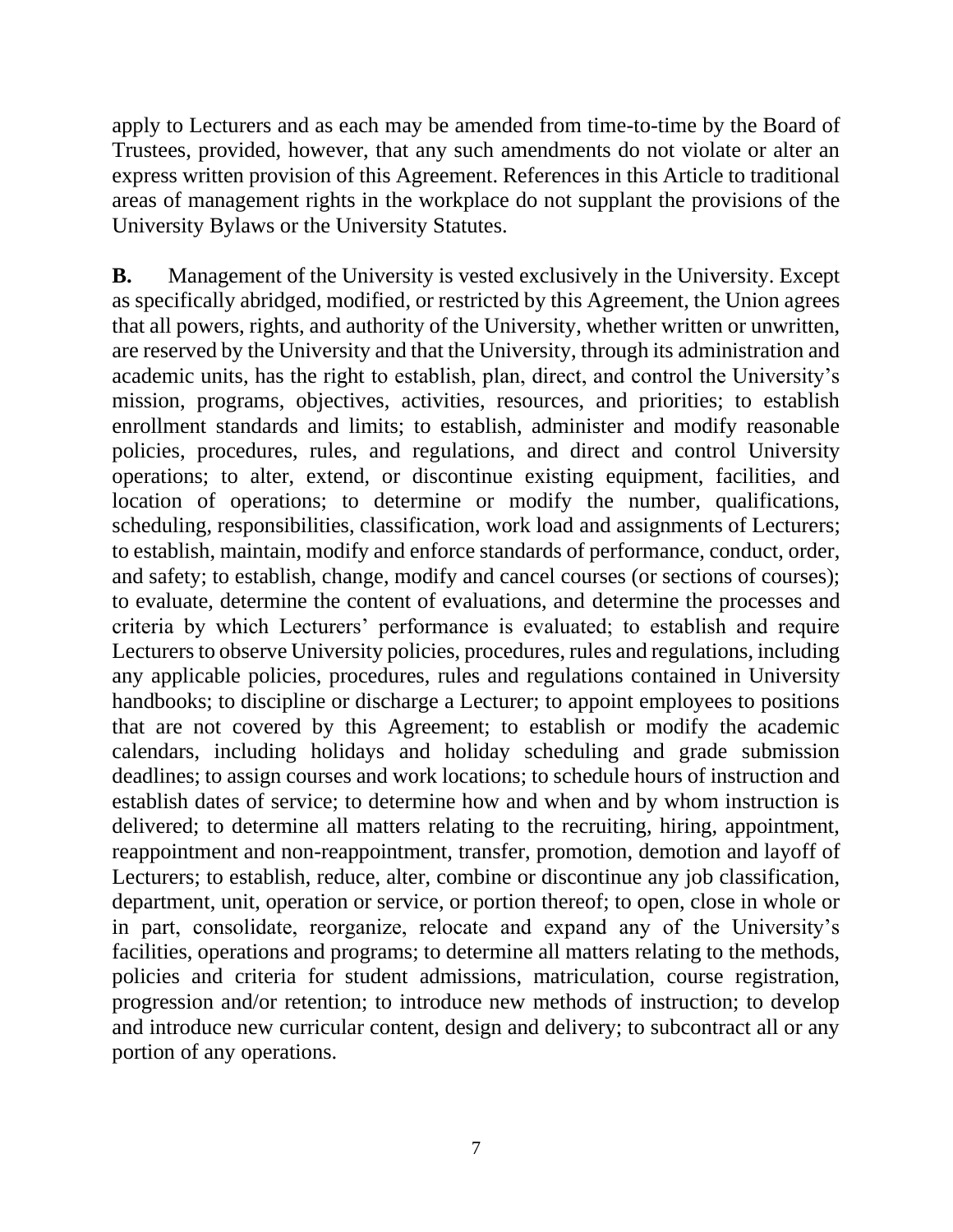apply to Lecturers and as each may be amended from time-to-time by the Board of Trustees, provided, however, that any such amendments do not violate or alter an express written provision of this Agreement. References in this Article to traditional areas of management rights in the workplace do not supplant the provisions of the University Bylaws or the University Statutes.

**B.** Management of the University is vested exclusively in the University. Except as specifically abridged, modified, or restricted by this Agreement, the Union agrees that all powers, rights, and authority of the University, whether written or unwritten, are reserved by the University and that the University, through its administration and academic units, has the right to establish, plan, direct, and control the University's mission, programs, objectives, activities, resources, and priorities; to establish enrollment standards and limits; to establish, administer and modify reasonable policies, procedures, rules, and regulations, and direct and control University operations; to alter, extend, or discontinue existing equipment, facilities, and location of operations; to determine or modify the number, qualifications, scheduling, responsibilities, classification, work load and assignments of Lecturers; to establish, maintain, modify and enforce standards of performance, conduct, order, and safety; to establish, change, modify and cancel courses (or sections of courses); to evaluate, determine the content of evaluations, and determine the processes and criteria by which Lecturers' performance is evaluated; to establish and require Lecturers to observe University policies, procedures, rules and regulations, including any applicable policies, procedures, rules and regulations contained in University handbooks; to discipline or discharge a Lecturer; to appoint employees to positions that are not covered by this Agreement; to establish or modify the academic calendars, including holidays and holiday scheduling and grade submission deadlines; to assign courses and work locations; to schedule hours of instruction and establish dates of service; to determine how and when and by whom instruction is delivered; to determine all matters relating to the recruiting, hiring, appointment, reappointment and non-reappointment, transfer, promotion, demotion and layoff of Lecturers; to establish, reduce, alter, combine or discontinue any job classification, department, unit, operation or service, or portion thereof; to open, close in whole or in part, consolidate, reorganize, relocate and expand any of the University's facilities, operations and programs; to determine all matters relating to the methods, policies and criteria for student admissions, matriculation, course registration, progression and/or retention; to introduce new methods of instruction; to develop and introduce new curricular content, design and delivery; to subcontract all or any portion of any operations.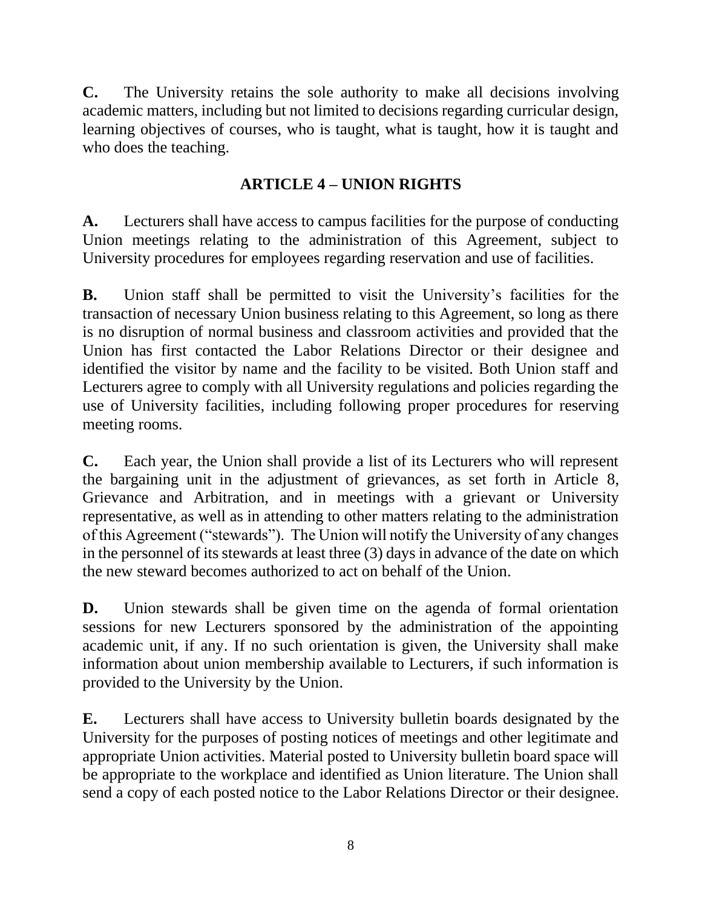**C.** The University retains the sole authority to make all decisions involving academic matters, including but not limited to decisions regarding curricular design, learning objectives of courses, who is taught, what is taught, how it is taught and who does the teaching.

## ARTICLE 4 – UNION RIGHTS

**A.** Lecturers shall have access to campus facilities for the purpose of conducting Union meetings relating to the administration of this Agreement, subject to University procedures for employees regarding reservation and use of facilities.

**B.** Union staff shall be permitted to visit the University's facilities for the transaction of necessary Union business relating to this Agreement, so long as there is no disruption of normal business and classroom activities and provided that the Union has first contacted the Labor Relations Director or their designee and identified the visitor by name and the facility to be visited. Both Union staff and Lecturers agree to comply with all University regulations and policies regarding the use of University facilities, including following proper procedures for reserving meeting rooms.

**C.** Each year, the Union shall provide a list of its Lecturers who will represent the bargaining unit in the adjustment of grievances, as set forth in Article 8, Grievance and Arbitration, and in meetings with a grievant or University representative, as well as in attending to other matters relating to the administration of this Agreement ("stewards"). The Union will notify the University of any changes in the personnel of its stewards at least three (3) days in advance of the date on which the new steward becomes authorized to act on behalf of the Union.

**D.** Union stewards shall be given time on the agenda of formal orientation sessions for new Lecturers sponsored by the administration of the appointing academic unit, if any. If no such orientation is given, the University shall make information about union membership available to Lecturers, if such information is provided to the University by the Union.

**E.** Lecturers shall have access to University bulletin boards designated by the University for the purposes of posting notices of meetings and other legitimate and appropriate Union activities. Material posted to University bulletin board space will be appropriate to the workplace and identified as Union literature. The Union shall send a copy of each posted notice to the Labor Relations Director or their designee.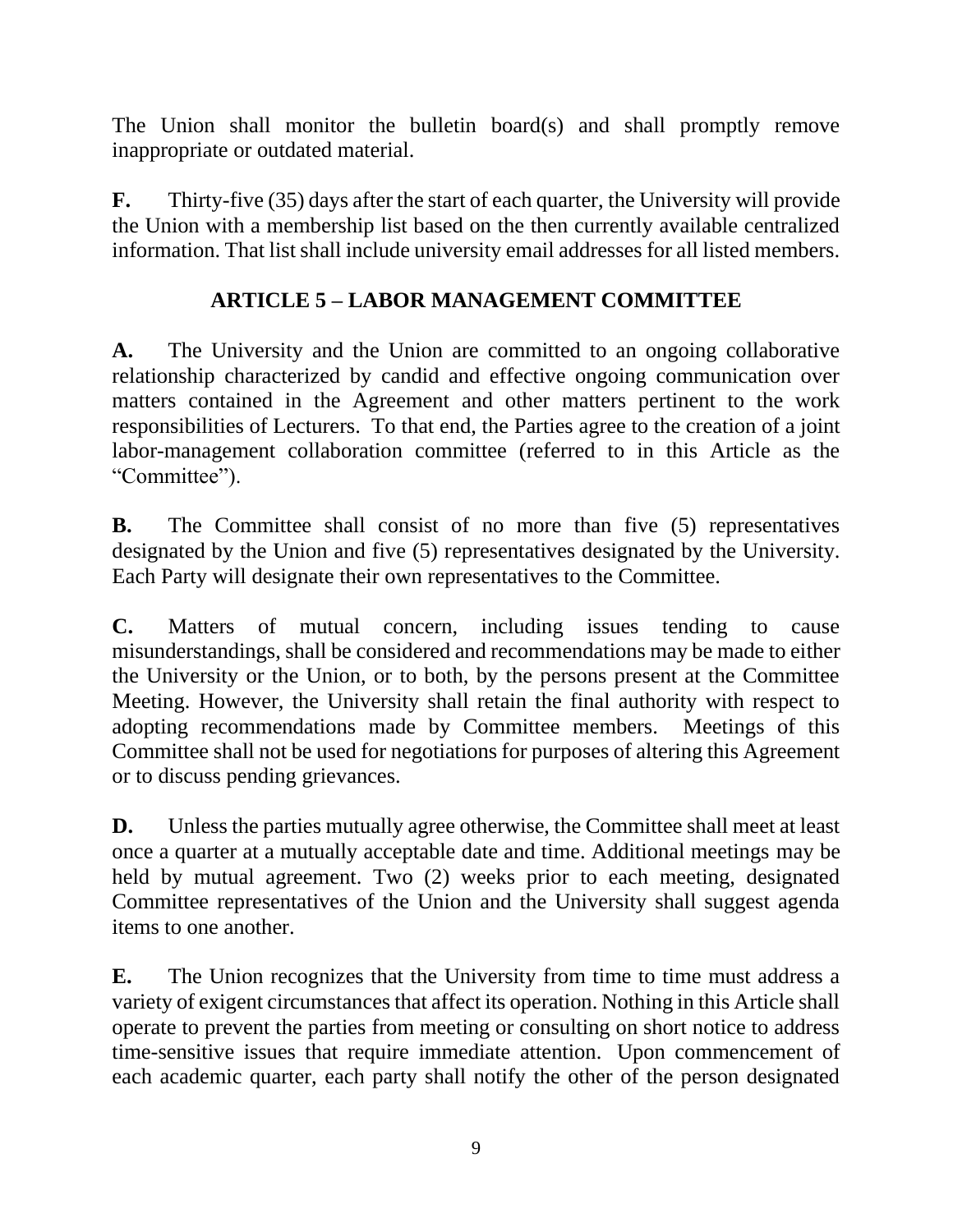The Union shall monitor the bulletin board(s) and shall promptly remove inappropriate or outdated material.

**F.** Thirty-five (35) days after the start of each quarter, the University will provide the Union with a membership list based on the then currently available centralized information. That list shall include university email addresses for all listed members.

## ARTICLE 5 – LABOR MANAGEMENT COMMITTEE

**A.** The University and the Union are committed to an ongoing collaborative relationship characterized by candid and effective ongoing communication over matters contained in the Agreement and other matters pertinent to the work responsibilities of Lecturers. To that end, the Parties agree to the creation of a joint labor-management collaboration committee (referred to in this Article as the "Committee").

**B.** The Committee shall consist of no more than five (5) representatives designated by the Union and five (5) representatives designated by the University. Each Party will designate their own representatives to the Committee.

**C.** Matters of mutual concern, including issues tending to cause misunderstandings, shall be considered and recommendations may be made to either the University or the Union, or to both, by the persons present at the Committee Meeting. However, the University shall retain the final authority with respect to adopting recommendations made by Committee members. Meetings of this Committee shall not be used for negotiations for purposes of altering this Agreement or to discuss pending grievances.

**D.** Unless the parties mutually agree otherwise, the Committee shall meet at least once a quarter at a mutually acceptable date and time. Additional meetings may be held by mutual agreement. Two (2) weeks prior to each meeting, designated Committee representatives of the Union and the University shall suggest agenda items to one another.

**E.** The Union recognizes that the University from time to time must address a variety of exigent circumstances that affect its operation. Nothing in this Article shall operate to prevent the parties from meeting or consulting on short notice to address time-sensitive issues that require immediate attention. Upon commencement of each academic quarter, each party shall notify the other of the person designated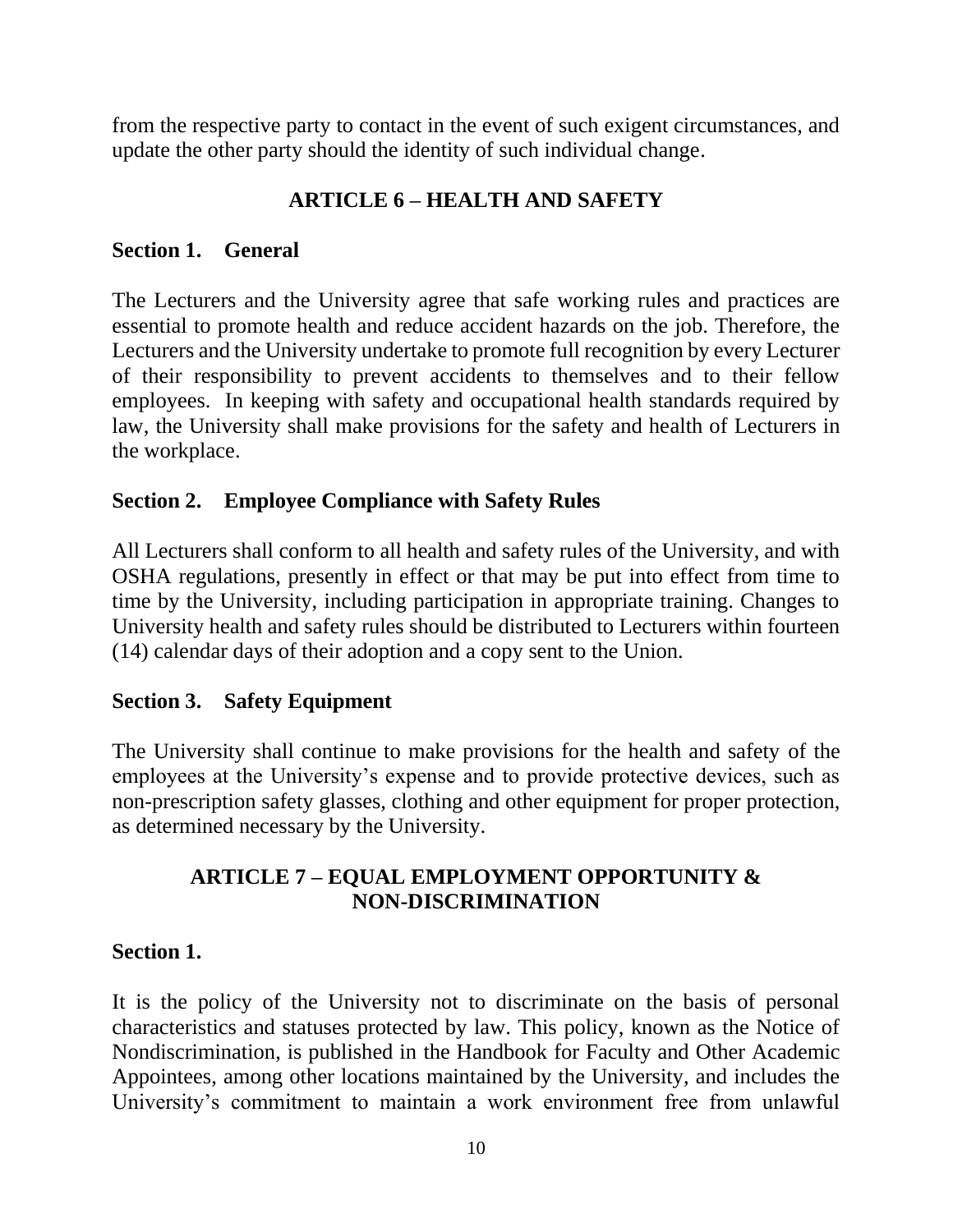from the respective party to contact in the event of such exigent circumstances, and update the other party should the identity of such individual change.

## ARTICLE 6 – HEALTH AND SAFETY

### Section 1. General

The Lecturers and the University agree that safe working rules and practices are essential to promote health and reduce accident hazards on the job. Therefore, the Lecturers and the University undertake to promote full recognition by every Lecturer of their responsibility to prevent accidents to themselves and to their fellow employees. In keeping with safety and occupational health standards required by law, the University shall make provisions for the safety and health of Lecturers in the workplace.

### Section 2. Employee Compliance with Safety Rules

All Lecturers shall conform to all health and safety rules of the University, and with OSHA regulations, presently in effect or that may be put into effect from time to time by the University, including participation in appropriate training. Changes to University health and safety rules should be distributed to Lecturers within fourteen (14) calendar days of their adoption and a copy sent to the Union.

### Section 3. Safety Equipment

The University shall continue to make provisions for the health and safety of the employees at the University's expense and to provide protective devices, such as non-prescription safety glasses, clothing and other equipment for proper protection, as determined necessary by the University.

## ARTICLE 7 – EQUAL EMPLOYMENT OPPORTUNITY & NON-DISCRIMINATION

### Section 1.

It is the policy of the University not to discriminate on the basis of personal characteristics and statuses protected by law. This policy, known as the Notice of Nondiscrimination, is published in the Handbook for Faculty and Other Academic Appointees, among other locations maintained by the University, and includes the University's commitment to maintain a work environment free from unlawful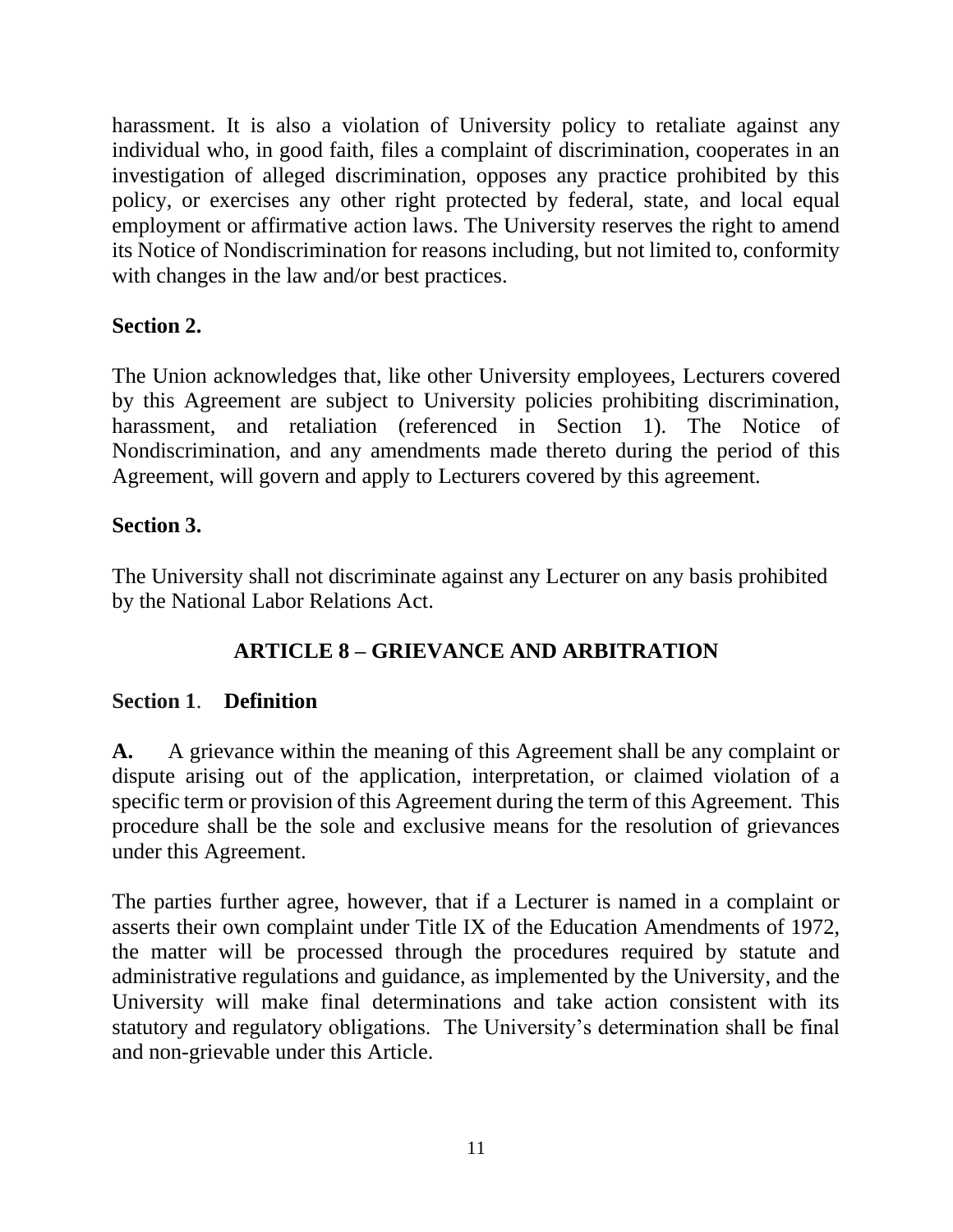harassment. It is also a violation of University policy to retaliate against any individual who, in good faith, files a complaint of discrimination, cooperates in an investigation of alleged discrimination, opposes any practice prohibited by this policy, or exercises any other right protected by federal, state, and local equal employment or affirmative action laws. The University reserves the right to amend its Notice of Nondiscrimination for reasons including, but not limited to, conformity with changes in the law and/or best practices.

**Section 2.**

The Union acknowledges that, like other University employees, Lecturers covered by this Agreement are subject to University policies prohibiting discrimination, harassment, and retaliation (referenced in Section 1). The Notice of Nondiscrimination, and any amendments made thereto during the period of this Agreement, will govern and apply to Lecturers covered by this agreement.

**Section 3.**

The University shall not discriminate against any Lecturer on any basis prohibited by the National Labor Relations Act.

## ARTICLE 8 – GRIEVANCE AND ARBITRATION

**Section 1**. **Definition**

**A.** A grievance within the meaning of this Agreement shall be any complaint or dispute arising out of the application, interpretation, or claimed violation of a specific term or provision of this Agreement during the term of this Agreement. This procedure shall be the sole and exclusive means for the resolution of grievances under this Agreement.

The parties further agree, however, that if a Lecturer is named in a complaint or asserts their own complaint under Title IX of the Education Amendments of 1972, the matter will be processed through the procedures required by statute and administrative regulations and guidance, as implemented by the University, and the University will make final determinations and take action consistent with its statutory and regulatory obligations. The University's determination shall be final and non-grievable under this Article.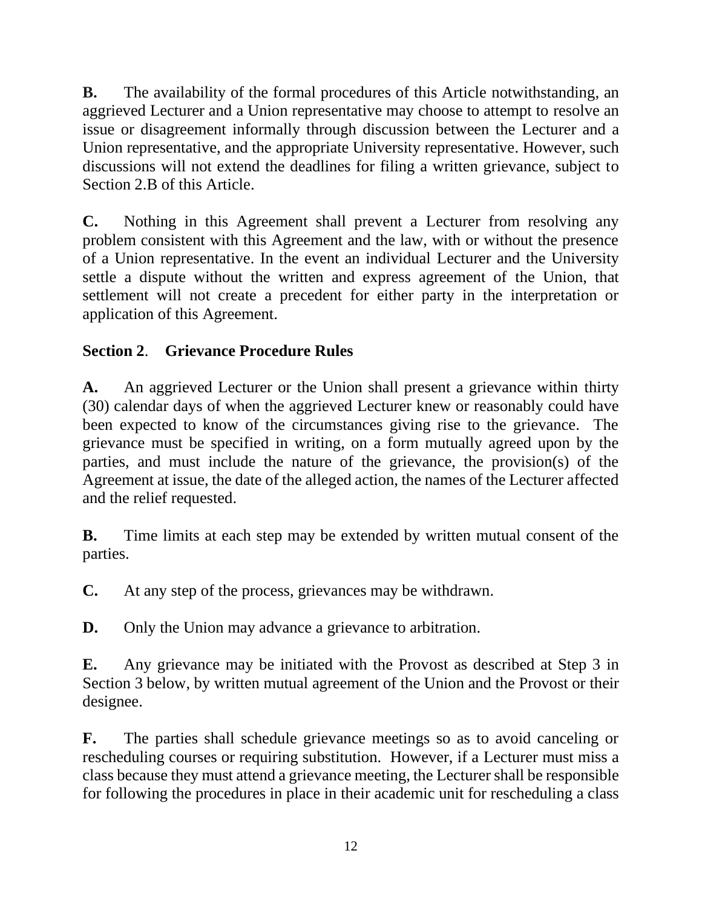**B.** The availability of the formal procedures of this Article notwithstanding, an aggrieved Lecturer and a Union representative may choose to attempt to resolve an issue or disagreement informally through discussion between the Lecturer and a Union representative, and the appropriate University representative. However, such discussions will not extend the deadlines for filing a written grievance, subject to Section 2.B of this Article.

**C.** Nothing in this Agreement shall prevent a Lecturer from resolving any problem consistent with this Agreement and the law, with or without the presence of a Union representative. In the event an individual Lecturer and the University settle a dispute without the written and express agreement of the Union, that settlement will not create a precedent for either party in the interpretation or application of this Agreement.

### Section 2. Grievance Procedure Rules

**A.** An aggrieved Lecturer or the Union shall present a grievance within thirty (30) calendar days of when the aggrieved Lecturer knew or reasonably could have been expected to know of the circumstances giving rise to the grievance. The grievance must be specified in writing, on a form mutually agreed upon by the parties, and must include the nature of the grievance, the provision(s) of the Agreement at issue, the date of the alleged action, the names of the Lecturer affected and the relief requested.

**B.** Time limits at each step may be extended by written mutual consent of the parties.

**C.** At any step of the process, grievances may be withdrawn.

**D.** Only the Union may advance a grievance to arbitration.

**E.** Any grievance may be initiated with the Provost as described at Step 3 in Section 3 below, by written mutual agreement of the Union and the Provost or their designee.

**F.** The parties shall schedule grievance meetings so as to avoid canceling or rescheduling courses or requiring substitution. However, if a Lecturer must miss a class because they must attend a grievance meeting, the Lecturer shall be responsible for following the procedures in place in their academic unit for rescheduling a class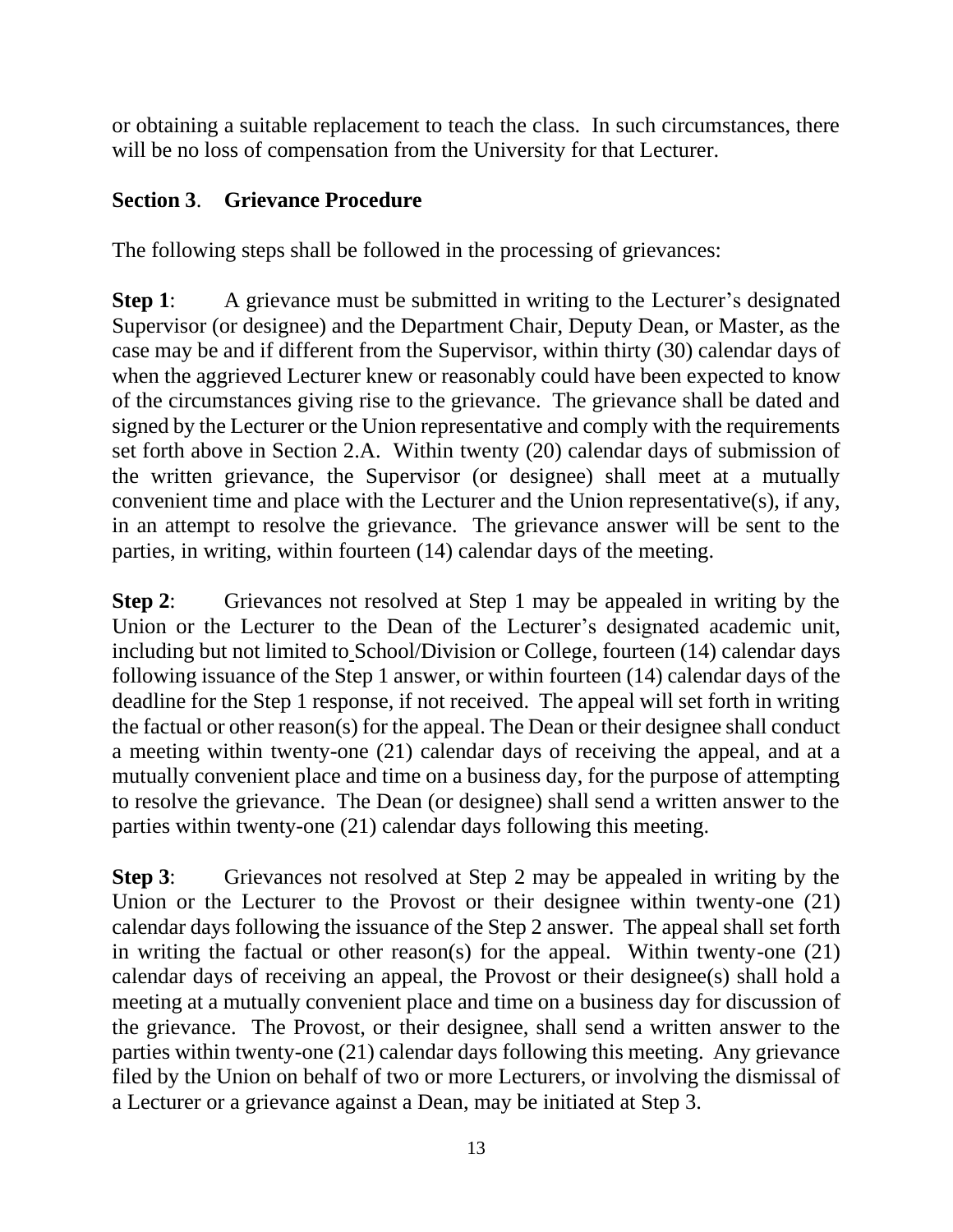or obtaining a suitable replacement to teach the class. In such circumstances, there will be no loss of compensation from the University for that Lecturer.

### Section 3. Grievance Procedure

The following steps shall be followed in the processing of grievances:

**Step 1**: A grievance must be submitted in writing to the Lecturer's designated Supervisor (or designee) and the Department Chair, Deputy Dean, or Master, as the case may be and if different from the Supervisor, within thirty (30) calendar days of when the aggrieved Lecturer knew or reasonably could have been expected to know of the circumstances giving rise to the grievance. The grievance shall be dated and signed by the Lecturer or the Union representative and comply with the requirements set forth above in Section 2.A. Within twenty (20) calendar days of submission of the written grievance, the Supervisor (or designee) shall meet at a mutually convenient time and place with the Lecturer and the Union representative(s), if any, in an attempt to resolve the grievance. The grievance answer will be sent to the parties, in writing, within fourteen (14) calendar days of the meeting.

**Step 2**: Grievances not resolved at Step 1 may be appealed in writing by the Union or the Lecturer to the Dean of the Lecturer's designated academic unit, including but not limited to School/Division or College, fourteen (14) calendar days following issuance of the Step 1 answer, or within fourteen (14) calendar days of the deadline for the Step 1 response, if not received. The appeal will set forth in writing the factual or other reason(s) for the appeal. The Dean or their designee shall conduct a meeting within twenty-one (21) calendar days of receiving the appeal, and at a mutually convenient place and time on a business day, for the purpose of attempting to resolve the grievance. The Dean (or designee) shall send a written answer to the parties within twenty-one (21) calendar days following this meeting.

**Step 3**: Grievances not resolved at Step 2 may be appealed in writing by the Union or the Lecturer to the Provost or their designee within twenty-one (21) calendar days following the issuance of the Step 2 answer. The appeal shall set forth in writing the factual or other reason(s) for the appeal. Within twenty-one (21) calendar days of receiving an appeal, the Provost or their designee(s) shall hold a meeting at a mutually convenient place and time on a business day for discussion of the grievance. The Provost, or their designee, shall send a written answer to the parties within twenty-one (21) calendar days following this meeting. Any grievance filed by the Union on behalf of two or more Lecturers, or involving the dismissal of a Lecturer or a grievance against a Dean, may be initiated at Step 3.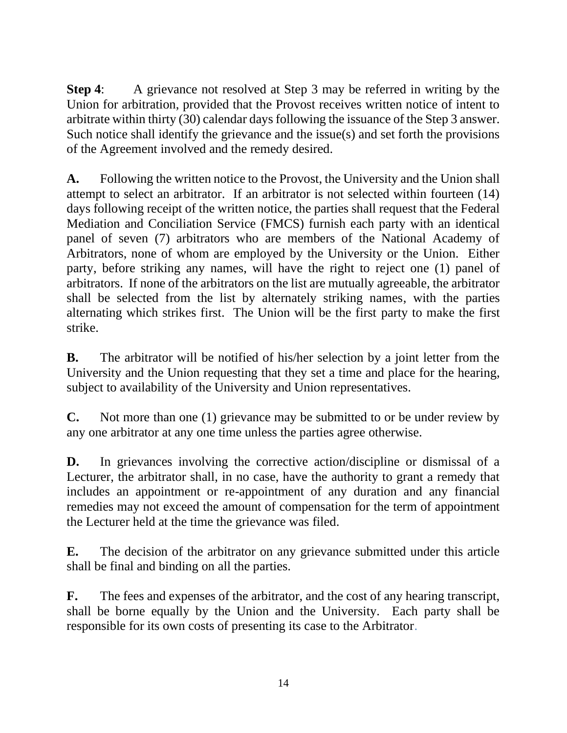**Step 4**: A grievance not resolved at Step 3 may be referred in writing by the Union for arbitration, provided that the Provost receives written notice of intent to arbitrate within thirty (30) calendar days following the issuance of the Step 3 answer. Such notice shall identify the grievance and the issue(s) and set forth the provisions of the Agreement involved and the remedy desired.

**A.** Following the written notice to the Provost, the University and the Union shall attempt to select an arbitrator. If an arbitrator is not selected within fourteen (14) days following receipt of the written notice, the parties shall request that the Federal Mediation and Conciliation Service (FMCS) furnish each party with an identical panel of seven (7) arbitrators who are members of the National Academy of Arbitrators, none of whom are employed by the University or the Union. Either party, before striking any names, will have the right to reject one (1) panel of arbitrators. If none of the arbitrators on the list are mutually agreeable, the arbitrator shall be selected from the list by alternately striking names, with the parties alternating which strikes first. The Union will be the first party to make the first strike.

**B.** The arbitrator will be notified of his/her selection by a joint letter from the University and the Union requesting that they set a time and place for the hearing, subject to availability of the University and Union representatives.

**C.** Not more than one (1) grievance may be submitted to or be under review by any one arbitrator at any one time unless the parties agree otherwise.

**D.** In grievances involving the corrective action/discipline or dismissal of a Lecturer, the arbitrator shall, in no case, have the authority to grant a remedy that includes an appointment or re-appointment of any duration and any financial remedies may not exceed the amount of compensation for the term of appointment the Lecturer held at the time the grievance was filed.

**E.** The decision of the arbitrator on any grievance submitted under this article shall be final and binding on all the parties.

**F.** The fees and expenses of the arbitrator, and the cost of any hearing transcript, shall be borne equally by the Union and the University. Each party shall be responsible for its own costs of presenting its case to the Arbitrator.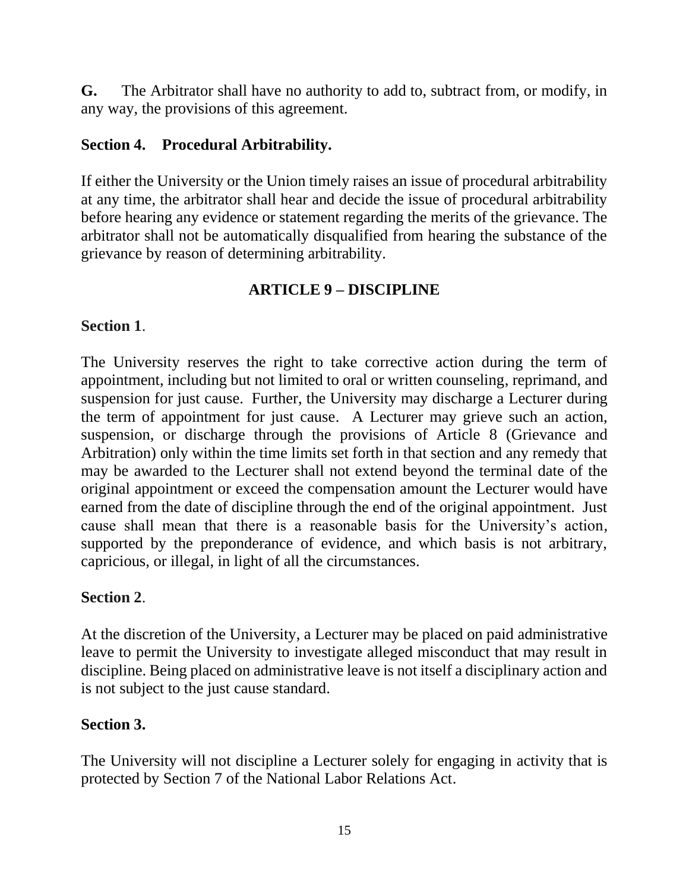**G.** The Arbitrator shall have no authority to add to, subtract from, or modify, in any way, the provisions of this agreement.

### Section 4. Procedural Arbitrability.

If either the University or the Union timely raises an issue of procedural arbitrability at any time, the arbitrator shall hear and decide the issue of procedural arbitrability before hearing any evidence or statement regarding the merits of the grievance. The arbitrator shall not be automatically disqualified from hearing the substance of the grievance by reason of determining arbitrability.

## ARTICLE 9 – DISCIPLINE

### Section 1.

The University reserves the right to take corrective action during the term of appointment, including but not limited to oral or written counseling, reprimand, and suspension for just cause. Further, the University may discharge a Lecturer during the term of appointment for just cause. A Lecturer may grieve such an action, suspension, or discharge through the provisions of Article 8 (Grievance and Arbitration) only within the time limits set forth in that section and any remedy that may be awarded to the Lecturer shall not extend beyond the terminal date of the original appointment or exceed the compensation amount the Lecturer would have earned from the date of discipline through the end of the original appointment. Just cause shall mean that there is a reasonable basis for the University's action, supported by the preponderance of evidence, and which basis is not arbitrary, capricious, or illegal, in light of all the circumstances.

### Section 2.

At the discretion of the University, a Lecturer may be placed on paid administrative leave to permit the University to investigate alleged misconduct that may result in discipline. Being placed on administrative leave is not itself a disciplinary action and is not subject to the just cause standard.

### Section 3.

The University will not discipline a Lecturer solely for engaging in activity that is protected by Section 7 of the National Labor Relations Act.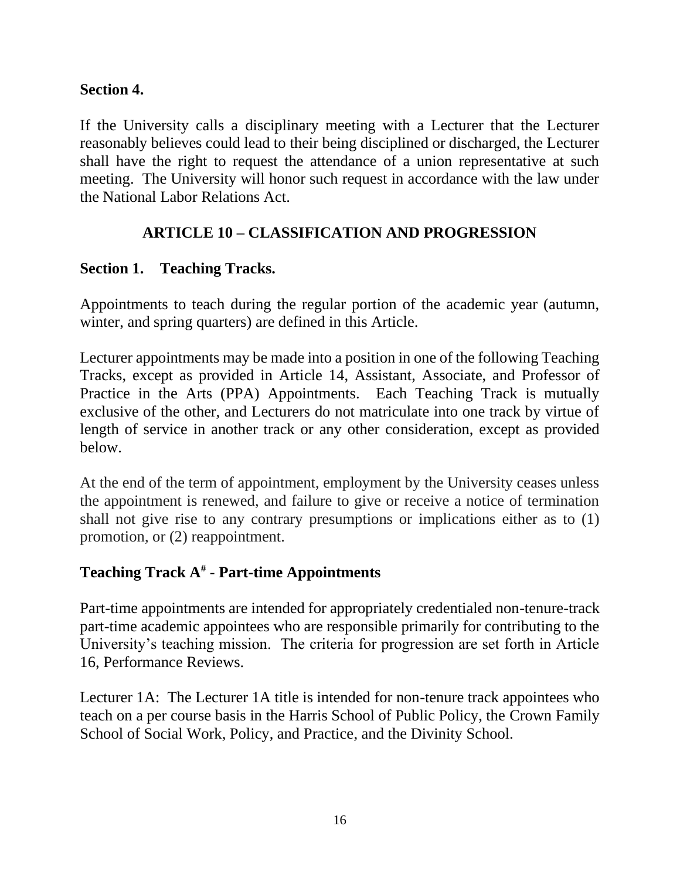**Section 4.**

If the University calls a disciplinary meeting with a Lecturer that the Lecturer reasonably believes could lead to their being disciplined or discharged, the Lecturer shall have the right to request the attendance of a union representative at such meeting. The University will honor such request in accordance with the law under the National Labor Relations Act.

## ARTICLE 10 – CLASSIFICATION AND PROGRESSION

### Section 1. Teaching Tracks.

Appointments to teach during the regular portion of the academic year (autumn, winter, and spring quarters) are defined in this Article.

Lecturer appointments may be made into a position in one of the following Teaching Tracks, except as provided in Article 14, Assistant, Associate, and Professor of Practice in the Arts (PPA) Appointments. Each Teaching Track is mutually exclusive of the other, and Lecturers do not matriculate into one track by virtue of length of service in another track or any other consideration, except as provided below.

At the end of the term of appointment, employment by the University ceases unless the appointment is renewed, and failure to give or receive a notice of termination shall not give rise to any contrary presumptions or implications either as to (1) promotion, or (2) reappointment.

### Teaching Track A# - Part-time Appointments

Part-time appointments are intended for appropriately credentialed non-tenure-track part-time academic appointees who are responsible primarily for contributing to the University's teaching mission. The criteria for progression are set forth in Article 16, Performance Reviews.

Lecturer 1A: The Lecturer 1A title is intended for non-tenure track appointees who teach on a per course basis in the Harris School of Public Policy, the Crown Family School of Social Work, Policy, and Practice, and the Divinity School.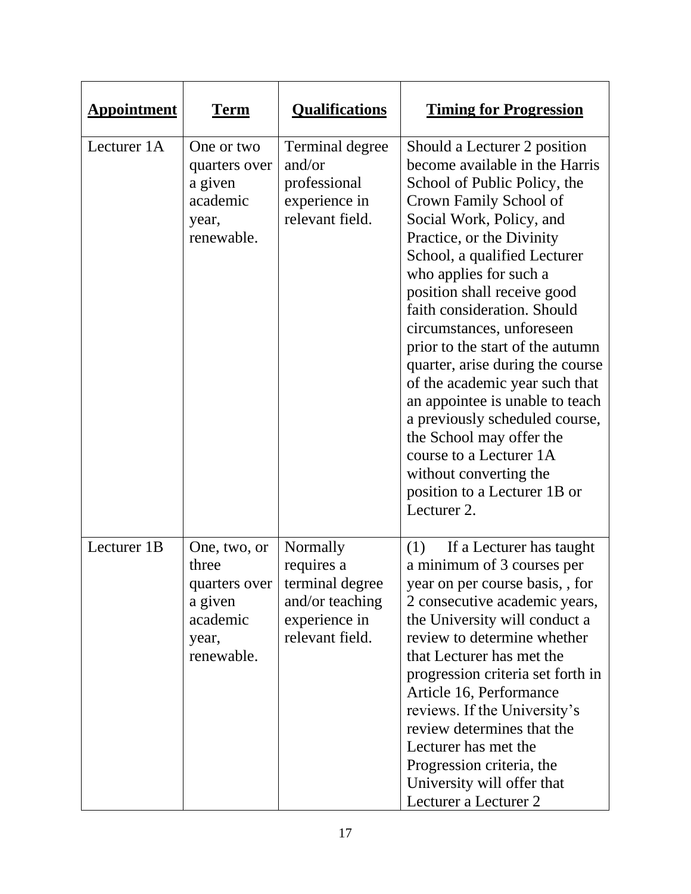| **Appointment** | **Term** | **Qualifications** | **Timing for Progression** |
|---|---|---|---|
| Lecturer 1A | One or two quarters over a given academic year, renewable. | Terminal degree and/or professional experience in relevant field. | Should a Lecturer 2 position become available in the Harris School of Public Policy, the Crown Family School of Social Work, Policy, and Practice, or the Divinity School, a qualified Lecturer who applies for such a position shall receive good faith consideration. Should circumstances, unforeseen prior to the start of the autumn quarter, arise during the course of the academic year such that an appointee is unable to teach a previously scheduled course, the School may offer the course to a Lecturer 1A without converting the position to a Lecturer 1B or Lecturer 2. |
| Lecturer 1B | One, two, or three quarters over a given academic year, renewable. | Normally requires a terminal degree and/or teaching experience in relevant field. | (1) If a Lecturer has taught a minimum of 3 courses per year on per course basis, , for 2 consecutive academic years, the University will conduct a review to determine whether that Lecturer has met the progression criteria set forth in Article 16, Performance reviews. If the University's review determines that the Lecturer has met the Progression criteria, the University will offer that Lecturer a Lecturer 2 |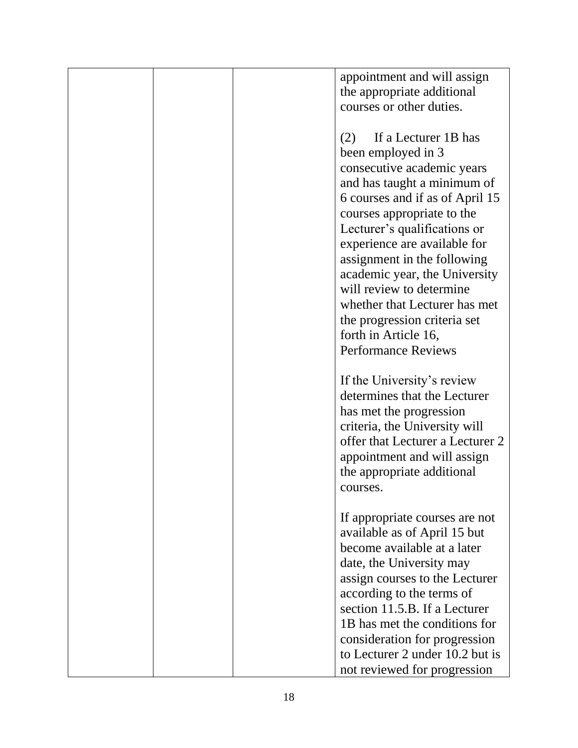| | | | appointment and will assign the appropriate additional courses or other duties.<br><br>(2) If a Lecturer 1B has been employed in 3 consecutive academic years and has taught a minimum of 6 courses and if as of April 15 courses appropriate to the Lecturer's qualifications or experience are available for assignment in the following academic year, the University will review to determine whether that Lecturer has met the progression criteria set forth in Article 16, Performance Reviews<br><br>If the University's review determines that the Lecturer has met the progression criteria, the University will offer that Lecturer a Lecturer 2 appointment and will assign the appropriate additional courses.<br><br>If appropriate courses are not available as of April 15 but become available at a later date, the University may assign courses to the Lecturer according to the terms of section 11.5.B. If a Lecturer 1B has met the conditions for consideration for progression to Lecturer 2 under 10.2 but is not reviewed for progression |
|---|---|---|---|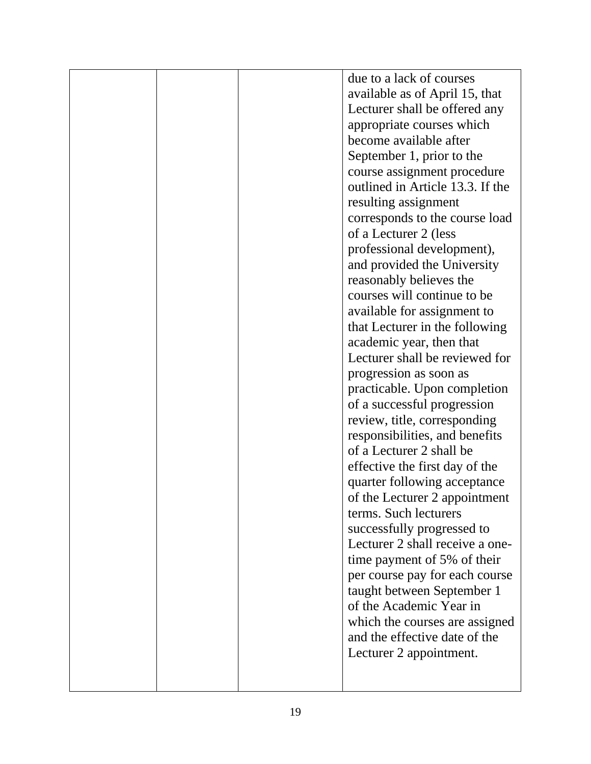| | | | |
|---|---|---|---|
| | | | due to a lack of courses available as of April 15, that Lecturer shall be offered any appropriate courses which become available after September 1, prior to the course assignment procedure outlined in Article 13.3. If the resulting assignment corresponds to the course load of a Lecturer 2 (less professional development), and provided the University reasonably believes the courses will continue to be available for assignment to that Lecturer in the following academic year, then that Lecturer shall be reviewed for progression as soon as practicable. Upon completion of a successful progression review, title, corresponding responsibilities, and benefits of a Lecturer 2 shall be effective the first day of the quarter following acceptance of the Lecturer 2 appointment terms. Such lecturers successfully progressed to Lecturer 2 shall receive a one-time payment of 5% of their per course pay for each course taught between September 1 of the Academic Year in which the courses are assigned and the effective date of the Lecturer 2 appointment. |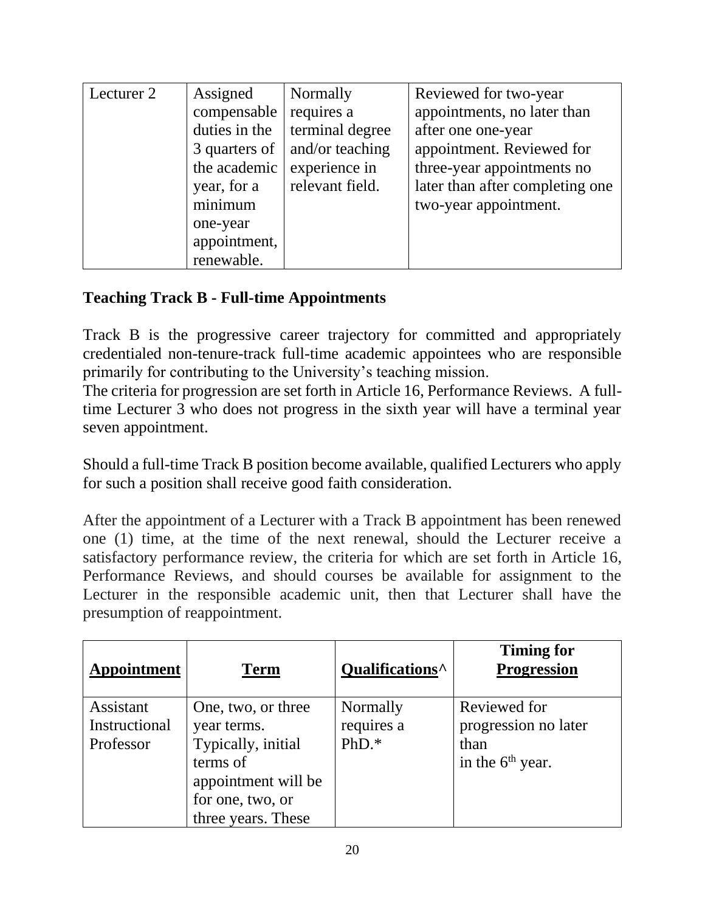| Lecturer 2 | Assigned compensable duties in the 3 quarters of the academic year, for a minimum one-year appointment, renewable. | Normally requires a terminal degree and/or teaching experience in relevant field. | Reviewed for two-year appointments, no later than after one one-year appointment. Reviewed for three-year appointments no later than after completing one two-year appointment. |
|---|---|---|---|

**Teaching Track B - Full-time Appointments**

Track B is the progressive career trajectory for committed and appropriately credentialed non-tenure-track full-time academic appointees who are responsible primarily for contributing to the University's teaching mission.
The criteria for progression are set forth in Article 16, Performance Reviews. A full-time Lecturer 3 who does not progress in the sixth year will have a terminal year seven appointment.

Should a full-time Track B position become available, qualified Lecturers who apply for such a position shall receive good faith consideration.

After the appointment of a Lecturer with a Track B appointment has been renewed one (1) time, at the time of the next renewal, should the Lecturer receive a satisfactory performance review, the criteria for which are set forth in Article 16, Performance Reviews, and should courses be available for assignment to the Lecturer in the responsible academic unit, then that Lecturer shall have the presumption of reappointment.

| **Appointment** | **Term** | **Qualifications^** | **Timing for Progression** |
|---|---|---|---|
| Assistant Instructional Professor | One, two, or three year terms. Typically, initial terms of appointment will be for one, two, or three years. These | Normally requires a PhD.* | Reviewed for progression no later than in the 6th year. |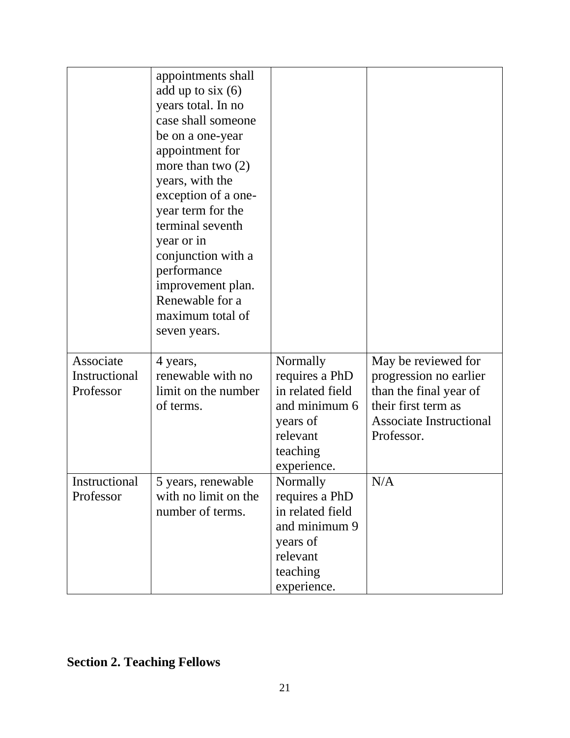| | | | |
|---|---|---|---|
| | appointments shall add up to six (6) years total. In no case shall someone be on a one-year appointment for more than two (2) years, with the exception of a one-year term for the terminal seventh year or in conjunction with a performance improvement plan. Renewable for a maximum total of seven years. | | |
| Associate Instructional Professor | 4 years, renewable with no limit on the number of terms. | Normally requires a PhD in related field and minimum 6 years of relevant teaching experience. | May be reviewed for progression no earlier than the final year of their first term as Associate Instructional Professor. |
| Instructional Professor | 5 years, renewable with no limit on the number of terms. | Normally requires a PhD in related field and minimum 9 years of relevant teaching experience. | N/A |

## Section 2. Teaching Fellows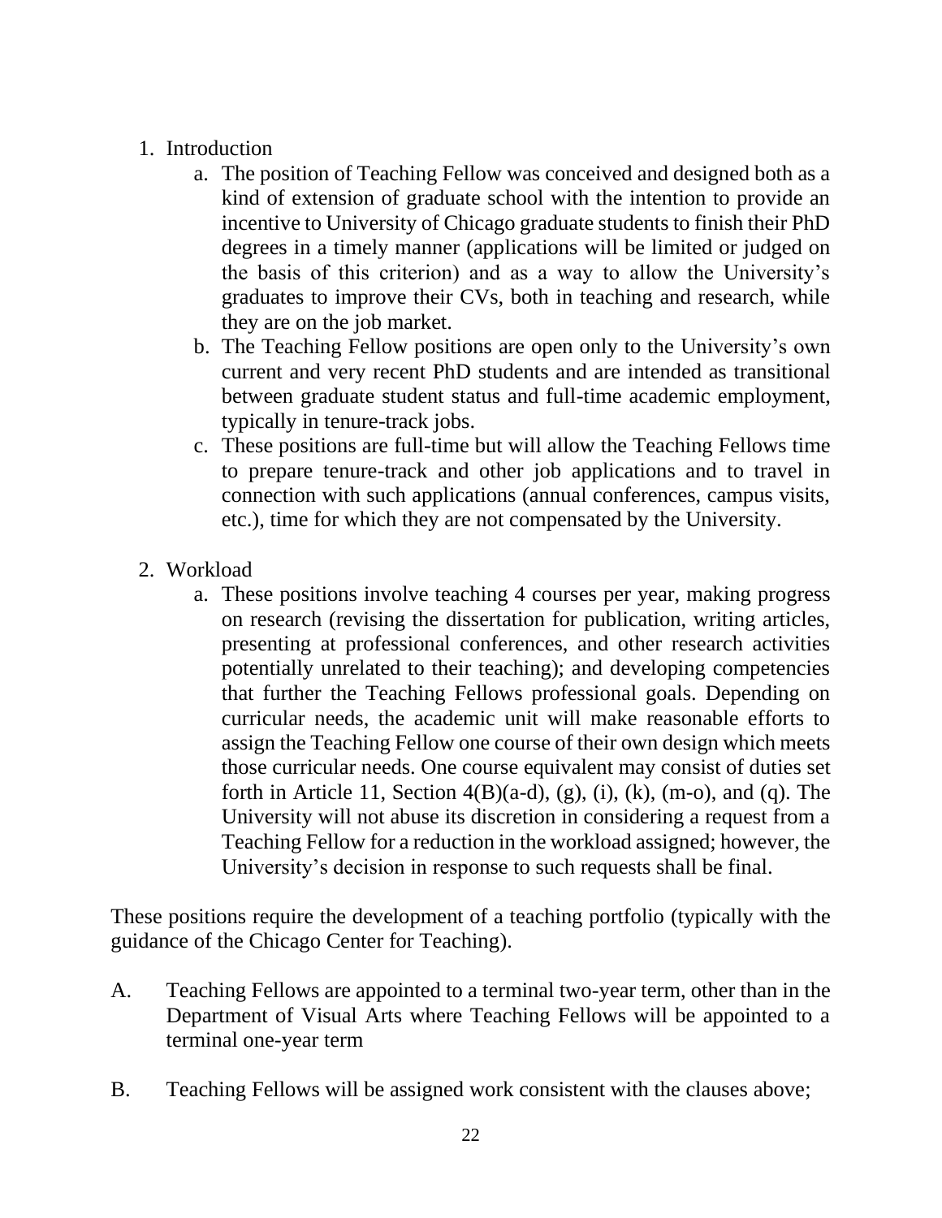1. Introduction
    a. The position of Teaching Fellow was conceived and designed both as a kind of extension of graduate school with the intention to provide an incentive to University of Chicago graduate students to finish their PhD degrees in a timely manner (applications will be limited or judged on the basis of this criterion) and as a way to allow the University's graduates to improve their CVs, both in teaching and research, while they are on the job market.
    b. The Teaching Fellow positions are open only to the University's own current and very recent PhD students and are intended as transitional between graduate student status and full-time academic employment, typically in tenure-track jobs.
    c. These positions are full-time but will allow the Teaching Fellows time to prepare tenure-track and other job applications and to travel in connection with such applications (annual conferences, campus visits, etc.), time for which they are not compensated by the University.

2. Workload
    a. These positions involve teaching 4 courses per year, making progress on research (revising the dissertation for publication, writing articles, presenting at professional conferences, and other research activities potentially unrelated to their teaching); and developing competencies that further the Teaching Fellows professional goals. Depending on curricular needs, the academic unit will make reasonable efforts to assign the Teaching Fellow one course of their own design which meets those curricular needs. One course equivalent may consist of duties set forth in Article 11, Section 4(B)(a-d), (g), (i), (k), (m-o), and (q). The University will not abuse its discretion in considering a request from a Teaching Fellow for a reduction in the workload assigned; however, the University's decision in response to such requests shall be final.

These positions require the development of a teaching portfolio (typically with the guidance of the Chicago Center for Teaching).

A. Teaching Fellows are appointed to a terminal two-year term, other than in the Department of Visual Arts where Teaching Fellows will be appointed to a terminal one-year term

B. Teaching Fellows will be assigned work consistent with the clauses above;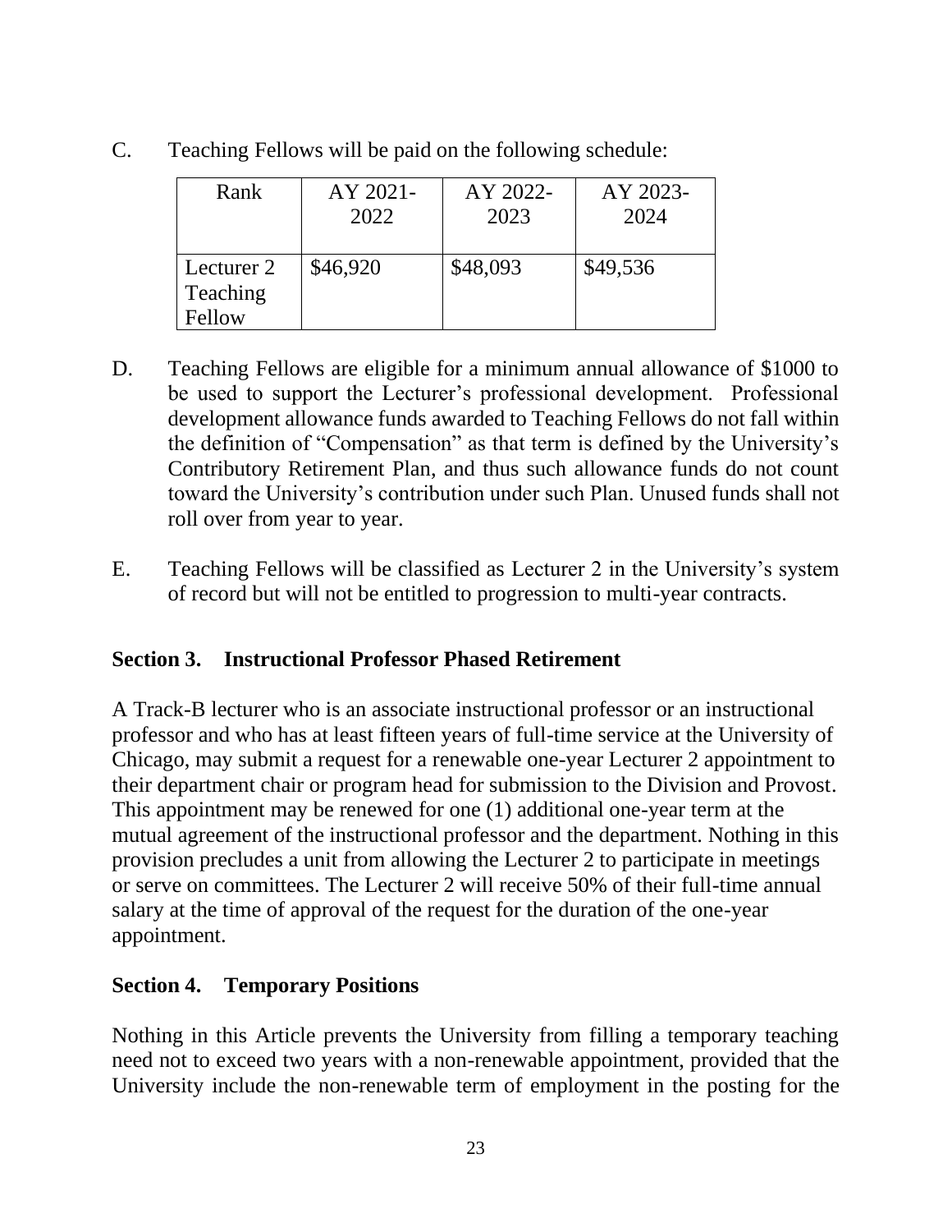C. Teaching Fellows will be paid on the following schedule:

| Rank | AY 2021-2022 | AY 2022-2023 | AY 2023-2024 |
|---|---|---|---|
| Lecturer 2 Teaching Fellow | $46,920 | $48,093 | $49,536 |

D. Teaching Fellows are eligible for a minimum annual allowance of $1000 to be used to support the Lecturer's professional development. Professional development allowance funds awarded to Teaching Fellows do not fall within the definition of "Compensation" as that term is defined by the University's Contributory Retirement Plan, and thus such allowance funds do not count toward the University's contribution under such Plan. Unused funds shall not roll over from year to year.

E. Teaching Fellows will be classified as Lecturer 2 in the University's system of record but will not be entitled to progression to multi-year contracts.

### Section 3. Instructional Professor Phased Retirement

A Track-B lecturer who is an associate instructional professor or an instructional professor and who has at least fifteen years of full-time service at the University of Chicago, may submit a request for a renewable one-year Lecturer 2 appointment to their department chair or program head for submission to the Division and Provost. This appointment may be renewed for one (1) additional one-year term at the mutual agreement of the instructional professor and the department. Nothing in this provision precludes a unit from allowing the Lecturer 2 to participate in meetings or serve on committees. The Lecturer 2 will receive 50% of their full-time annual salary at the time of approval of the request for the duration of the one-year appointment.

### Section 4. Temporary Positions

Nothing in this Article prevents the University from filling a temporary teaching need not to exceed two years with a non-renewable appointment, provided that the University include the non-renewable term of employment in the posting for the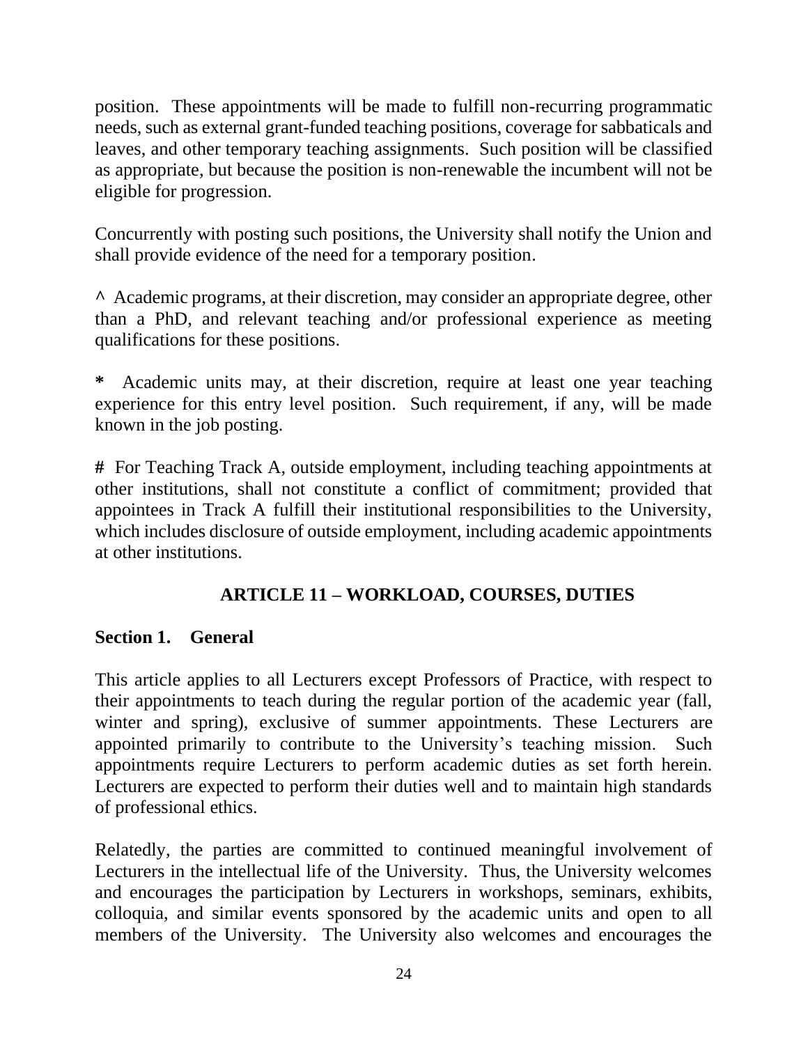position. These appointments will be made to fulfill non-recurring programmatic needs, such as external grant-funded teaching positions, coverage for sabbaticals and leaves, and other temporary teaching assignments. Such position will be classified as appropriate, but because the position is non-renewable the incumbent will not be eligible for progression.

Concurrently with posting such positions, the University shall notify the Union and shall provide evidence of the need for a temporary position.

**^** Academic programs, at their discretion, may consider an appropriate degree, other than a PhD, and relevant teaching and/or professional experience as meeting qualifications for these positions.

**\*** Academic units may, at their discretion, require at least one year teaching experience for this entry level position. Such requirement, if any, will be made known in the job posting.

**#** For Teaching Track A, outside employment, including teaching appointments at other institutions, shall not constitute a conflict of commitment; provided that appointees in Track A fulfill their institutional responsibilities to the University, which includes disclosure of outside employment, including academic appointments at other institutions.

## ARTICLE 11 – WORKLOAD, COURSES, DUTIES

### Section 1. General

This article applies to all Lecturers except Professors of Practice, with respect to their appointments to teach during the regular portion of the academic year (fall, winter and spring), exclusive of summer appointments. These Lecturers are appointed primarily to contribute to the University's teaching mission. Such appointments require Lecturers to perform academic duties as set forth herein. Lecturers are expected to perform their duties well and to maintain high standards of professional ethics.

Relatedly, the parties are committed to continued meaningful involvement of Lecturers in the intellectual life of the University. Thus, the University welcomes and encourages the participation by Lecturers in workshops, seminars, exhibits, colloquia, and similar events sponsored by the academic units and open to all members of the University. The University also welcomes and encourages the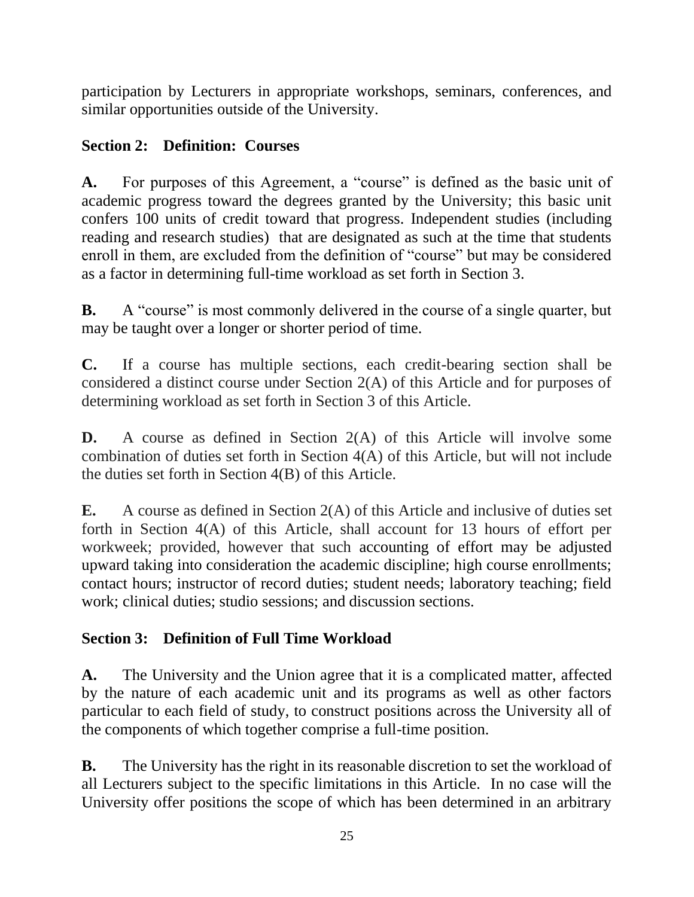participation by Lecturers in appropriate workshops, seminars, conferences, and similar opportunities outside of the University.

### Section 2: Definition: Courses

**A.** For purposes of this Agreement, a "course" is defined as the basic unit of academic progress toward the degrees granted by the University; this basic unit confers 100 units of credit toward that progress. Independent studies (including reading and research studies) that are designated as such at the time that students enroll in them, are excluded from the definition of "course" but may be considered as a factor in determining full-time workload as set forth in Section 3.

**B.** A "course" is most commonly delivered in the course of a single quarter, but may be taught over a longer or shorter period of time.

**C.** If a course has multiple sections, each credit-bearing section shall be considered a distinct course under Section 2(A) of this Article and for purposes of determining workload as set forth in Section 3 of this Article.

**D.** A course as defined in Section 2(A) of this Article will involve some combination of duties set forth in Section 4(A) of this Article, but will not include the duties set forth in Section 4(B) of this Article.

**E.** A course as defined in Section 2(A) of this Article and inclusive of duties set forth in Section 4(A) of this Article, shall account for 13 hours of effort per workweek; provided, however that such accounting of effort may be adjusted upward taking into consideration the academic discipline; high course enrollments; contact hours; instructor of record duties; student needs; laboratory teaching; field work; clinical duties; studio sessions; and discussion sections.

### Section 3: Definition of Full Time Workload

**A.** The University and the Union agree that it is a complicated matter, affected by the nature of each academic unit and its programs as well as other factors particular to each field of study, to construct positions across the University all of the components of which together comprise a full-time position.

**B.** The University has the right in its reasonable discretion to set the workload of all Lecturers subject to the specific limitations in this Article. In no case will the University offer positions the scope of which has been determined in an arbitrary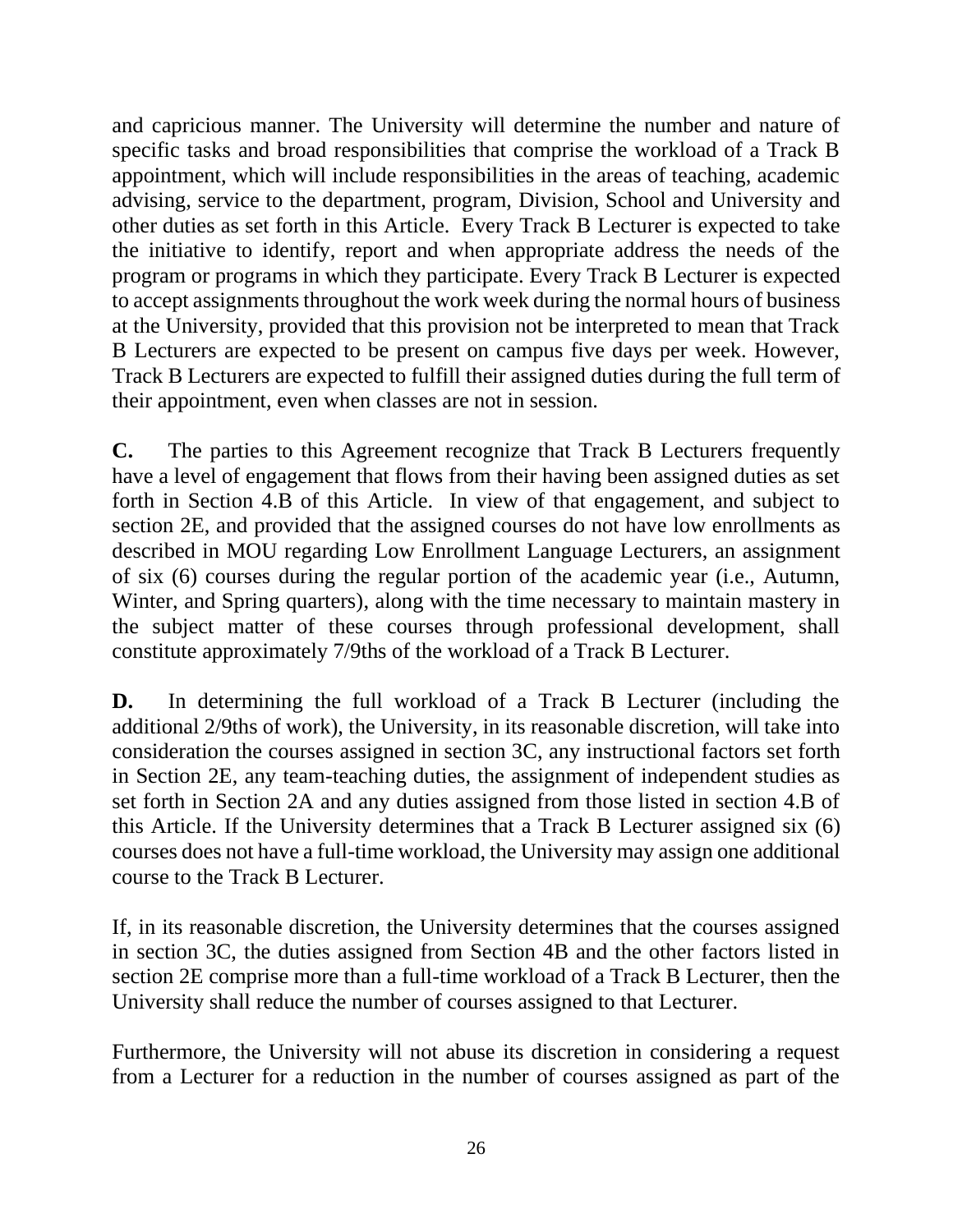and capricious manner. The University will determine the number and nature of specific tasks and broad responsibilities that comprise the workload of a Track B appointment, which will include responsibilities in the areas of teaching, academic advising, service to the department, program, Division, School and University and other duties as set forth in this Article. Every Track B Lecturer is expected to take the initiative to identify, report and when appropriate address the needs of the program or programs in which they participate. Every Track B Lecturer is expected to accept assignments throughout the work week during the normal hours of business at the University, provided that this provision not be interpreted to mean that Track B Lecturers are expected to be present on campus five days per week. However, Track B Lecturers are expected to fulfill their assigned duties during the full term of their appointment, even when classes are not in session.

**C.** The parties to this Agreement recognize that Track B Lecturers frequently have a level of engagement that flows from their having been assigned duties as set forth in Section 4.B of this Article. In view of that engagement, and subject to section 2E, and provided that the assigned courses do not have low enrollments as described in MOU regarding Low Enrollment Language Lecturers, an assignment of six (6) courses during the regular portion of the academic year (i.e., Autumn, Winter, and Spring quarters), along with the time necessary to maintain mastery in the subject matter of these courses through professional development, shall constitute approximately 7/9ths of the workload of a Track B Lecturer.

**D.** In determining the full workload of a Track B Lecturer (including the additional 2/9ths of work), the University, in its reasonable discretion, will take into consideration the courses assigned in section 3C, any instructional factors set forth in Section 2E, any team-teaching duties, the assignment of independent studies as set forth in Section 2A and any duties assigned from those listed in section 4.B of this Article. If the University determines that a Track B Lecturer assigned six (6) courses does not have a full-time workload, the University may assign one additional course to the Track B Lecturer.

If, in its reasonable discretion, the University determines that the courses assigned in section 3C, the duties assigned from Section 4B and the other factors listed in section 2E comprise more than a full-time workload of a Track B Lecturer, then the University shall reduce the number of courses assigned to that Lecturer.

Furthermore, the University will not abuse its discretion in considering a request from a Lecturer for a reduction in the number of courses assigned as part of the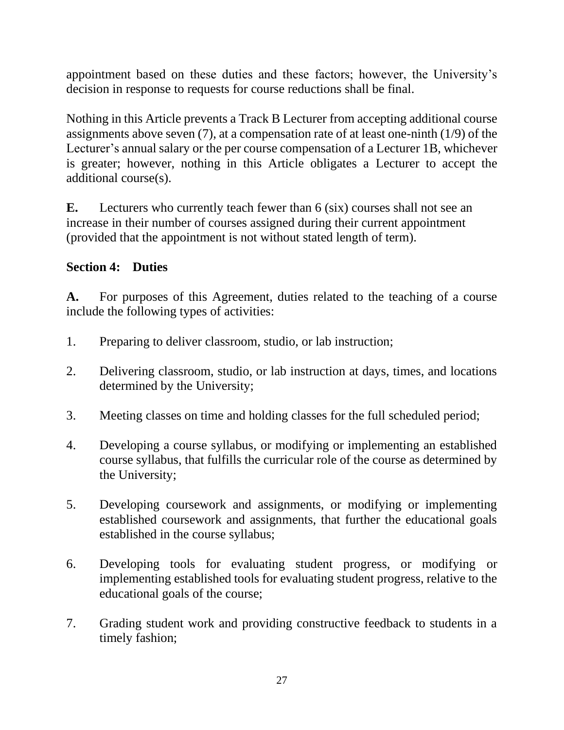appointment based on these duties and these factors; however, the University's decision in response to requests for course reductions shall be final.

Nothing in this Article prevents a Track B Lecturer from accepting additional course assignments above seven (7), at a compensation rate of at least one-ninth (1/9) of the Lecturer's annual salary or the per course compensation of a Lecturer 1B, whichever is greater; however, nothing in this Article obligates a Lecturer to accept the additional course(s).

**E.** Lecturers who currently teach fewer than 6 (six) courses shall not see an increase in their number of courses assigned during their current appointment (provided that the appointment is not without stated length of term).

### Section 4: Duties

**A.** For purposes of this Agreement, duties related to the teaching of a course include the following types of activities:

1. Preparing to deliver classroom, studio, or lab instruction;

2. Delivering classroom, studio, or lab instruction at days, times, and locations determined by the University;

3. Meeting classes on time and holding classes for the full scheduled period;

4. Developing a course syllabus, or modifying or implementing an established course syllabus, that fulfills the curricular role of the course as determined by the University;

5. Developing coursework and assignments, or modifying or implementing established coursework and assignments, that further the educational goals established in the course syllabus;

6. Developing tools for evaluating student progress, or modifying or implementing established tools for evaluating student progress, relative to the educational goals of the course;

7. Grading student work and providing constructive feedback to students in a timely fashion;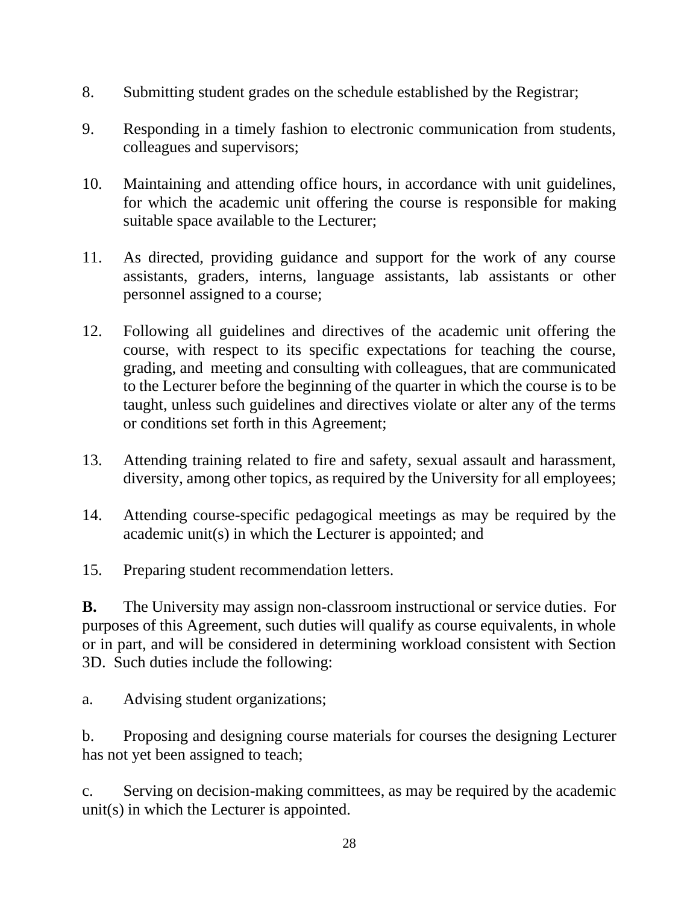8. Submitting student grades on the schedule established by the Registrar;

9. Responding in a timely fashion to electronic communication from students, colleagues and supervisors;

10. Maintaining and attending office hours, in accordance with unit guidelines, for which the academic unit offering the course is responsible for making suitable space available to the Lecturer;

11. As directed, providing guidance and support for the work of any course assistants, graders, interns, language assistants, lab assistants or other personnel assigned to a course;

12. Following all guidelines and directives of the academic unit offering the course, with respect to its specific expectations for teaching the course, grading, and meeting and consulting with colleagues, that are communicated to the Lecturer before the beginning of the quarter in which the course is to be taught, unless such guidelines and directives violate or alter any of the terms or conditions set forth in this Agreement;

13. Attending training related to fire and safety, sexual assault and harassment, diversity, among other topics, as required by the University for all employees;

14. Attending course-specific pedagogical meetings as may be required by the academic unit(s) in which the Lecturer is appointed; and

15. Preparing student recommendation letters.

**B.** The University may assign non-classroom instructional or service duties. For purposes of this Agreement, such duties will qualify as course equivalents, in whole or in part, and will be considered in determining workload consistent with Section 3D. Such duties include the following:

a. Advising student organizations;

b. Proposing and designing course materials for courses the designing Lecturer has not yet been assigned to teach;

c. Serving on decision-making committees, as may be required by the academic unit(s) in which the Lecturer is appointed.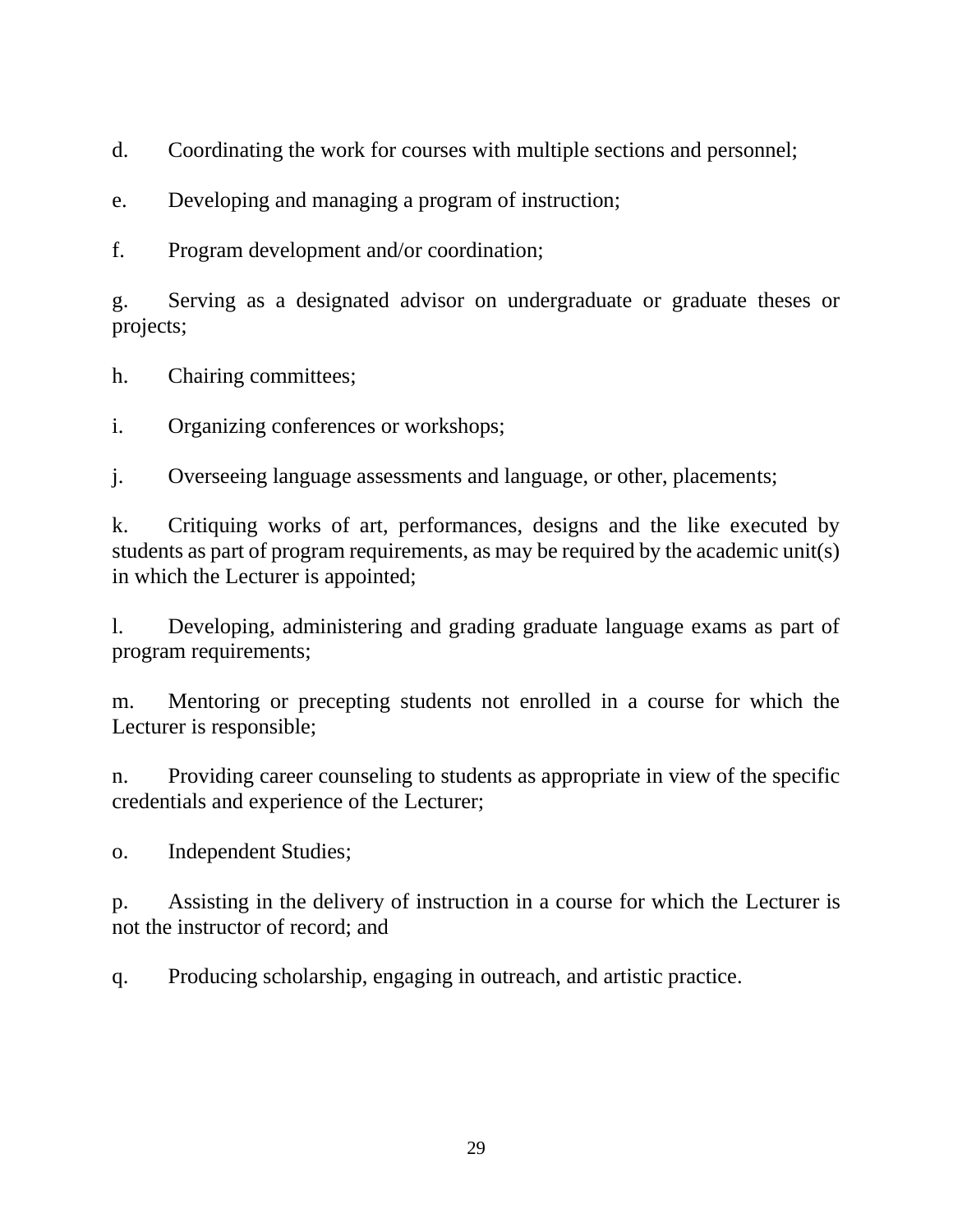d. Coordinating the work for courses with multiple sections and personnel;

e. Developing and managing a program of instruction;

f. Program development and/or coordination;

g. Serving as a designated advisor on undergraduate or graduate theses or projects;

h. Chairing committees;

i. Organizing conferences or workshops;

j. Overseeing language assessments and language, or other, placements;

k. Critiquing works of art, performances, designs and the like executed by students as part of program requirements, as may be required by the academic unit(s) in which the Lecturer is appointed;

l. Developing, administering and grading graduate language exams as part of program requirements;

m. Mentoring or precepting students not enrolled in a course for which the Lecturer is responsible;

n. Providing career counseling to students as appropriate in view of the specific credentials and experience of the Lecturer;

o. Independent Studies;

p. Assisting in the delivery of instruction in a course for which the Lecturer is not the instructor of record; and

q. Producing scholarship, engaging in outreach, and artistic practice.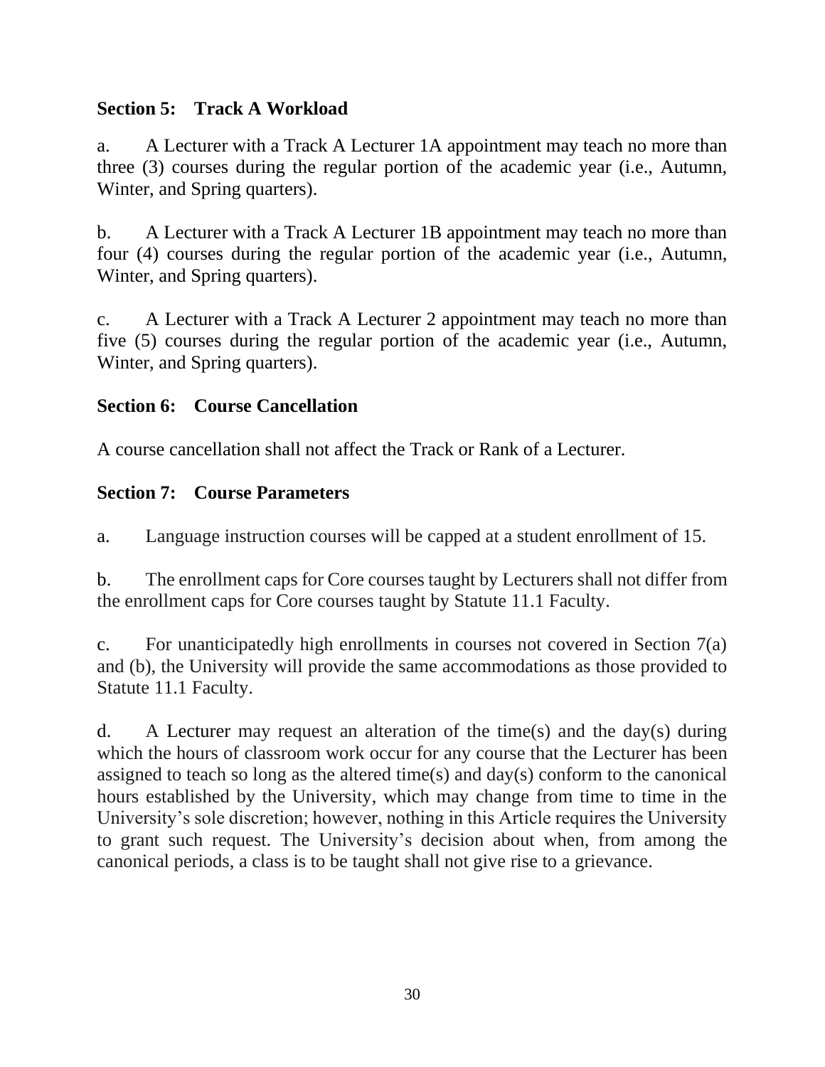**Section 5: Track A Workload**

a. A Lecturer with a Track A Lecturer 1A appointment may teach no more than three (3) courses during the regular portion of the academic year (i.e., Autumn, Winter, and Spring quarters).

b. A Lecturer with a Track A Lecturer 1B appointment may teach no more than four (4) courses during the regular portion of the academic year (i.e., Autumn, Winter, and Spring quarters).

c. A Lecturer with a Track A Lecturer 2 appointment may teach no more than five (5) courses during the regular portion of the academic year (i.e., Autumn, Winter, and Spring quarters).

**Section 6: Course Cancellation**

A course cancellation shall not affect the Track or Rank of a Lecturer.

**Section 7: Course Parameters**

a. Language instruction courses will be capped at a student enrollment of 15.

b. The enrollment caps for Core courses taught by Lecturers shall not differ from the enrollment caps for Core courses taught by Statute 11.1 Faculty.

c. For unanticipatedly high enrollments in courses not covered in Section 7(a) and (b), the University will provide the same accommodations as those provided to Statute 11.1 Faculty.

d. A Lecturer may request an alteration of the time(s) and the day(s) during which the hours of classroom work occur for any course that the Lecturer has been assigned to teach so long as the altered time(s) and day(s) conform to the canonical hours established by the University, which may change from time to time in the University's sole discretion; however, nothing in this Article requires the University to grant such request. The University's decision about when, from among the canonical periods, a class is to be taught shall not give rise to a grievance.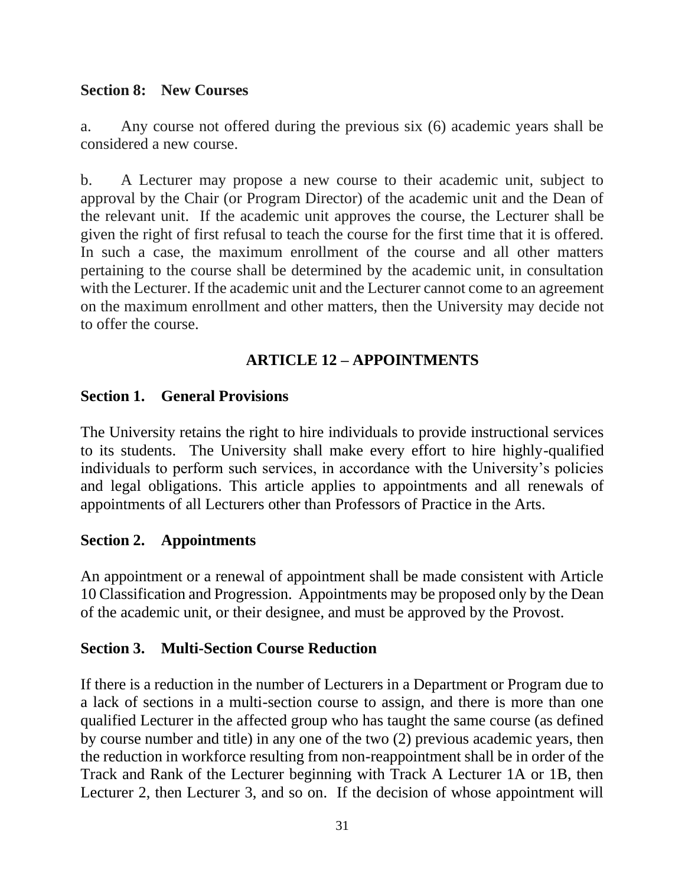### Section 8: New Courses

a. Any course not offered during the previous six (6) academic years shall be considered a new course.

b. A Lecturer may propose a new course to their academic unit, subject to approval by the Chair (or Program Director) of the academic unit and the Dean of the relevant unit. If the academic unit approves the course, the Lecturer shall be given the right of first refusal to teach the course for the first time that it is offered. In such a case, the maximum enrollment of the course and all other matters pertaining to the course shall be determined by the academic unit, in consultation with the Lecturer. If the academic unit and the Lecturer cannot come to an agreement on the maximum enrollment and other matters, then the University may decide not to offer the course.

## ARTICLE 12 – APPOINTMENTS

### Section 1. General Provisions

The University retains the right to hire individuals to provide instructional services to its students. The University shall make every effort to hire highly-qualified individuals to perform such services, in accordance with the University's policies and legal obligations. This article applies to appointments and all renewals of appointments of all Lecturers other than Professors of Practice in the Arts.

### Section 2. Appointments

An appointment or a renewal of appointment shall be made consistent with Article 10 Classification and Progression. Appointments may be proposed only by the Dean of the academic unit, or their designee, and must be approved by the Provost.

### Section 3. Multi-Section Course Reduction

If there is a reduction in the number of Lecturers in a Department or Program due to a lack of sections in a multi-section course to assign, and there is more than one qualified Lecturer in the affected group who has taught the same course (as defined by course number and title) in any one of the two (2) previous academic years, then the reduction in workforce resulting from non-reappointment shall be in order of the Track and Rank of the Lecturer beginning with Track A Lecturer 1A or 1B, then Lecturer 2, then Lecturer 3, and so on. If the decision of whose appointment will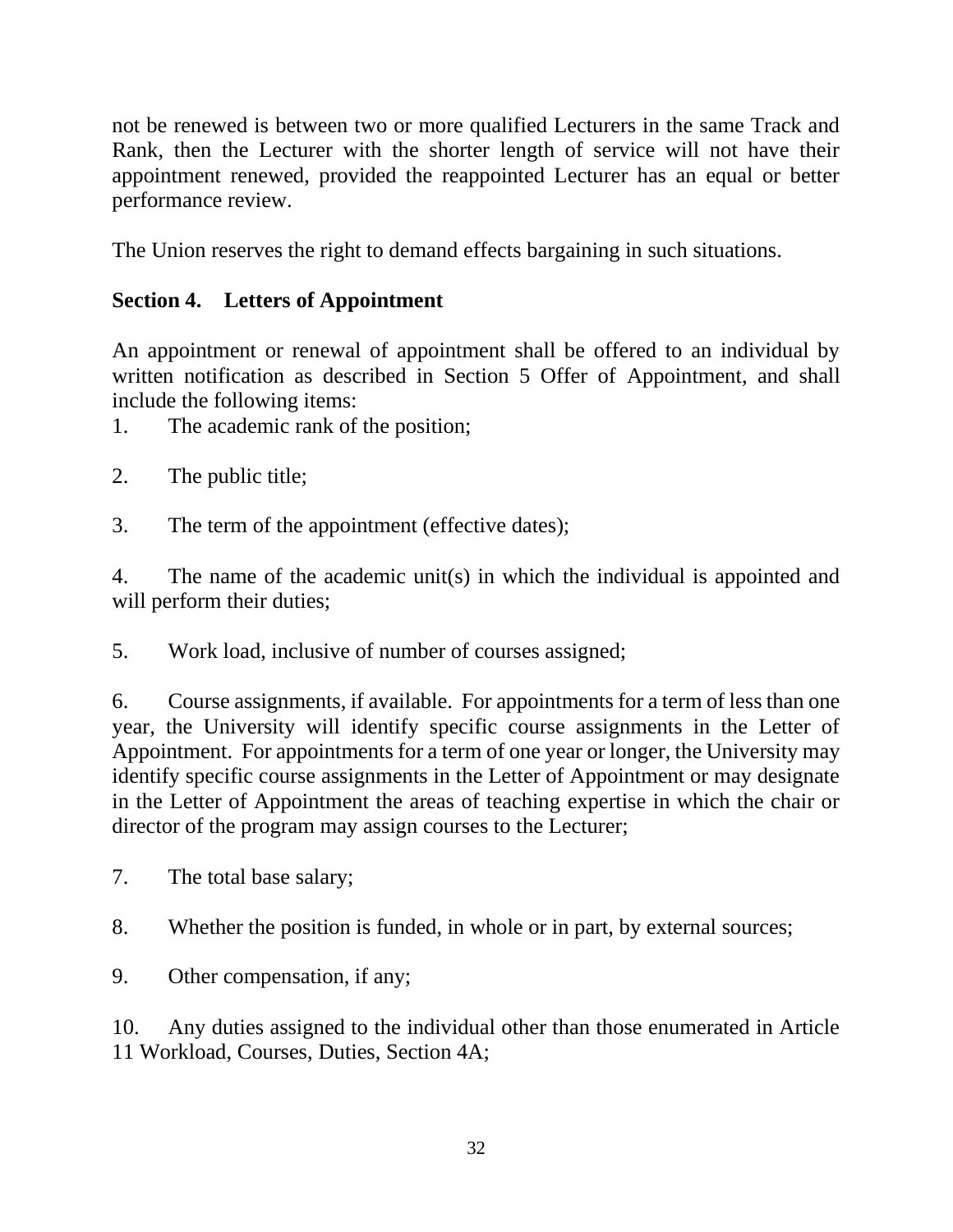not be renewed is between two or more qualified Lecturers in the same Track and Rank, then the Lecturer with the shorter length of service will not have their appointment renewed, provided the reappointed Lecturer has an equal or better performance review.

The Union reserves the right to demand effects bargaining in such situations.

### Section 4. Letters of Appointment

An appointment or renewal of appointment shall be offered to an individual by written notification as described in Section 5 Offer of Appointment, and shall include the following items:

1. The academic rank of the position;

2. The public title;

3. The term of the appointment (effective dates);

4. The name of the academic unit(s) in which the individual is appointed and will perform their duties;

5. Work load, inclusive of number of courses assigned;

6. Course assignments, if available. For appointments for a term of less than one year, the University will identify specific course assignments in the Letter of Appointment. For appointments for a term of one year or longer, the University may identify specific course assignments in the Letter of Appointment or may designate in the Letter of Appointment the areas of teaching expertise in which the chair or director of the program may assign courses to the Lecturer;

7. The total base salary;

8. Whether the position is funded, in whole or in part, by external sources;

9. Other compensation, if any;

10. Any duties assigned to the individual other than those enumerated in Article 11 Workload, Courses, Duties, Section 4A;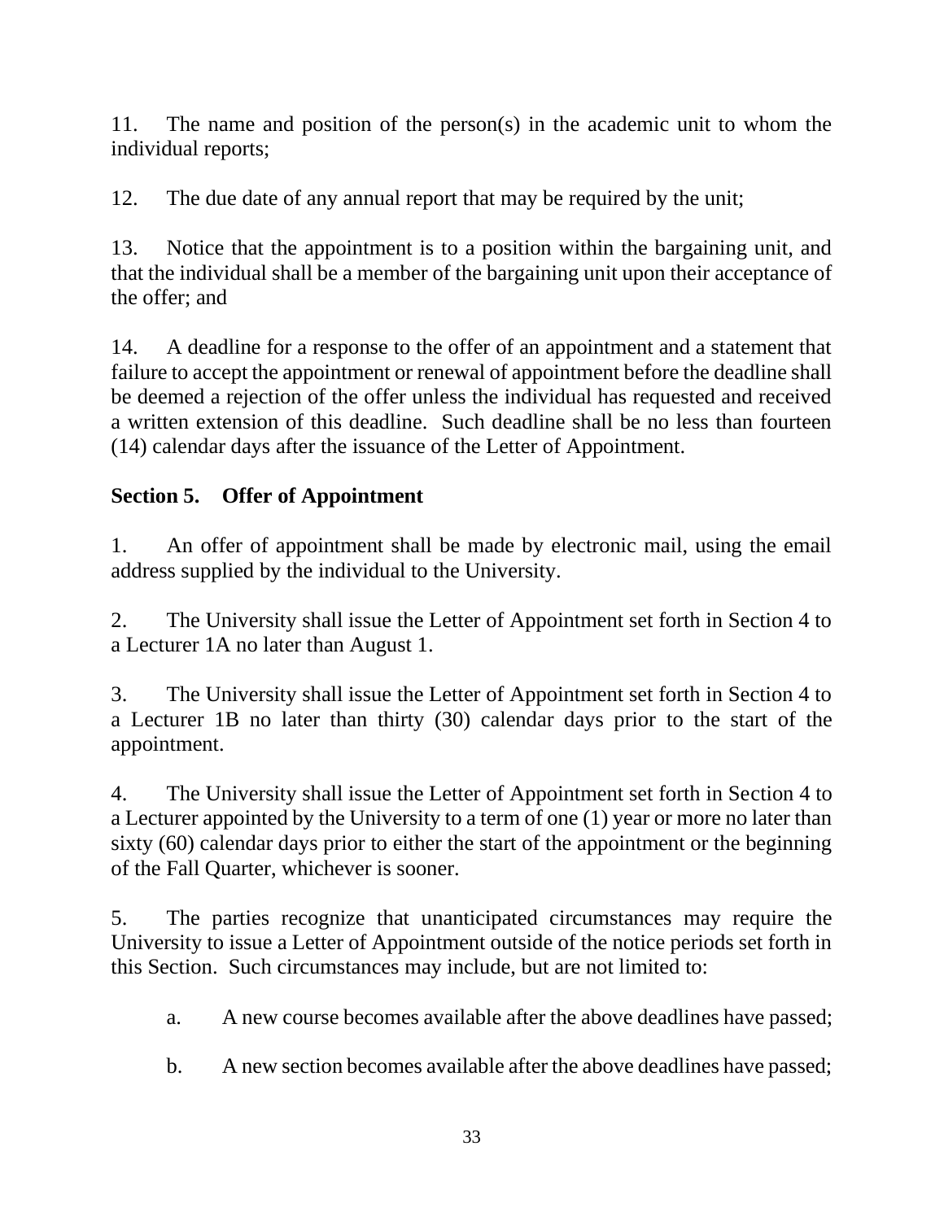11. The name and position of the person(s) in the academic unit to whom the individual reports;

12. The due date of any annual report that may be required by the unit;

13. Notice that the appointment is to a position within the bargaining unit, and that the individual shall be a member of the bargaining unit upon their acceptance of the offer; and

14. A deadline for a response to the offer of an appointment and a statement that failure to accept the appointment or renewal of appointment before the deadline shall be deemed a rejection of the offer unless the individual has requested and received a written extension of this deadline. Such deadline shall be no less than fourteen (14) calendar days after the issuance of the Letter of Appointment.

**Section 5. Offer of Appointment**

1. An offer of appointment shall be made by electronic mail, using the email address supplied by the individual to the University.

2. The University shall issue the Letter of Appointment set forth in Section 4 to a Lecturer 1A no later than August 1.

3. The University shall issue the Letter of Appointment set forth in Section 4 to a Lecturer 1B no later than thirty (30) calendar days prior to the start of the appointment.

4. The University shall issue the Letter of Appointment set forth in Section 4 to a Lecturer appointed by the University to a term of one (1) year or more no later than sixty (60) calendar days prior to either the start of the appointment or the beginning of the Fall Quarter, whichever is sooner.

5. The parties recognize that unanticipated circumstances may require the University to issue a Letter of Appointment outside of the notice periods set forth in this Section. Such circumstances may include, but are not limited to:

   a. A new course becomes available after the above deadlines have passed;

   b. A new section becomes available after the above deadlines have passed;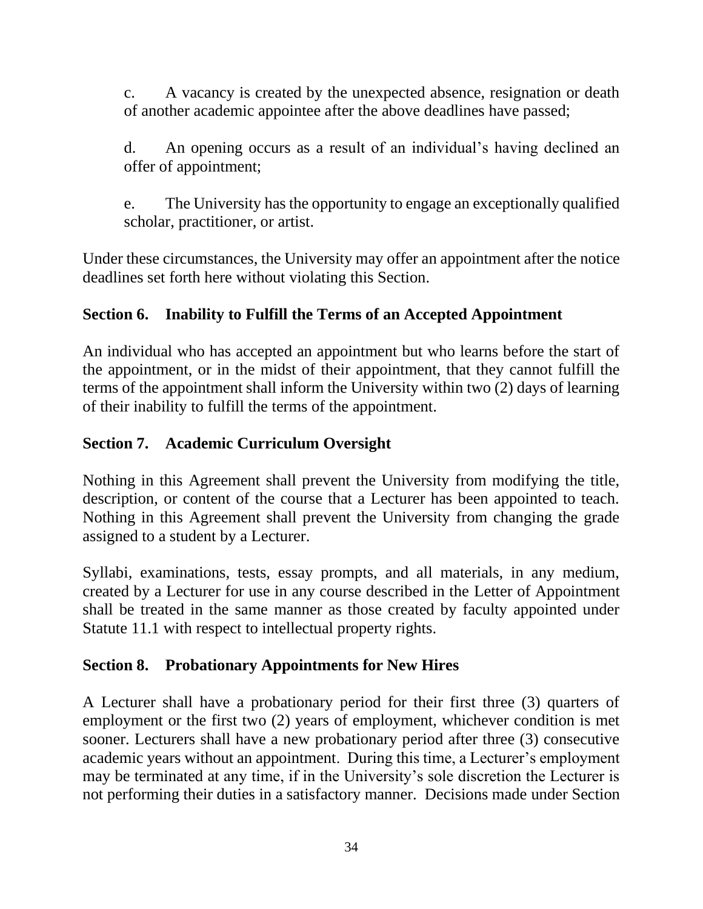c. A vacancy is created by the unexpected absence, resignation or death of another academic appointee after the above deadlines have passed;

d. An opening occurs as a result of an individual's having declined an offer of appointment;

e. The University has the opportunity to engage an exceptionally qualified scholar, practitioner, or artist.

Under these circumstances, the University may offer an appointment after the notice deadlines set forth here without violating this Section.

### Section 6. Inability to Fulfill the Terms of an Accepted Appointment

An individual who has accepted an appointment but who learns before the start of the appointment, or in the midst of their appointment, that they cannot fulfill the terms of the appointment shall inform the University within two (2) days of learning of their inability to fulfill the terms of the appointment.

### Section 7. Academic Curriculum Oversight

Nothing in this Agreement shall prevent the University from modifying the title, description, or content of the course that a Lecturer has been appointed to teach. Nothing in this Agreement shall prevent the University from changing the grade assigned to a student by a Lecturer.

Syllabi, examinations, tests, essay prompts, and all materials, in any medium, created by a Lecturer for use in any course described in the Letter of Appointment shall be treated in the same manner as those created by faculty appointed under Statute 11.1 with respect to intellectual property rights.

### Section 8. Probationary Appointments for New Hires

A Lecturer shall have a probationary period for their first three (3) quarters of employment or the first two (2) years of employment, whichever condition is met sooner. Lecturers shall have a new probationary period after three (3) consecutive academic years without an appointment. During this time, a Lecturer's employment may be terminated at any time, if in the University's sole discretion the Lecturer is not performing their duties in a satisfactory manner. Decisions made under Section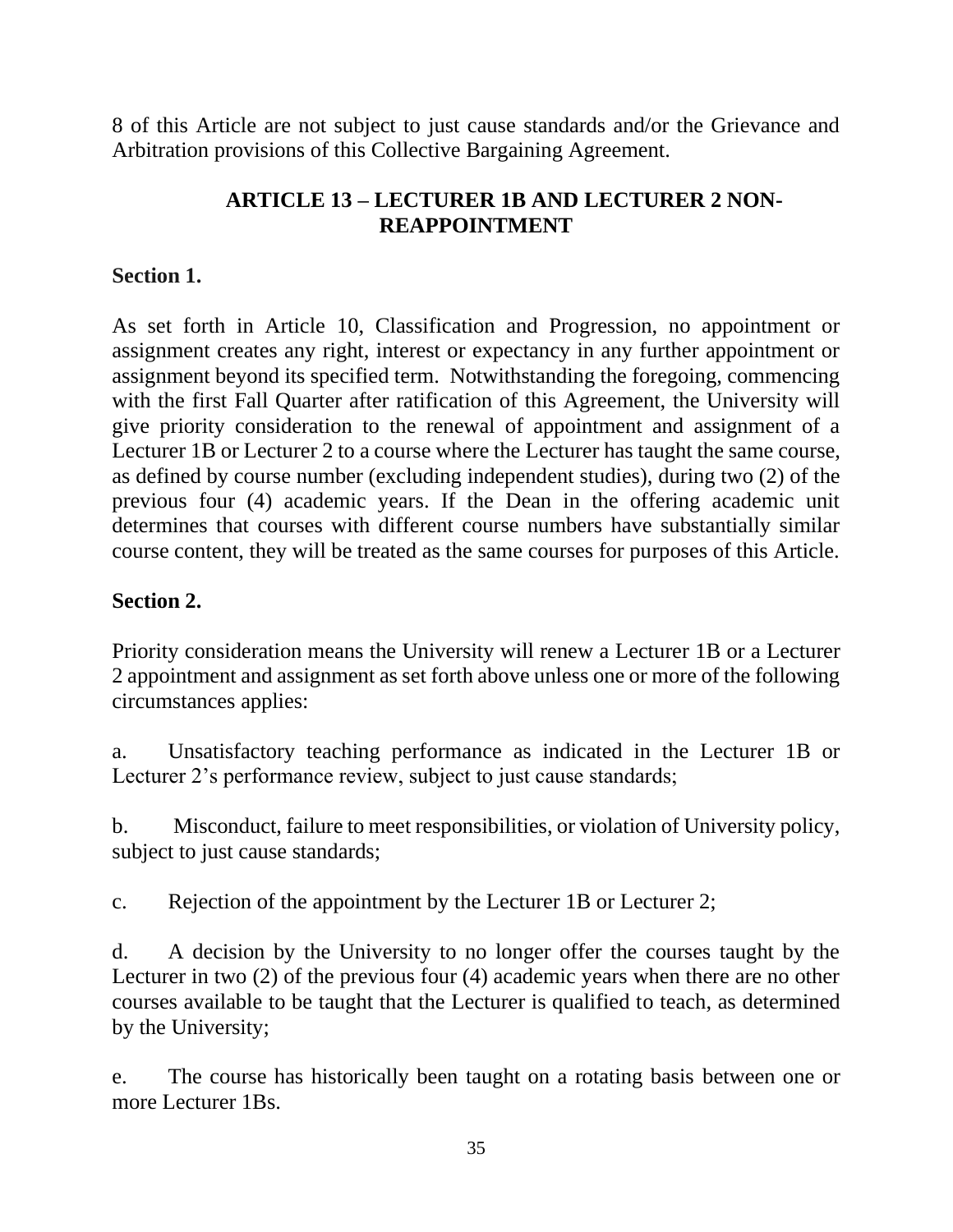8 of this Article are not subject to just cause standards and/or the Grievance and Arbitration provisions of this Collective Bargaining Agreement.

## ARTICLE 13 – LECTURER 1B AND LECTURER 2 NON-REAPPOINTMENT

**Section 1.**

As set forth in Article 10, Classification and Progression, no appointment or assignment creates any right, interest or expectancy in any further appointment or assignment beyond its specified term. Notwithstanding the foregoing, commencing with the first Fall Quarter after ratification of this Agreement, the University will give priority consideration to the renewal of appointment and assignment of a Lecturer 1B or Lecturer 2 to a course where the Lecturer has taught the same course, as defined by course number (excluding independent studies), during two (2) of the previous four (4) academic years. If the Dean in the offering academic unit determines that courses with different course numbers have substantially similar course content, they will be treated as the same courses for purposes of this Article.

**Section 2.**

Priority consideration means the University will renew a Lecturer 1B or a Lecturer 2 appointment and assignment as set forth above unless one or more of the following circumstances applies:

a. Unsatisfactory teaching performance as indicated in the Lecturer 1B or Lecturer 2's performance review, subject to just cause standards;

b. Misconduct, failure to meet responsibilities, or violation of University policy, subject to just cause standards;

c. Rejection of the appointment by the Lecturer 1B or Lecturer 2;

d. A decision by the University to no longer offer the courses taught by the Lecturer in two (2) of the previous four (4) academic years when there are no other courses available to be taught that the Lecturer is qualified to teach, as determined by the University;

e. The course has historically been taught on a rotating basis between one or more Lecturer 1Bs.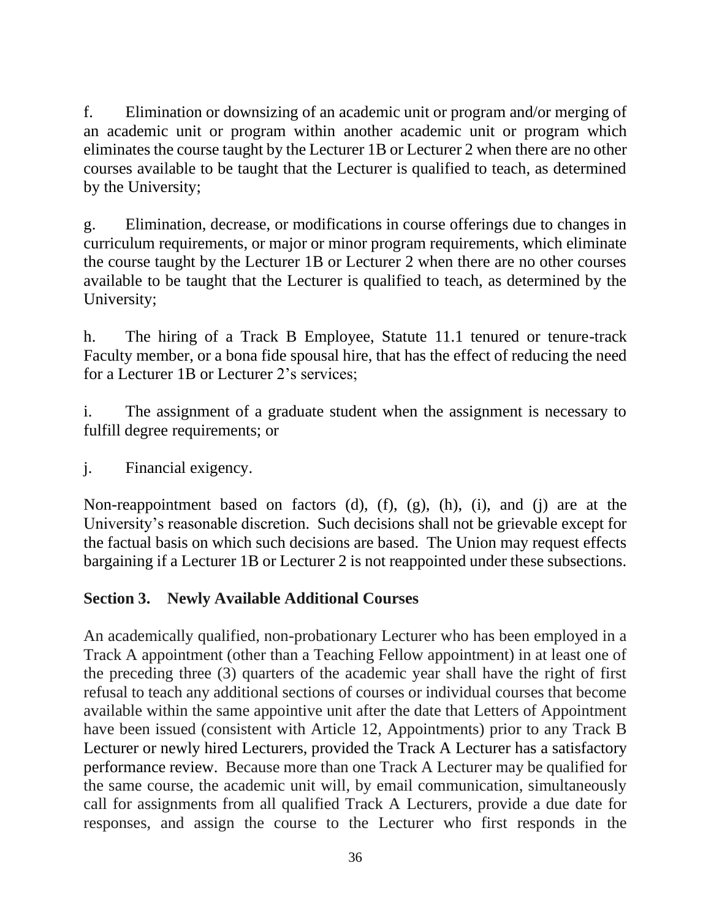f. Elimination or downsizing of an academic unit or program and/or merging of an academic unit or program within another academic unit or program which eliminates the course taught by the Lecturer 1B or Lecturer 2 when there are no other courses available to be taught that the Lecturer is qualified to teach, as determined by the University;

g. Elimination, decrease, or modifications in course offerings due to changes in curriculum requirements, or major or minor program requirements, which eliminate the course taught by the Lecturer 1B or Lecturer 2 when there are no other courses available to be taught that the Lecturer is qualified to teach, as determined by the University;

h. The hiring of a Track B Employee, Statute 11.1 tenured or tenure-track Faculty member, or a bona fide spousal hire, that has the effect of reducing the need for a Lecturer 1B or Lecturer 2's services;

i. The assignment of a graduate student when the assignment is necessary to fulfill degree requirements; or

j. Financial exigency.

Non-reappointment based on factors (d), (f), (g), (h), (i), and (j) are at the University's reasonable discretion. Such decisions shall not be grievable except for the factual basis on which such decisions are based. The Union may request effects bargaining if a Lecturer 1B or Lecturer 2 is not reappointed under these subsections.

### Section 3. Newly Available Additional Courses

An academically qualified, non-probationary Lecturer who has been employed in a Track A appointment (other than a Teaching Fellow appointment) in at least one of the preceding three (3) quarters of the academic year shall have the right of first refusal to teach any additional sections of courses or individual courses that become available within the same appointive unit after the date that Letters of Appointment have been issued (consistent with Article 12, Appointments) prior to any Track B Lecturer or newly hired Lecturers, provided the Track A Lecturer has a satisfactory performance review. Because more than one Track A Lecturer may be qualified for the same course, the academic unit will, by email communication, simultaneously call for assignments from all qualified Track A Lecturers, provide a due date for responses, and assign the course to the Lecturer who first responds in the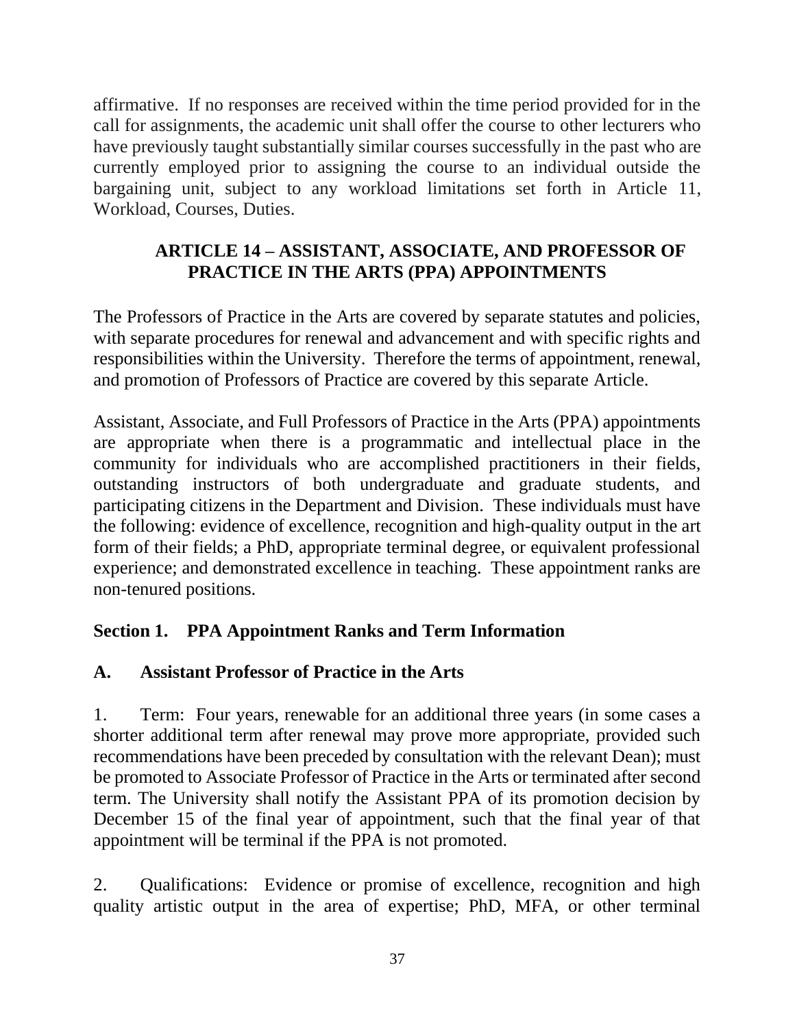affirmative. If no responses are received within the time period provided for in the call for assignments, the academic unit shall offer the course to other lecturers who have previously taught substantially similar courses successfully in the past who are currently employed prior to assigning the course to an individual outside the bargaining unit, subject to any workload limitations set forth in Article 11, Workload, Courses, Duties.

## ARTICLE 14 – ASSISTANT, ASSOCIATE, AND PROFESSOR OF PRACTICE IN THE ARTS (PPA) APPOINTMENTS

The Professors of Practice in the Arts are covered by separate statutes and policies, with separate procedures for renewal and advancement and with specific rights and responsibilities within the University. Therefore the terms of appointment, renewal, and promotion of Professors of Practice are covered by this separate Article.

Assistant, Associate, and Full Professors of Practice in the Arts (PPA) appointments are appropriate when there is a programmatic and intellectual place in the community for individuals who are accomplished practitioners in their fields, outstanding instructors of both undergraduate and graduate students, and participating citizens in the Department and Division. These individuals must have the following: evidence of excellence, recognition and high-quality output in the art form of their fields; a PhD, appropriate terminal degree, or equivalent professional experience; and demonstrated excellence in teaching. These appointment ranks are non-tenured positions.

### Section 1. PPA Appointment Ranks and Term Information

### A. Assistant Professor of Practice in the Arts

1. Term: Four years, renewable for an additional three years (in some cases a shorter additional term after renewal may prove more appropriate, provided such recommendations have been preceded by consultation with the relevant Dean); must be promoted to Associate Professor of Practice in the Arts or terminated after second term. The University shall notify the Assistant PPA of its promotion decision by December 15 of the final year of appointment, such that the final year of that appointment will be terminal if the PPA is not promoted.

2. Qualifications: Evidence or promise of excellence, recognition and high quality artistic output in the area of expertise; PhD, MFA, or other terminal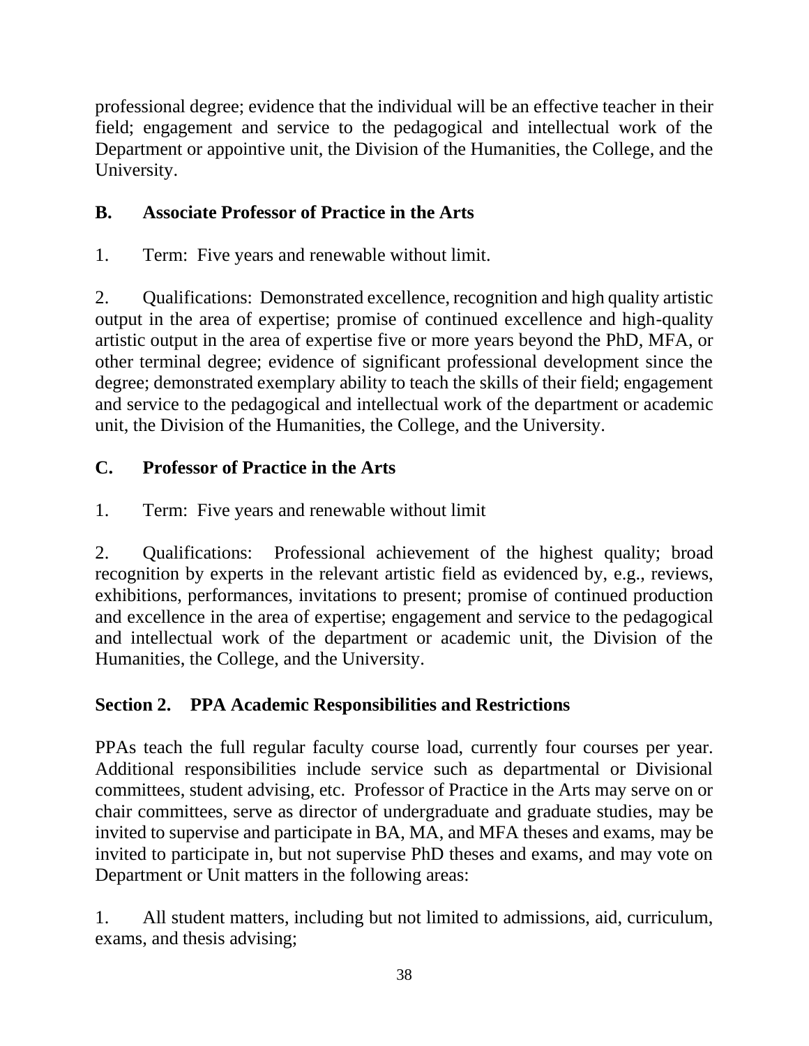professional degree; evidence that the individual will be an effective teacher in their field; engagement and service to the pedagogical and intellectual work of the Department or appointive unit, the Division of the Humanities, the College, and the University.

### B. Associate Professor of Practice in the Arts

1. Term: Five years and renewable without limit.

2. Qualifications: Demonstrated excellence, recognition and high quality artistic output in the area of expertise; promise of continued excellence and high-quality artistic output in the area of expertise five or more years beyond the PhD, MFA, or other terminal degree; evidence of significant professional development since the degree; demonstrated exemplary ability to teach the skills of their field; engagement and service to the pedagogical and intellectual work of the department or academic unit, the Division of the Humanities, the College, and the University.

### C. Professor of Practice in the Arts

1. Term: Five years and renewable without limit

2. Qualifications: Professional achievement of the highest quality; broad recognition by experts in the relevant artistic field as evidenced by, e.g., reviews, exhibitions, performances, invitations to present; promise of continued production and excellence in the area of expertise; engagement and service to the pedagogical and intellectual work of the department or academic unit, the Division of the Humanities, the College, and the University.

## Section 2. PPA Academic Responsibilities and Restrictions

PPAs teach the full regular faculty course load, currently four courses per year. Additional responsibilities include service such as departmental or Divisional committees, student advising, etc. Professor of Practice in the Arts may serve on or chair committees, serve as director of undergraduate and graduate studies, may be invited to supervise and participate in BA, MA, and MFA theses and exams, may be invited to participate in, but not supervise PhD theses and exams, and may vote on Department or Unit matters in the following areas:

1. All student matters, including but not limited to admissions, aid, curriculum, exams, and thesis advising;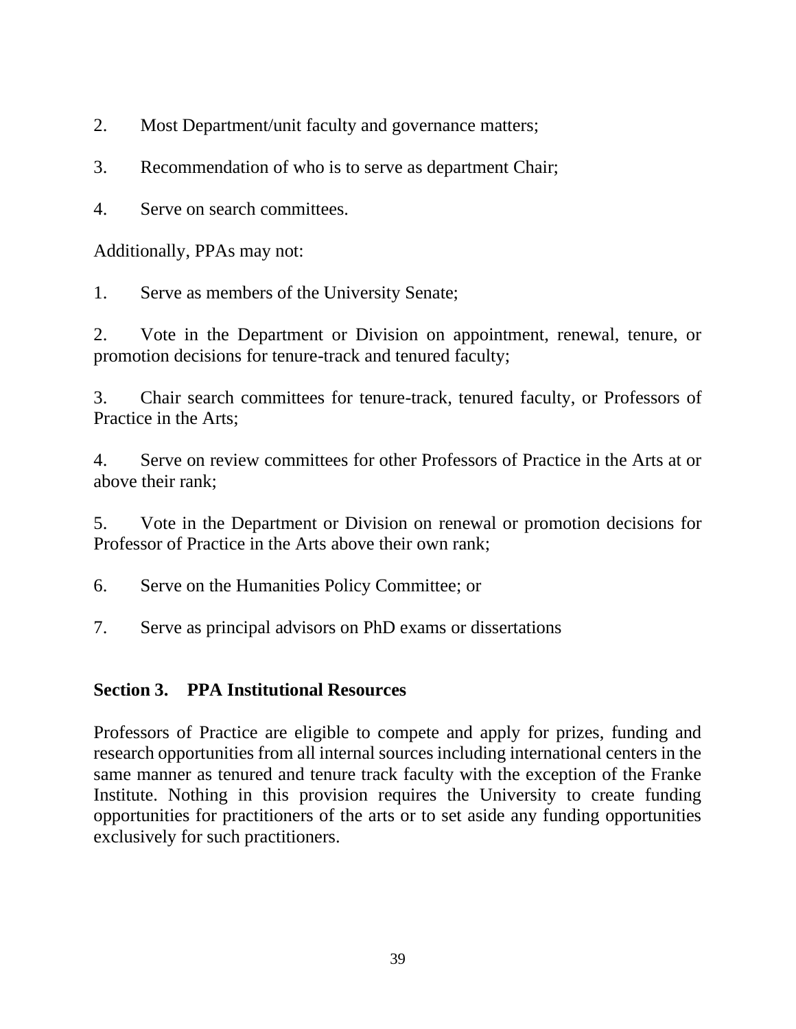2. Most Department/unit faculty and governance matters;

3. Recommendation of who is to serve as department Chair;

4. Serve on search committees.

Additionally, PPAs may not:

1. Serve as members of the University Senate;

2. Vote in the Department or Division on appointment, renewal, tenure, or promotion decisions for tenure-track and tenured faculty;

3. Chair search committees for tenure-track, tenured faculty, or Professors of Practice in the Arts;

4. Serve on review committees for other Professors of Practice in the Arts at or above their rank;

5. Vote in the Department or Division on renewal or promotion decisions for Professor of Practice in the Arts above their own rank;

6. Serve on the Humanities Policy Committee; or

7. Serve as principal advisors on PhD exams or dissertations

**Section 3. PPA Institutional Resources**

Professors of Practice are eligible to compete and apply for prizes, funding and research opportunities from all internal sources including international centers in the same manner as tenured and tenure track faculty with the exception of the Franke Institute. Nothing in this provision requires the University to create funding opportunities for practitioners of the arts or to set aside any funding opportunities exclusively for such practitioners.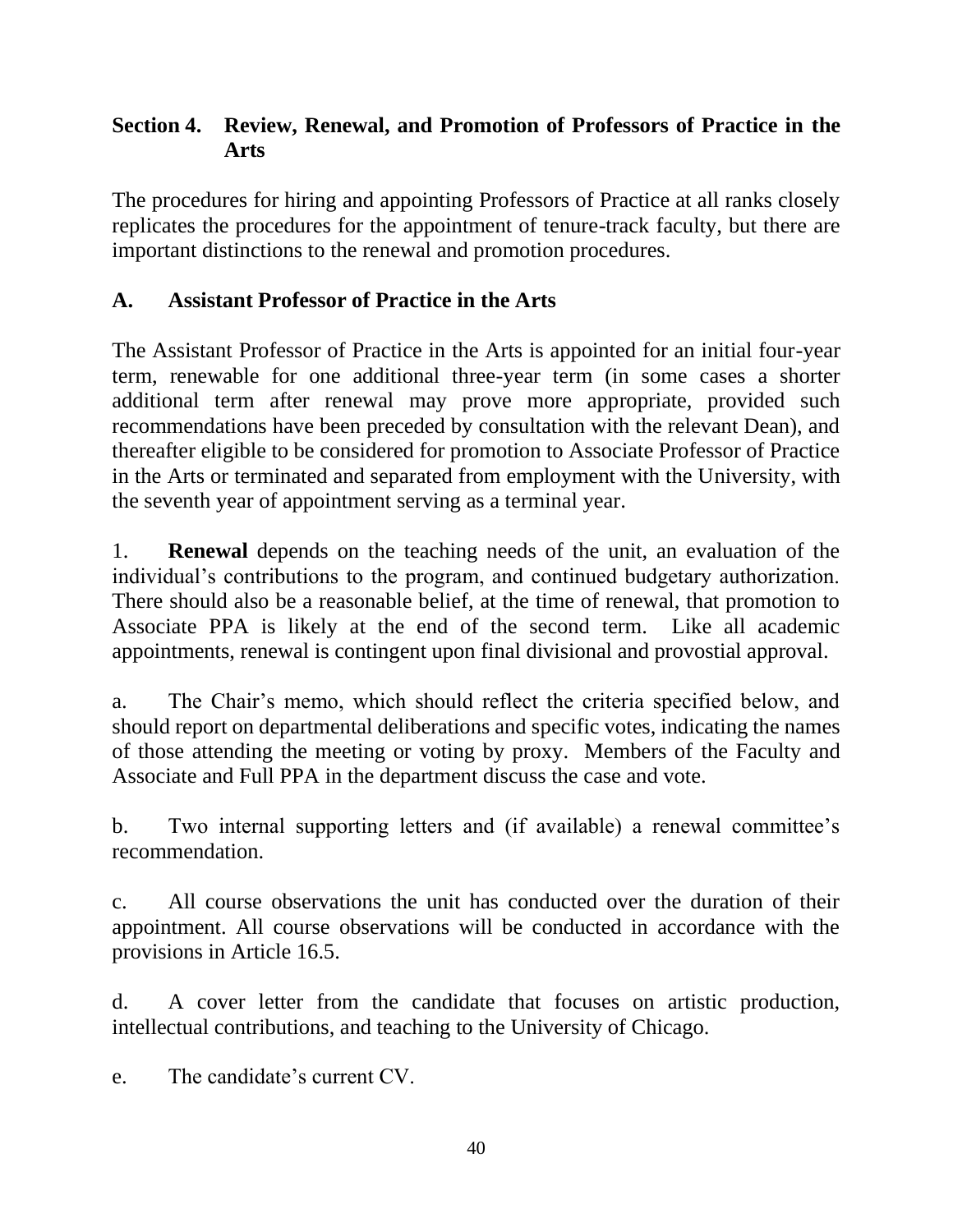## Section 4. Review, Renewal, and Promotion of Professors of Practice in the Arts

The procedures for hiring and appointing Professors of Practice at all ranks closely replicates the procedures for the appointment of tenure-track faculty, but there are important distinctions to the renewal and promotion procedures.

### A. Assistant Professor of Practice in the Arts

The Assistant Professor of Practice in the Arts is appointed for an initial four-year term, renewable for one additional three-year term (in some cases a shorter additional term after renewal may prove more appropriate, provided such recommendations have been preceded by consultation with the relevant Dean), and thereafter eligible to be considered for promotion to Associate Professor of Practice in the Arts or terminated and separated from employment with the University, with the seventh year of appointment serving as a terminal year.

1. **Renewal** depends on the teaching needs of the unit, an evaluation of the individual's contributions to the program, and continued budgetary authorization. There should also be a reasonable belief, at the time of renewal, that promotion to Associate PPA is likely at the end of the second term. Like all academic appointments, renewal is contingent upon final divisional and provostial approval.

a. The Chair's memo, which should reflect the criteria specified below, and should report on departmental deliberations and specific votes, indicating the names of those attending the meeting or voting by proxy. Members of the Faculty and Associate and Full PPA in the department discuss the case and vote.

b. Two internal supporting letters and (if available) a renewal committee's recommendation.

c. All course observations the unit has conducted over the duration of their appointment. All course observations will be conducted in accordance with the provisions in Article 16.5.

d. A cover letter from the candidate that focuses on artistic production, intellectual contributions, and teaching to the University of Chicago.

e. The candidate's current CV.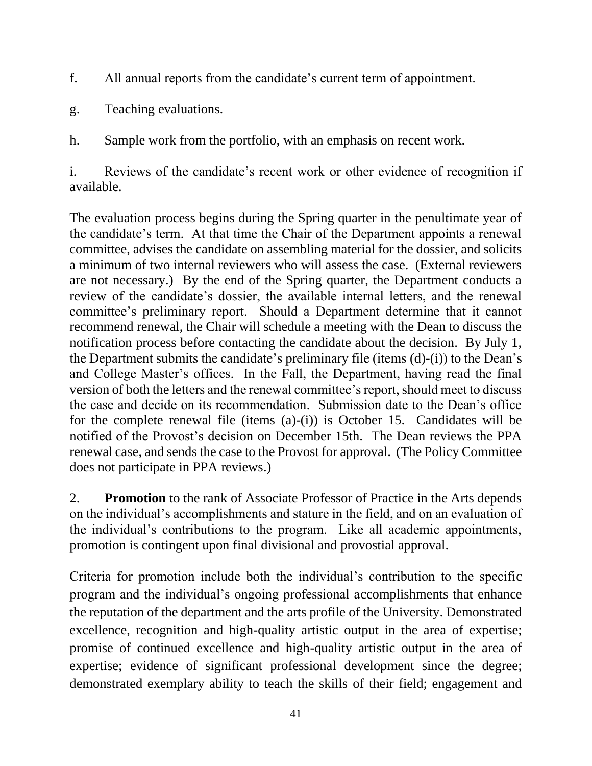f. All annual reports from the candidate's current term of appointment.

g. Teaching evaluations.

h. Sample work from the portfolio, with an emphasis on recent work.

i. Reviews of the candidate's recent work or other evidence of recognition if available.

The evaluation process begins during the Spring quarter in the penultimate year of the candidate's term. At that time the Chair of the Department appoints a renewal committee, advises the candidate on assembling material for the dossier, and solicits a minimum of two internal reviewers who will assess the case. (External reviewers are not necessary.) By the end of the Spring quarter, the Department conducts a review of the candidate's dossier, the available internal letters, and the renewal committee's preliminary report. Should a Department determine that it cannot recommend renewal, the Chair will schedule a meeting with the Dean to discuss the notification process before contacting the candidate about the decision. By July 1, the Department submits the candidate's preliminary file (items (d)-(i)) to the Dean's and College Master's offices. In the Fall, the Department, having read the final version of both the letters and the renewal committee's report, should meet to discuss the case and decide on its recommendation. Submission date to the Dean's office for the complete renewal file (items (a)-(i)) is October 15. Candidates will be notified of the Provost's decision on December 15th. The Dean reviews the PPA renewal case, and sends the case to the Provost for approval. (The Policy Committee does not participate in PPA reviews.)

2. **Promotion** to the rank of Associate Professor of Practice in the Arts depends on the individual's accomplishments and stature in the field, and on an evaluation of the individual's contributions to the program. Like all academic appointments, promotion is contingent upon final divisional and provostial approval.

Criteria for promotion include both the individual's contribution to the specific program and the individual's ongoing professional accomplishments that enhance the reputation of the department and the arts profile of the University. Demonstrated excellence, recognition and high-quality artistic output in the area of expertise; promise of continued excellence and high-quality artistic output in the area of expertise; evidence of significant professional development since the degree; demonstrated exemplary ability to teach the skills of their field; engagement and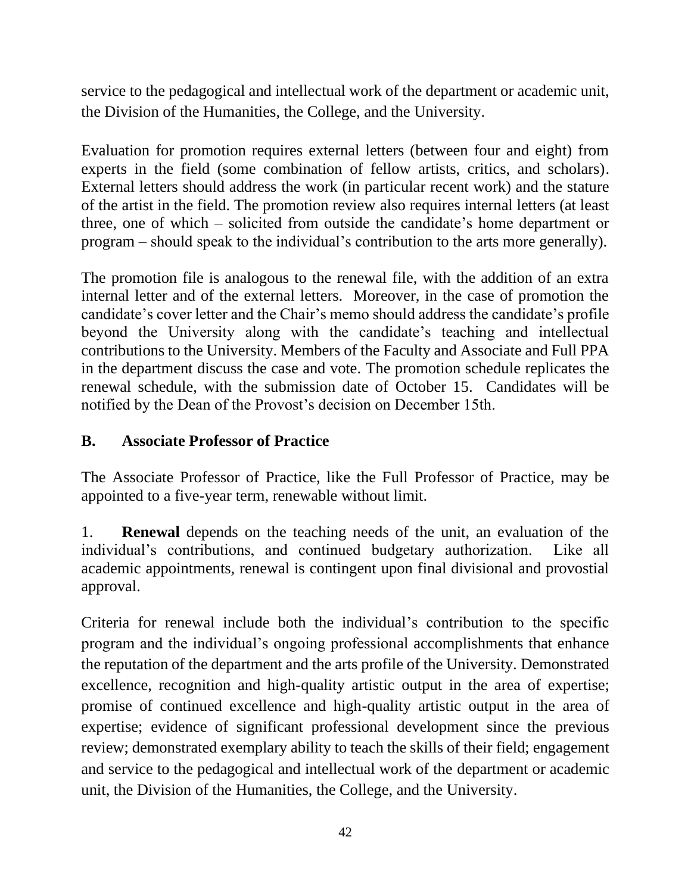service to the pedagogical and intellectual work of the department or academic unit, the Division of the Humanities, the College, and the University.

Evaluation for promotion requires external letters (between four and eight) from experts in the field (some combination of fellow artists, critics, and scholars). External letters should address the work (in particular recent work) and the stature of the artist in the field. The promotion review also requires internal letters (at least three, one of which – solicited from outside the candidate's home department or program – should speak to the individual's contribution to the arts more generally).

The promotion file is analogous to the renewal file, with the addition of an extra internal letter and of the external letters. Moreover, in the case of promotion the candidate's cover letter and the Chair's memo should address the candidate's profile beyond the University along with the candidate's teaching and intellectual contributions to the University. Members of the Faculty and Associate and Full PPA in the department discuss the case and vote. The promotion schedule replicates the renewal schedule, with the submission date of October 15. Candidates will be notified by the Dean of the Provost's decision on December 15th.

### B. Associate Professor of Practice

The Associate Professor of Practice, like the Full Professor of Practice, may be appointed to a five-year term, renewable without limit.

1. **Renewal** depends on the teaching needs of the unit, an evaluation of the individual's contributions, and continued budgetary authorization. Like all academic appointments, renewal is contingent upon final divisional and provostial approval.

Criteria for renewal include both the individual's contribution to the specific program and the individual's ongoing professional accomplishments that enhance the reputation of the department and the arts profile of the University. Demonstrated excellence, recognition and high-quality artistic output in the area of expertise; promise of continued excellence and high-quality artistic output in the area of expertise; evidence of significant professional development since the previous review; demonstrated exemplary ability to teach the skills of their field; engagement and service to the pedagogical and intellectual work of the department or academic unit, the Division of the Humanities, the College, and the University.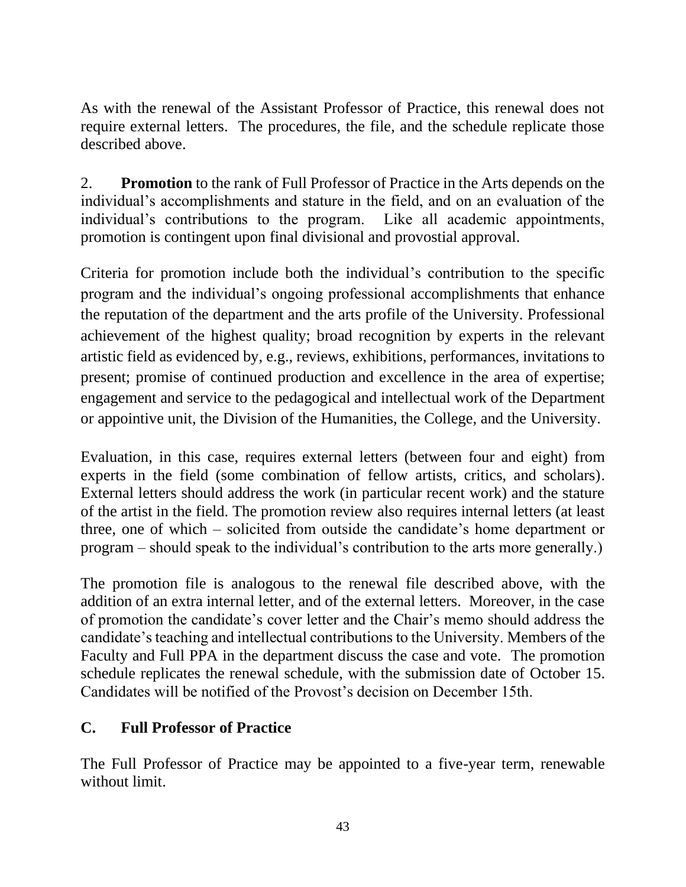As with the renewal of the Assistant Professor of Practice, this renewal does not require external letters. The procedures, the file, and the schedule replicate those described above.

2. **Promotion** to the rank of Full Professor of Practice in the Arts depends on the individual's accomplishments and stature in the field, and on an evaluation of the individual's contributions to the program. Like all academic appointments, promotion is contingent upon final divisional and provostial approval.

Criteria for promotion include both the individual's contribution to the specific program and the individual's ongoing professional accomplishments that enhance the reputation of the department and the arts profile of the University. Professional achievement of the highest quality; broad recognition by experts in the relevant artistic field as evidenced by, e.g., reviews, exhibitions, performances, invitations to present; promise of continued production and excellence in the area of expertise; engagement and service to the pedagogical and intellectual work of the Department or appointive unit, the Division of the Humanities, the College, and the University.

Evaluation, in this case, requires external letters (between four and eight) from experts in the field (some combination of fellow artists, critics, and scholars). External letters should address the work (in particular recent work) and the stature of the artist in the field. The promotion review also requires internal letters (at least three, one of which – solicited from outside the candidate's home department or program – should speak to the individual's contribution to the arts more generally.)

The promotion file is analogous to the renewal file described above, with the addition of an extra internal letter, and of the external letters. Moreover, in the case of promotion the candidate's cover letter and the Chair's memo should address the candidate's teaching and intellectual contributions to the University. Members of the Faculty and Full PPA in the department discuss the case and vote. The promotion schedule replicates the renewal schedule, with the submission date of October 15. Candidates will be notified of the Provost's decision on December 15th.

## C. Full Professor of Practice

The Full Professor of Practice may be appointed to a five-year term, renewable without limit.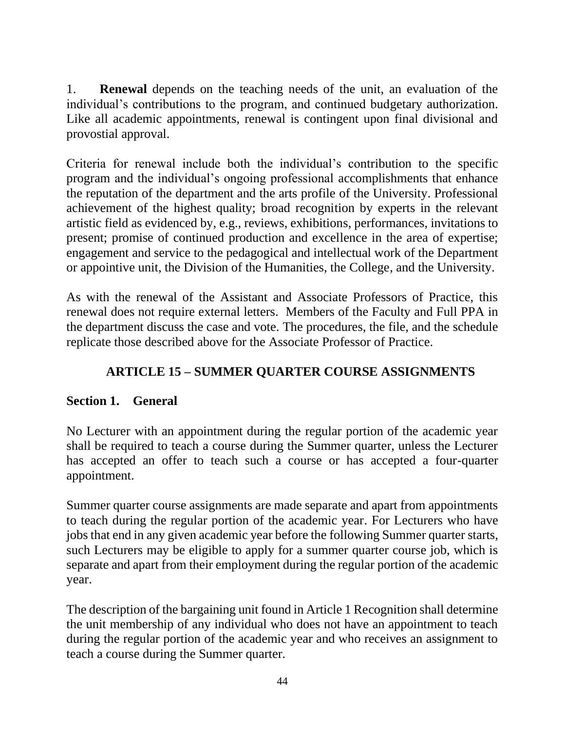1. **Renewal** depends on the teaching needs of the unit, an evaluation of the individual's contributions to the program, and continued budgetary authorization. Like all academic appointments, renewal is contingent upon final divisional and provostial approval.

Criteria for renewal include both the individual's contribution to the specific program and the individual's ongoing professional accomplishments that enhance the reputation of the department and the arts profile of the University. Professional achievement of the highest quality; broad recognition by experts in the relevant artistic field as evidenced by, e.g., reviews, exhibitions, performances, invitations to present; promise of continued production and excellence in the area of expertise; engagement and service to the pedagogical and intellectual work of the Department or appointive unit, the Division of the Humanities, the College, and the University.

As with the renewal of the Assistant and Associate Professors of Practice, this renewal does not require external letters. Members of the Faculty and Full PPA in the department discuss the case and vote. The procedures, the file, and the schedule replicate those described above for the Associate Professor of Practice.

## ARTICLE 15 – SUMMER QUARTER COURSE ASSIGNMENTS

### Section 1. General

No Lecturer with an appointment during the regular portion of the academic year shall be required to teach a course during the Summer quarter, unless the Lecturer has accepted an offer to teach such a course or has accepted a four-quarter appointment.

Summer quarter course assignments are made separate and apart from appointments to teach during the regular portion of the academic year. For Lecturers who have jobs that end in any given academic year before the following Summer quarter starts, such Lecturers may be eligible to apply for a summer quarter course job, which is separate and apart from their employment during the regular portion of the academic year.

The description of the bargaining unit found in Article 1 Recognition shall determine the unit membership of any individual who does not have an appointment to teach during the regular portion of the academic year and who receives an assignment to teach a course during the Summer quarter.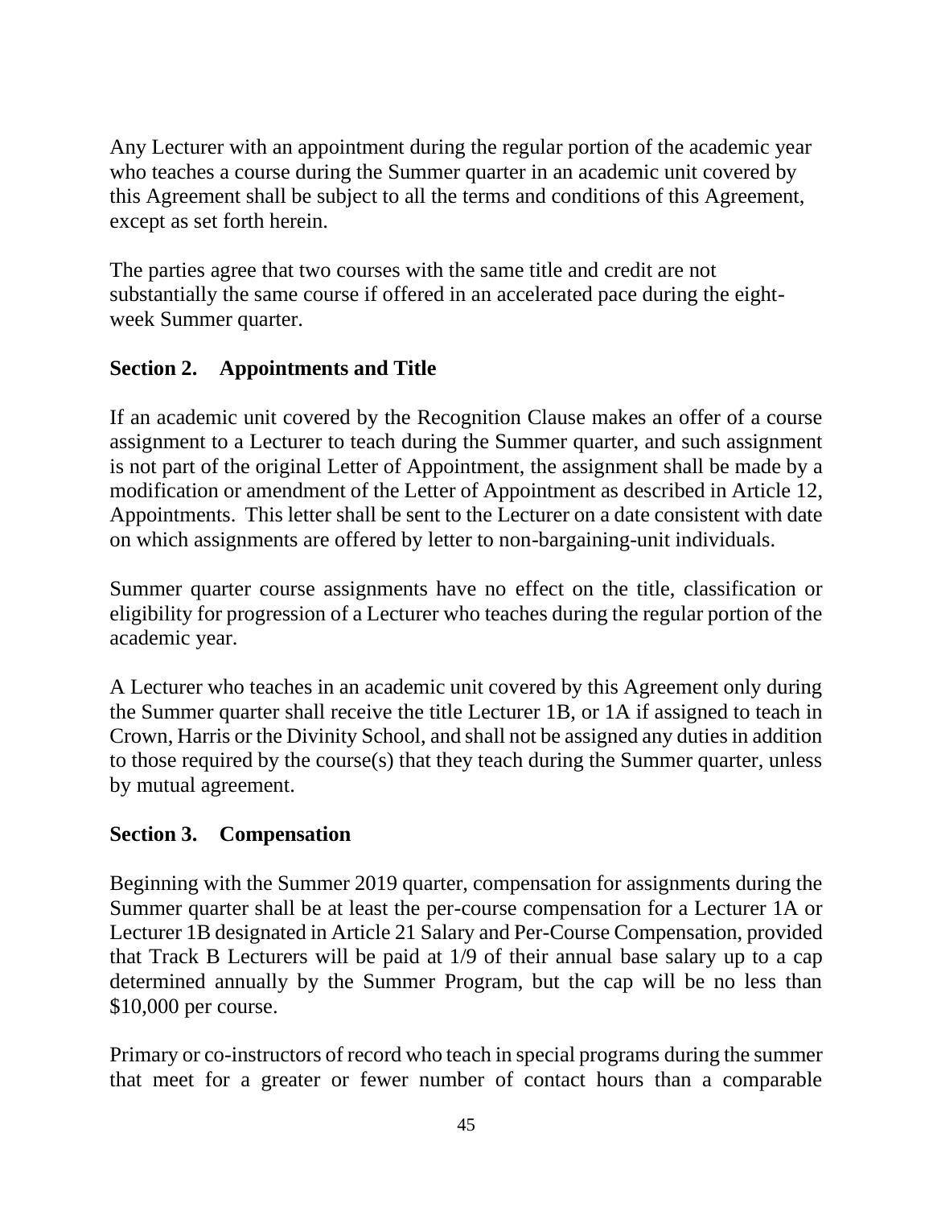Any Lecturer with an appointment during the regular portion of the academic year who teaches a course during the Summer quarter in an academic unit covered by this Agreement shall be subject to all the terms and conditions of this Agreement, except as set forth herein.

The parties agree that two courses with the same title and credit are not substantially the same course if offered in an accelerated pace during the eight-week Summer quarter.

### Section 2. Appointments and Title

If an academic unit covered by the Recognition Clause makes an offer of a course assignment to a Lecturer to teach during the Summer quarter, and such assignment is not part of the original Letter of Appointment, the assignment shall be made by a modification or amendment of the Letter of Appointment as described in Article 12, Appointments. This letter shall be sent to the Lecturer on a date consistent with date on which assignments are offered by letter to non-bargaining-unit individuals.

Summer quarter course assignments have no effect on the title, classification or eligibility for progression of a Lecturer who teaches during the regular portion of the academic year.

A Lecturer who teaches in an academic unit covered by this Agreement only during the Summer quarter shall receive the title Lecturer 1B, or 1A if assigned to teach in Crown, Harris or the Divinity School, and shall not be assigned any duties in addition to those required by the course(s) that they teach during the Summer quarter, unless by mutual agreement.

### Section 3. Compensation

Beginning with the Summer 2019 quarter, compensation for assignments during the Summer quarter shall be at least the per-course compensation for a Lecturer 1A or Lecturer 1B designated in Article 21 Salary and Per-Course Compensation, provided that Track B Lecturers will be paid at 1/9 of their annual base salary up to a cap determined annually by the Summer Program, but the cap will be no less than $10,000 per course.

Primary or co-instructors of record who teach in special programs during the summer that meet for a greater or fewer number of contact hours than a comparable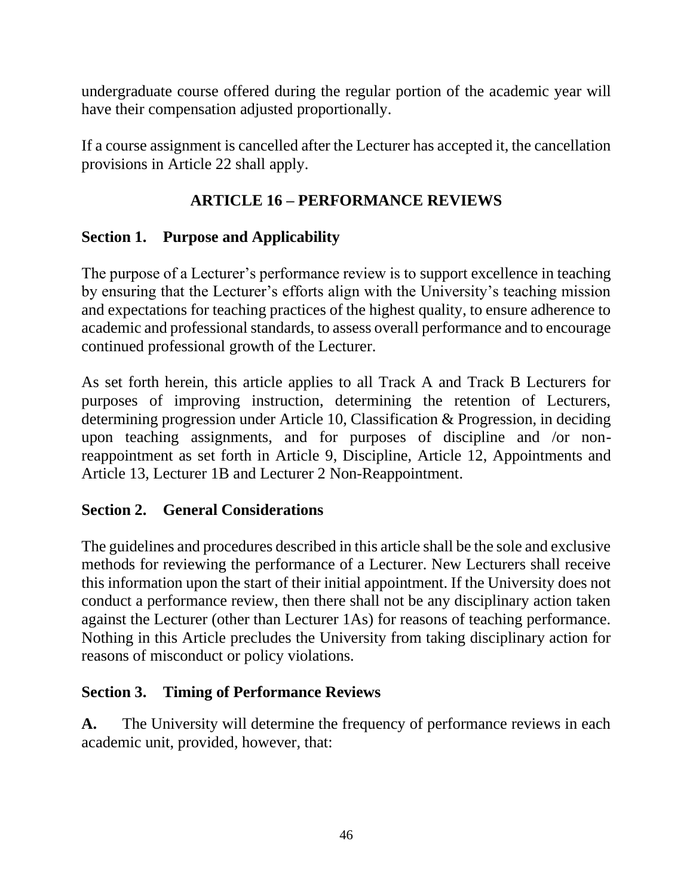undergraduate course offered during the regular portion of the academic year will have their compensation adjusted proportionally.

If a course assignment is cancelled after the Lecturer has accepted it, the cancellation provisions in Article 22 shall apply.

## ARTICLE 16 – PERFORMANCE REVIEWS

### Section 1. Purpose and Applicability

The purpose of a Lecturer's performance review is to support excellence in teaching by ensuring that the Lecturer's efforts align with the University's teaching mission and expectations for teaching practices of the highest quality, to ensure adherence to academic and professional standards, to assess overall performance and to encourage continued professional growth of the Lecturer.

As set forth herein, this article applies to all Track A and Track B Lecturers for purposes of improving instruction, determining the retention of Lecturers, determining progression under Article 10, Classification & Progression, in deciding upon teaching assignments, and for purposes of discipline and /or non-reappointment as set forth in Article 9, Discipline, Article 12, Appointments and Article 13, Lecturer 1B and Lecturer 2 Non-Reappointment.

### Section 2. General Considerations

The guidelines and procedures described in this article shall be the sole and exclusive methods for reviewing the performance of a Lecturer. New Lecturers shall receive this information upon the start of their initial appointment. If the University does not conduct a performance review, then there shall not be any disciplinary action taken against the Lecturer (other than Lecturer 1As) for reasons of teaching performance. Nothing in this Article precludes the University from taking disciplinary action for reasons of misconduct or policy violations.

### Section 3. Timing of Performance Reviews

**A.** The University will determine the frequency of performance reviews in each academic unit, provided, however, that: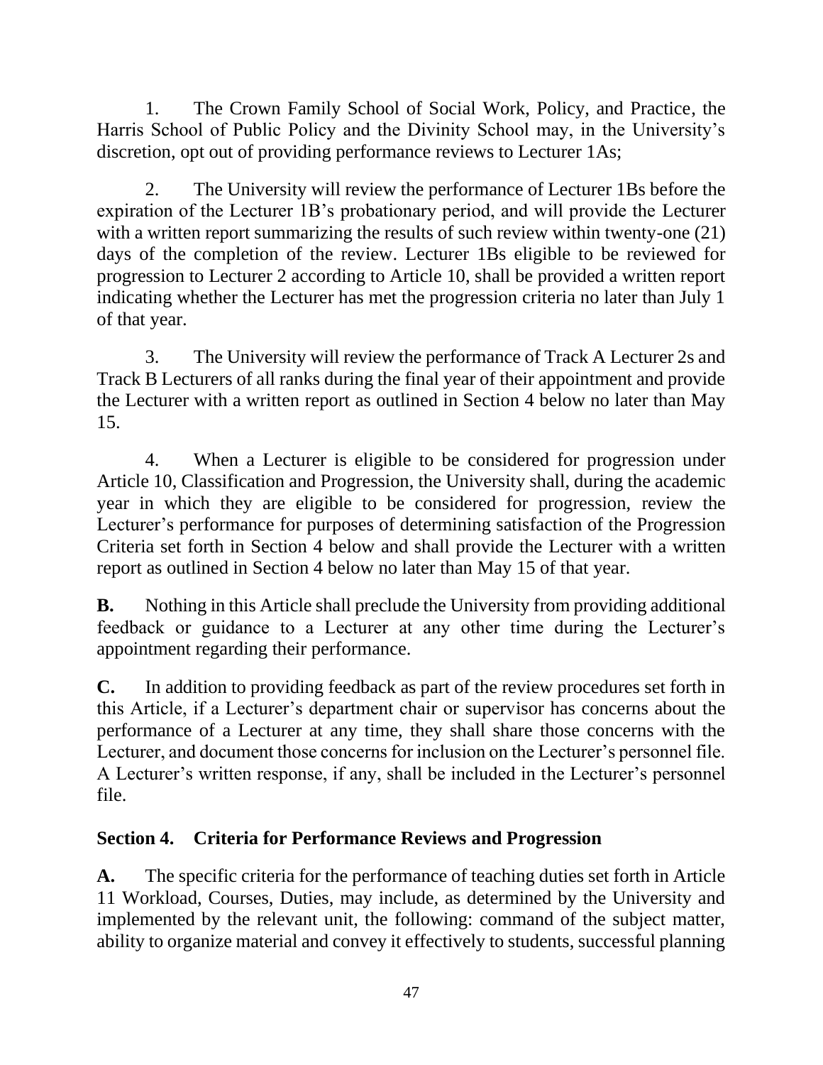1. The Crown Family School of Social Work, Policy, and Practice, the Harris School of Public Policy and the Divinity School may, in the University's discretion, opt out of providing performance reviews to Lecturer 1As;

2. The University will review the performance of Lecturer 1Bs before the expiration of the Lecturer 1B's probationary period, and will provide the Lecturer with a written report summarizing the results of such review within twenty-one (21) days of the completion of the review. Lecturer 1Bs eligible to be reviewed for progression to Lecturer 2 according to Article 10, shall be provided a written report indicating whether the Lecturer has met the progression criteria no later than July 1 of that year.

3. The University will review the performance of Track A Lecturer 2s and Track B Lecturers of all ranks during the final year of their appointment and provide the Lecturer with a written report as outlined in Section 4 below no later than May 15.

4. When a Lecturer is eligible to be considered for progression under Article 10, Classification and Progression, the University shall, during the academic year in which they are eligible to be considered for progression, review the Lecturer's performance for purposes of determining satisfaction of the Progression Criteria set forth in Section 4 below and shall provide the Lecturer with a written report as outlined in Section 4 below no later than May 15 of that year.

**B.** Nothing in this Article shall preclude the University from providing additional feedback or guidance to a Lecturer at any other time during the Lecturer's appointment regarding their performance.

**C.** In addition to providing feedback as part of the review procedures set forth in this Article, if a Lecturer's department chair or supervisor has concerns about the performance of a Lecturer at any time, they shall share those concerns with the Lecturer, and document those concerns for inclusion on the Lecturer's personnel file. A Lecturer's written response, if any, shall be included in the Lecturer's personnel file.

## Section 4. Criteria for Performance Reviews and Progression

**A.** The specific criteria for the performance of teaching duties set forth in Article 11 Workload, Courses, Duties, may include, as determined by the University and implemented by the relevant unit, the following: command of the subject matter, ability to organize material and convey it effectively to students, successful planning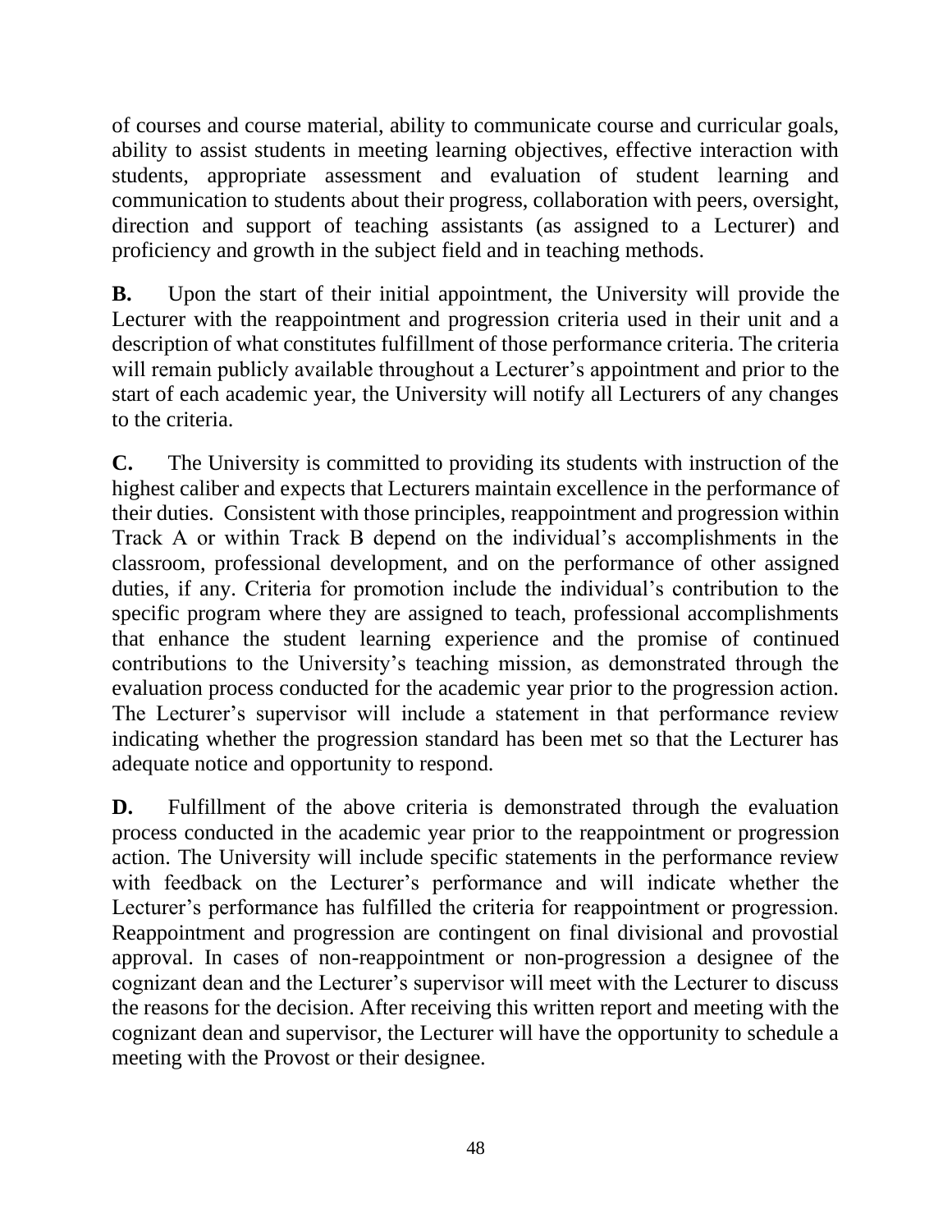of courses and course material, ability to communicate course and curricular goals, ability to assist students in meeting learning objectives, effective interaction with students, appropriate assessment and evaluation of student learning and communication to students about their progress, collaboration with peers, oversight, direction and support of teaching assistants (as assigned to a Lecturer) and proficiency and growth in the subject field and in teaching methods.

**B.** Upon the start of their initial appointment, the University will provide the Lecturer with the reappointment and progression criteria used in their unit and a description of what constitutes fulfillment of those performance criteria. The criteria will remain publicly available throughout a Lecturer's appointment and prior to the start of each academic year, the University will notify all Lecturers of any changes to the criteria.

**C.** The University is committed to providing its students with instruction of the highest caliber and expects that Lecturers maintain excellence in the performance of their duties. Consistent with those principles, reappointment and progression within Track A or within Track B depend on the individual's accomplishments in the classroom, professional development, and on the performance of other assigned duties, if any. Criteria for promotion include the individual's contribution to the specific program where they are assigned to teach, professional accomplishments that enhance the student learning experience and the promise of continued contributions to the University's teaching mission, as demonstrated through the evaluation process conducted for the academic year prior to the progression action. The Lecturer's supervisor will include a statement in that performance review indicating whether the progression standard has been met so that the Lecturer has adequate notice and opportunity to respond.

**D.** Fulfillment of the above criteria is demonstrated through the evaluation process conducted in the academic year prior to the reappointment or progression action. The University will include specific statements in the performance review with feedback on the Lecturer's performance and will indicate whether the Lecturer's performance has fulfilled the criteria for reappointment or progression. Reappointment and progression are contingent on final divisional and provostial approval. In cases of non-reappointment or non-progression a designee of the cognizant dean and the Lecturer's supervisor will meet with the Lecturer to discuss the reasons for the decision. After receiving this written report and meeting with the cognizant dean and supervisor, the Lecturer will have the opportunity to schedule a meeting with the Provost or their designee.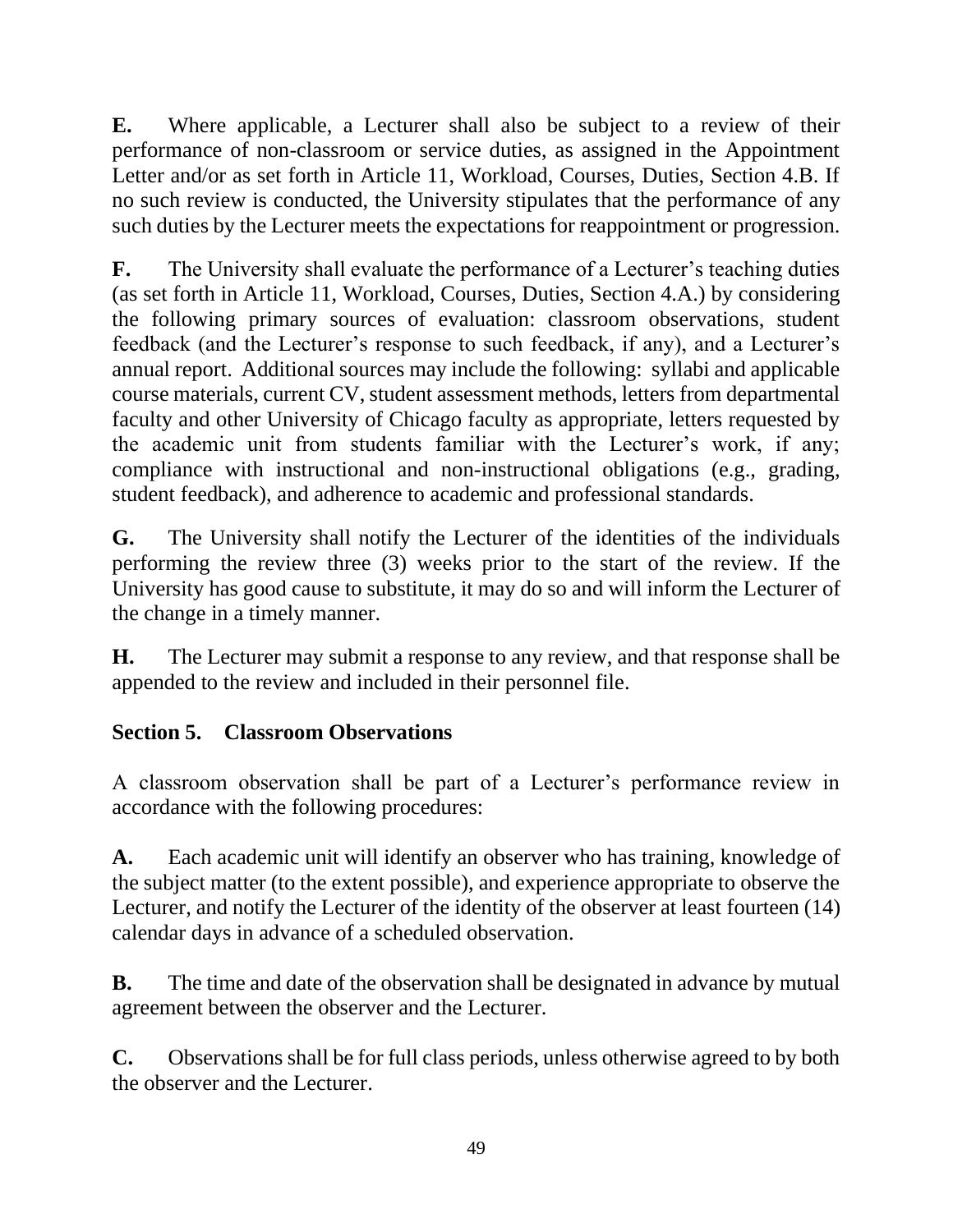**E.** Where applicable, a Lecturer shall also be subject to a review of their performance of non-classroom or service duties, as assigned in the Appointment Letter and/or as set forth in Article 11, Workload, Courses, Duties, Section 4.B. If no such review is conducted, the University stipulates that the performance of any such duties by the Lecturer meets the expectations for reappointment or progression.

**F.** The University shall evaluate the performance of a Lecturer's teaching duties (as set forth in Article 11, Workload, Courses, Duties, Section 4.A.) by considering the following primary sources of evaluation: classroom observations, student feedback (and the Lecturer's response to such feedback, if any), and a Lecturer's annual report. Additional sources may include the following: syllabi and applicable course materials, current CV, student assessment methods, letters from departmental faculty and other University of Chicago faculty as appropriate, letters requested by the academic unit from students familiar with the Lecturer's work, if any; compliance with instructional and non-instructional obligations (e.g., grading, student feedback), and adherence to academic and professional standards.

**G.** The University shall notify the Lecturer of the identities of the individuals performing the review three (3) weeks prior to the start of the review. If the University has good cause to substitute, it may do so and will inform the Lecturer of the change in a timely manner.

**H.** The Lecturer may submit a response to any review, and that response shall be appended to the review and included in their personnel file.

### Section 5. Classroom Observations

A classroom observation shall be part of a Lecturer's performance review in accordance with the following procedures:

**A.** Each academic unit will identify an observer who has training, knowledge of the subject matter (to the extent possible), and experience appropriate to observe the Lecturer, and notify the Lecturer of the identity of the observer at least fourteen (14) calendar days in advance of a scheduled observation.

**B.** The time and date of the observation shall be designated in advance by mutual agreement between the observer and the Lecturer.

**C.** Observations shall be for full class periods, unless otherwise agreed to by both the observer and the Lecturer.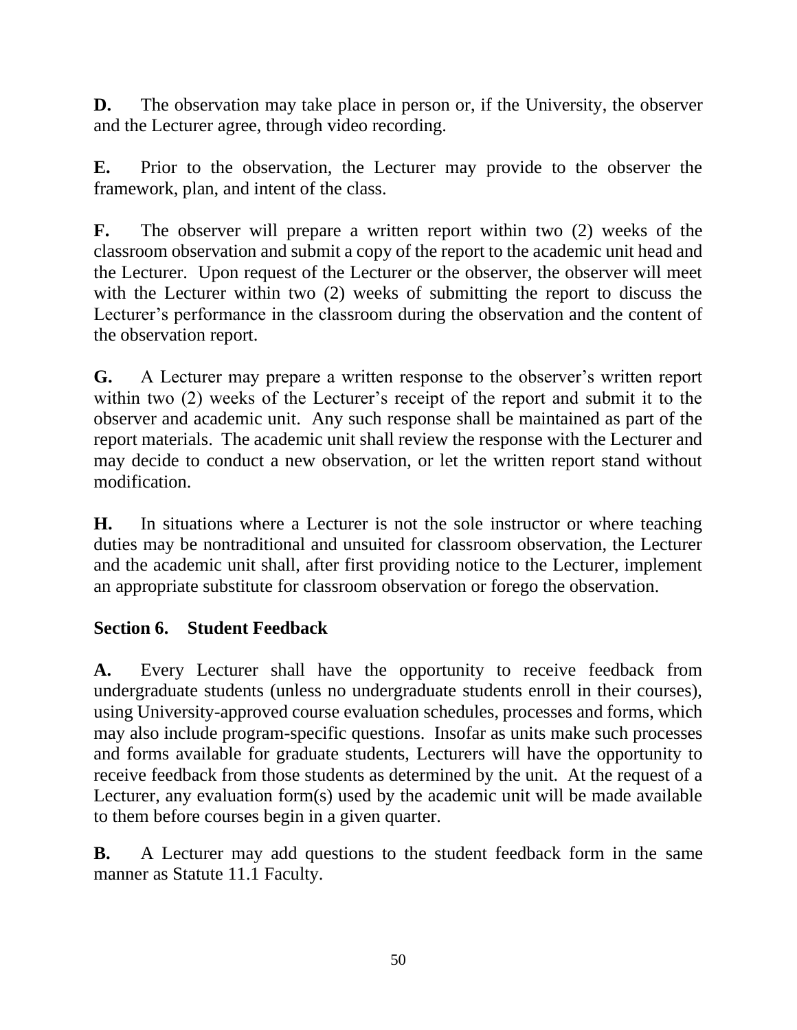**D.** The observation may take place in person or, if the University, the observer and the Lecturer agree, through video recording.

**E.** Prior to the observation, the Lecturer may provide to the observer the framework, plan, and intent of the class.

**F.** The observer will prepare a written report within two (2) weeks of the classroom observation and submit a copy of the report to the academic unit head and the Lecturer. Upon request of the Lecturer or the observer, the observer will meet with the Lecturer within two (2) weeks of submitting the report to discuss the Lecturer's performance in the classroom during the observation and the content of the observation report.

**G.** A Lecturer may prepare a written response to the observer's written report within two (2) weeks of the Lecturer's receipt of the report and submit it to the observer and academic unit. Any such response shall be maintained as part of the report materials. The academic unit shall review the response with the Lecturer and may decide to conduct a new observation, or let the written report stand without modification.

**H.** In situations where a Lecturer is not the sole instructor or where teaching duties may be nontraditional and unsuited for classroom observation, the Lecturer and the academic unit shall, after first providing notice to the Lecturer, implement an appropriate substitute for classroom observation or forego the observation.

## Section 6. Student Feedback

**A.** Every Lecturer shall have the opportunity to receive feedback from undergraduate students (unless no undergraduate students enroll in their courses), using University-approved course evaluation schedules, processes and forms, which may also include program-specific questions. Insofar as units make such processes and forms available for graduate students, Lecturers will have the opportunity to receive feedback from those students as determined by the unit. At the request of a Lecturer, any evaluation form(s) used by the academic unit will be made available to them before courses begin in a given quarter.

**B.** A Lecturer may add questions to the student feedback form in the same manner as Statute 11.1 Faculty.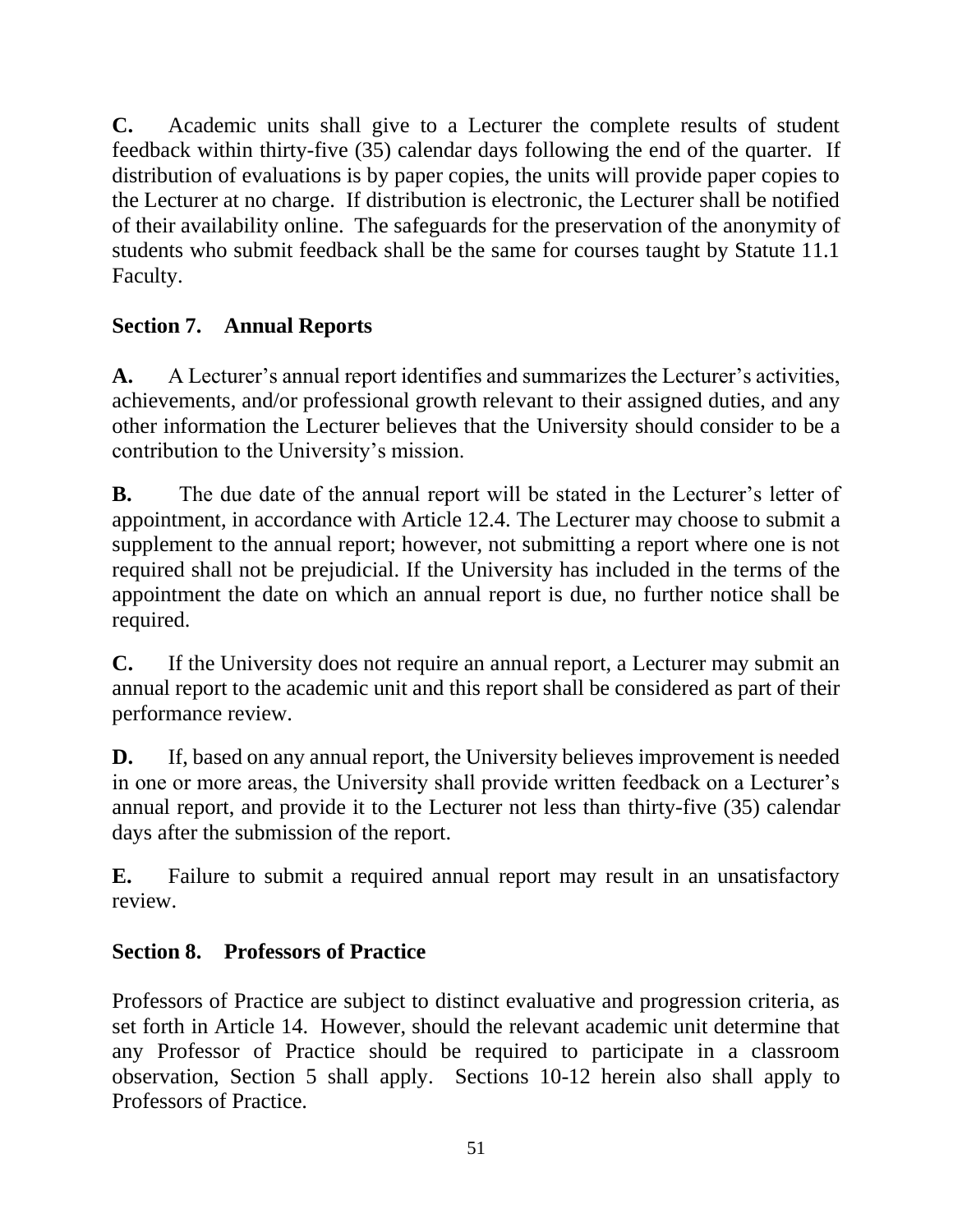**C.** Academic units shall give to a Lecturer the complete results of student feedback within thirty-five (35) calendar days following the end of the quarter. If distribution of evaluations is by paper copies, the units will provide paper copies to the Lecturer at no charge. If distribution is electronic, the Lecturer shall be notified of their availability online. The safeguards for the preservation of the anonymity of students who submit feedback shall be the same for courses taught by Statute 11.1 Faculty.

### Section 7. Annual Reports

**A.** A Lecturer's annual report identifies and summarizes the Lecturer's activities, achievements, and/or professional growth relevant to their assigned duties, and any other information the Lecturer believes that the University should consider to be a contribution to the University's mission.

**B.** The due date of the annual report will be stated in the Lecturer's letter of appointment, in accordance with Article 12.4. The Lecturer may choose to submit a supplement to the annual report; however, not submitting a report where one is not required shall not be prejudicial. If the University has included in the terms of the appointment the date on which an annual report is due, no further notice shall be required.

**C.** If the University does not require an annual report, a Lecturer may submit an annual report to the academic unit and this report shall be considered as part of their performance review.

**D.** If, based on any annual report, the University believes improvement is needed in one or more areas, the University shall provide written feedback on a Lecturer's annual report, and provide it to the Lecturer not less than thirty-five (35) calendar days after the submission of the report.

**E.** Failure to submit a required annual report may result in an unsatisfactory review.

### Section 8. Professors of Practice

Professors of Practice are subject to distinct evaluative and progression criteria, as set forth in Article 14. However, should the relevant academic unit determine that any Professor of Practice should be required to participate in a classroom observation, Section 5 shall apply. Sections 10-12 herein also shall apply to Professors of Practice.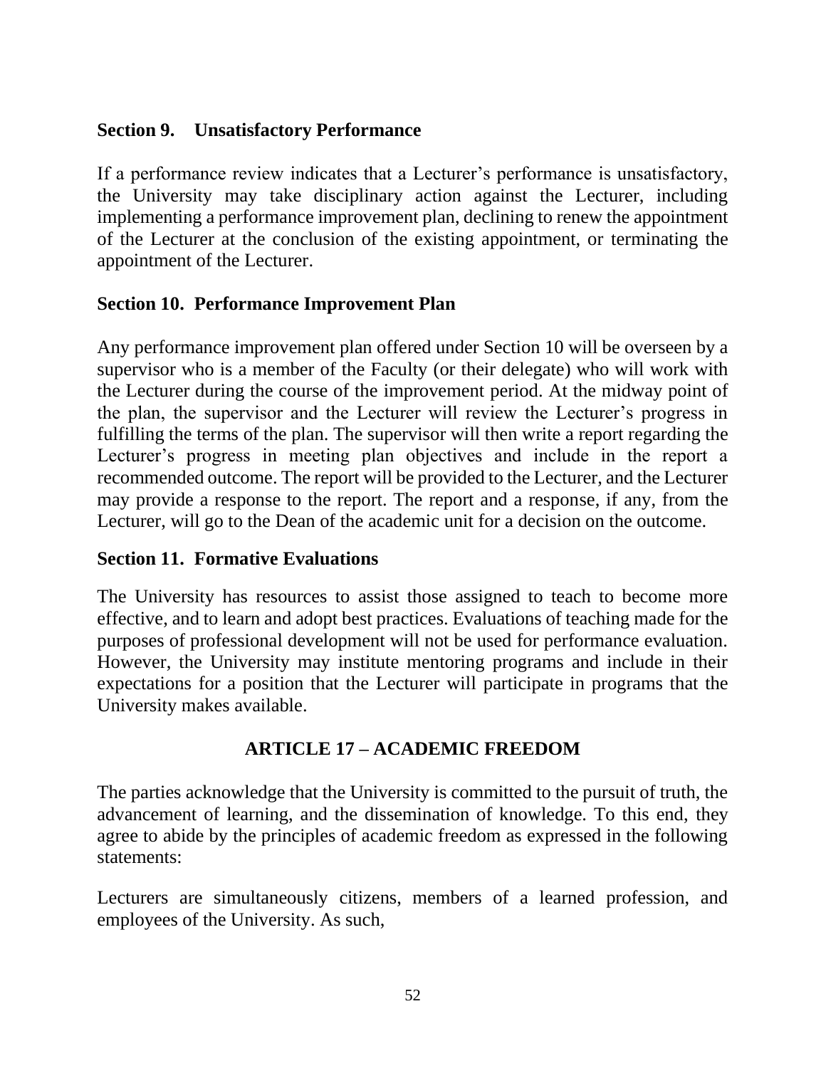### Section 9. Unsatisfactory Performance

If a performance review indicates that a Lecturer's performance is unsatisfactory, the University may take disciplinary action against the Lecturer, including implementing a performance improvement plan, declining to renew the appointment of the Lecturer at the conclusion of the existing appointment, or terminating the appointment of the Lecturer.

### Section 10. Performance Improvement Plan

Any performance improvement plan offered under Section 10 will be overseen by a supervisor who is a member of the Faculty (or their delegate) who will work with the Lecturer during the course of the improvement period. At the midway point of the plan, the supervisor and the Lecturer will review the Lecturer's progress in fulfilling the terms of the plan. The supervisor will then write a report regarding the Lecturer's progress in meeting plan objectives and include in the report a recommended outcome. The report will be provided to the Lecturer, and the Lecturer may provide a response to the report. The report and a response, if any, from the Lecturer, will go to the Dean of the academic unit for a decision on the outcome.

### Section 11. Formative Evaluations

The University has resources to assist those assigned to teach to become more effective, and to learn and adopt best practices. Evaluations of teaching made for the purposes of professional development will not be used for performance evaluation. However, the University may institute mentoring programs and include in their expectations for a position that the Lecturer will participate in programs that the University makes available.

## ARTICLE 17 – ACADEMIC FREEDOM

The parties acknowledge that the University is committed to the pursuit of truth, the advancement of learning, and the dissemination of knowledge. To this end, they agree to abide by the principles of academic freedom as expressed in the following statements:

Lecturers are simultaneously citizens, members of a learned profession, and employees of the University. As such,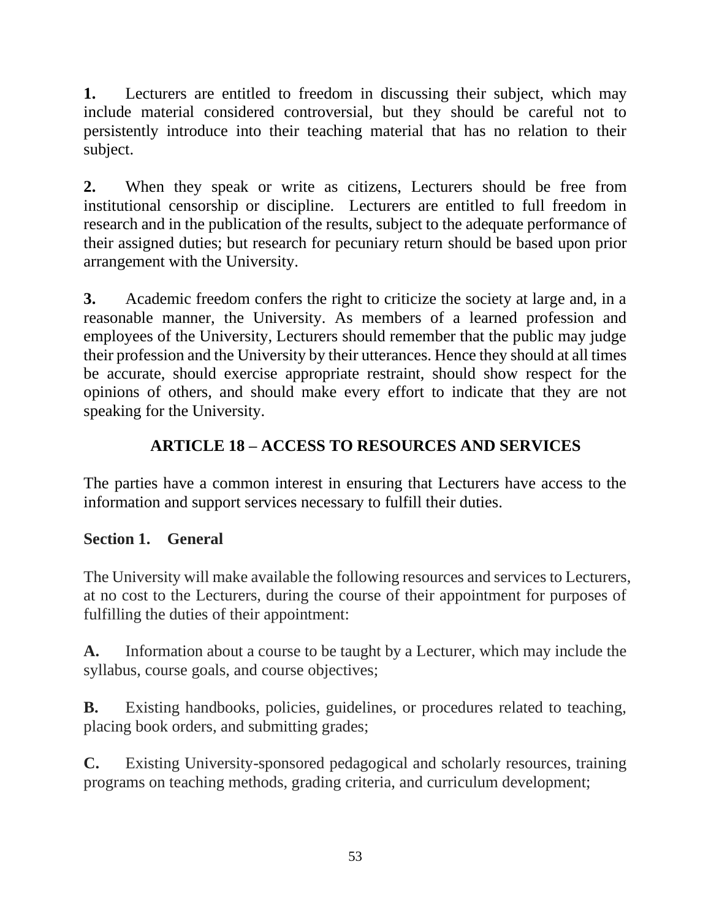**1.** Lecturers are entitled to freedom in discussing their subject, which may include material considered controversial, but they should be careful not to persistently introduce into their teaching material that has no relation to their subject.

**2.** When they speak or write as citizens, Lecturers should be free from institutional censorship or discipline. Lecturers are entitled to full freedom in research and in the publication of the results, subject to the adequate performance of their assigned duties; but research for pecuniary return should be based upon prior arrangement with the University.

**3.** Academic freedom confers the right to criticize the society at large and, in a reasonable manner, the University. As members of a learned profession and employees of the University, Lecturers should remember that the public may judge their profession and the University by their utterances. Hence they should at all times be accurate, should exercise appropriate restraint, should show respect for the opinions of others, and should make every effort to indicate that they are not speaking for the University.

## ARTICLE 18 – ACCESS TO RESOURCES AND SERVICES

The parties have a common interest in ensuring that Lecturers have access to the information and support services necessary to fulfill their duties.

### Section 1. General

The University will make available the following resources and services to Lecturers, at no cost to the Lecturers, during the course of their appointment for purposes of fulfilling the duties of their appointment:

**A.** Information about a course to be taught by a Lecturer, which may include the syllabus, course goals, and course objectives;

**B.** Existing handbooks, policies, guidelines, or procedures related to teaching, placing book orders, and submitting grades;

**C.** Existing University-sponsored pedagogical and scholarly resources, training programs on teaching methods, grading criteria, and curriculum development;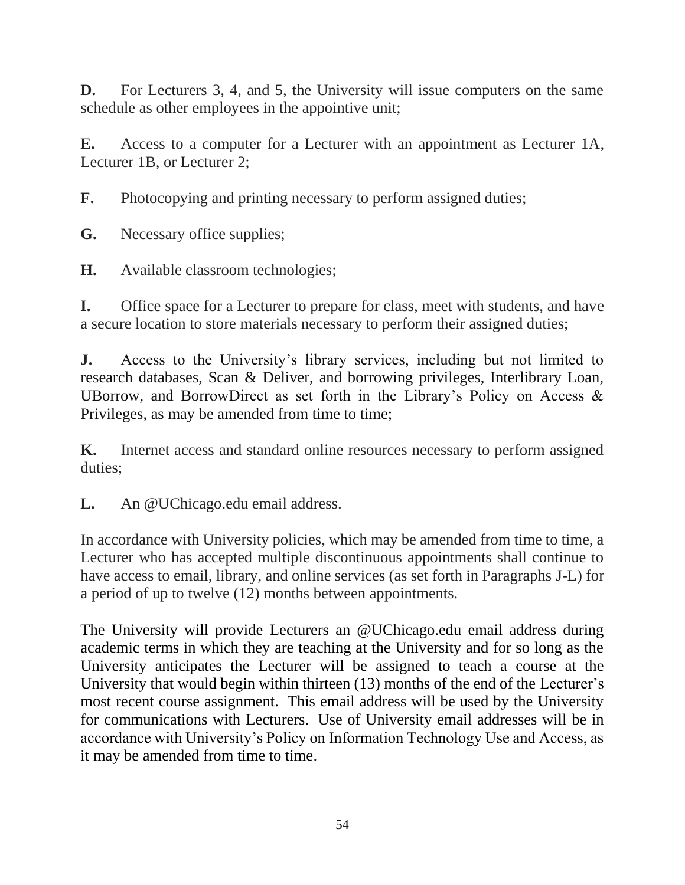**D.** For Lecturers 3, 4, and 5, the University will issue computers on the same schedule as other employees in the appointive unit;

**E.** Access to a computer for a Lecturer with an appointment as Lecturer 1A, Lecturer 1B, or Lecturer 2;

**F.** Photocopying and printing necessary to perform assigned duties;

**G.** Necessary office supplies;

**H.** Available classroom technologies;

**I.** Office space for a Lecturer to prepare for class, meet with students, and have a secure location to store materials necessary to perform their assigned duties;

**J.** Access to the University's library services, including but not limited to research databases, Scan & Deliver, and borrowing privileges, Interlibrary Loan, UBorrow, and BorrowDirect as set forth in the Library's Policy on Access & Privileges, as may be amended from time to time;

**K.** Internet access and standard online resources necessary to perform assigned duties;

**L.** An @UChicago.edu email address.

In accordance with University policies, which may be amended from time to time, a Lecturer who has accepted multiple discontinuous appointments shall continue to have access to email, library, and online services (as set forth in Paragraphs J-L) for a period of up to twelve (12) months between appointments.

The University will provide Lecturers an @UChicago.edu email address during academic terms in which they are teaching at the University and for so long as the University anticipates the Lecturer will be assigned to teach a course at the University that would begin within thirteen (13) months of the end of the Lecturer's most recent course assignment. This email address will be used by the University for communications with Lecturers. Use of University email addresses will be in accordance with University's Policy on Information Technology Use and Access, as it may be amended from time to time.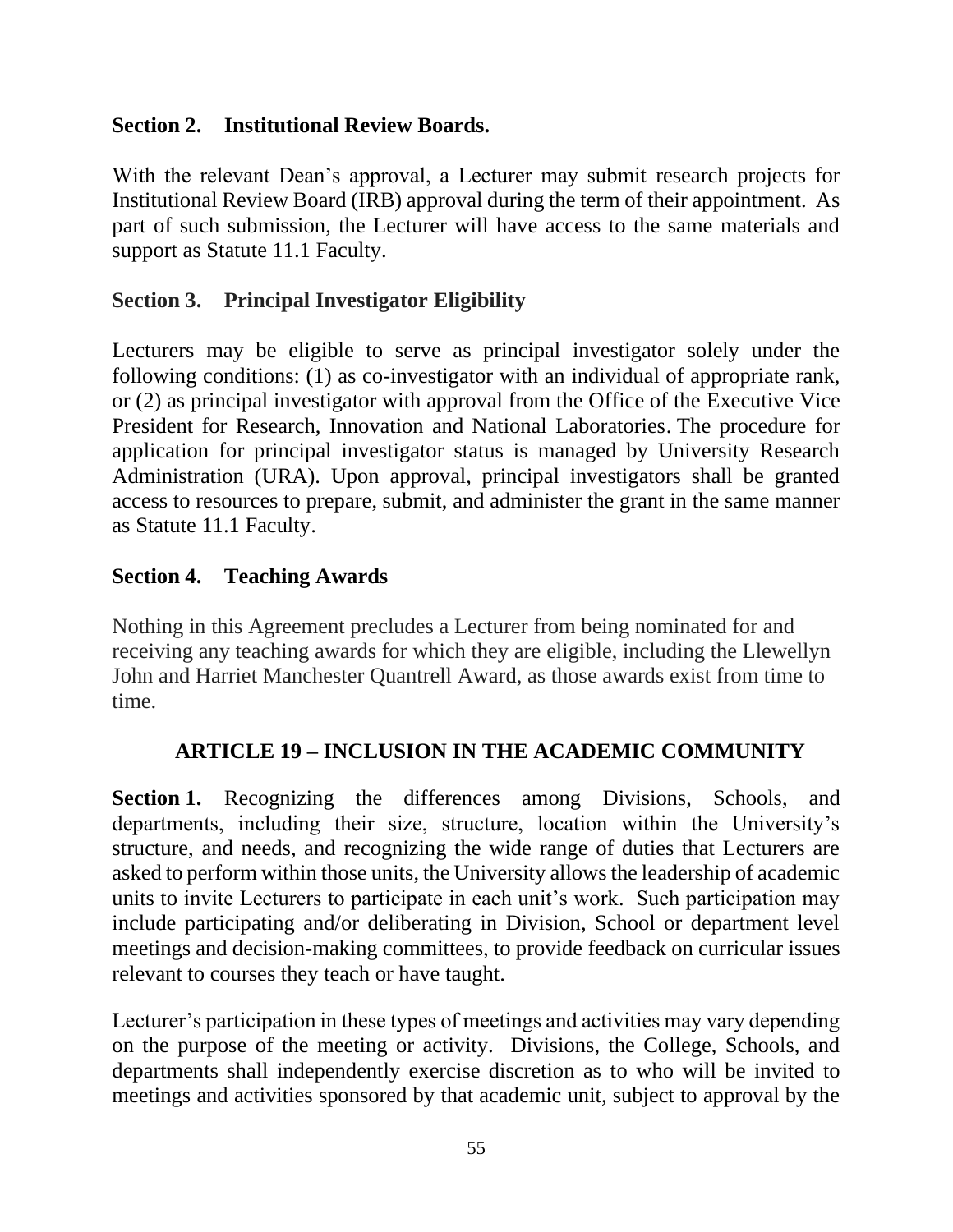### Section 2. Institutional Review Boards.

With the relevant Dean's approval, a Lecturer may submit research projects for Institutional Review Board (IRB) approval during the term of their appointment. As part of such submission, the Lecturer will have access to the same materials and support as Statute 11.1 Faculty.

### Section 3. Principal Investigator Eligibility

Lecturers may be eligible to serve as principal investigator solely under the following conditions: (1) as co-investigator with an individual of appropriate rank, or (2) as principal investigator with approval from the Office of the Executive Vice President for Research, Innovation and National Laboratories. The procedure for application for principal investigator status is managed by University Research Administration (URA). Upon approval, principal investigators shall be granted access to resources to prepare, submit, and administer the grant in the same manner as Statute 11.1 Faculty.

### Section 4. Teaching Awards

Nothing in this Agreement precludes a Lecturer from being nominated for and receiving any teaching awards for which they are eligible, including the Llewellyn John and Harriet Manchester Quantrell Award, as those awards exist from time to time.

## ARTICLE 19 – INCLUSION IN THE ACADEMIC COMMUNITY

**Section 1.** Recognizing the differences among Divisions, Schools, and departments, including their size, structure, location within the University's structure, and needs, and recognizing the wide range of duties that Lecturers are asked to perform within those units, the University allows the leadership of academic units to invite Lecturers to participate in each unit's work. Such participation may include participating and/or deliberating in Division, School or department level meetings and decision-making committees, to provide feedback on curricular issues relevant to courses they teach or have taught.

Lecturer's participation in these types of meetings and activities may vary depending on the purpose of the meeting or activity. Divisions, the College, Schools, and departments shall independently exercise discretion as to who will be invited to meetings and activities sponsored by that academic unit, subject to approval by the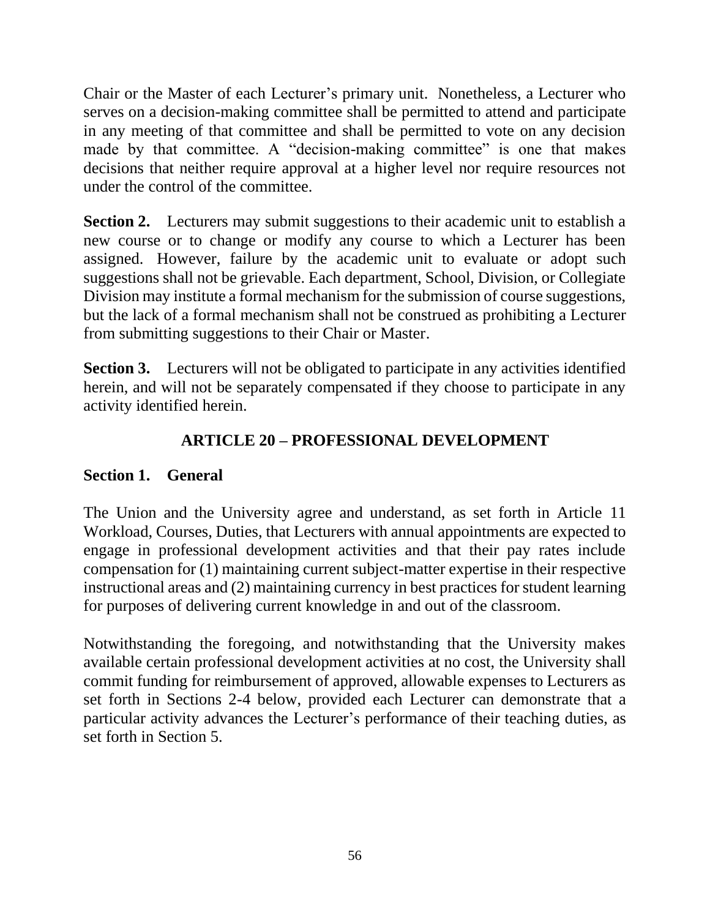Chair or the Master of each Lecturer's primary unit. Nonetheless, a Lecturer who serves on a decision-making committee shall be permitted to attend and participate in any meeting of that committee and shall be permitted to vote on any decision made by that committee. A "decision-making committee" is one that makes decisions that neither require approval at a higher level nor require resources not under the control of the committee.

**Section 2.** Lecturers may submit suggestions to their academic unit to establish a new course or to change or modify any course to which a Lecturer has been assigned. However, failure by the academic unit to evaluate or adopt such suggestions shall not be grievable. Each department, School, Division, or Collegiate Division may institute a formal mechanism for the submission of course suggestions, but the lack of a formal mechanism shall not be construed as prohibiting a Lecturer from submitting suggestions to their Chair or Master.

**Section 3.** Lecturers will not be obligated to participate in any activities identified herein, and will not be separately compensated if they choose to participate in any activity identified herein.

## ARTICLE 20 – PROFESSIONAL DEVELOPMENT

### Section 1. General

The Union and the University agree and understand, as set forth in Article 11 Workload, Courses, Duties, that Lecturers with annual appointments are expected to engage in professional development activities and that their pay rates include compensation for (1) maintaining current subject-matter expertise in their respective instructional areas and (2) maintaining currency in best practices for student learning for purposes of delivering current knowledge in and out of the classroom.

Notwithstanding the foregoing, and notwithstanding that the University makes available certain professional development activities at no cost, the University shall commit funding for reimbursement of approved, allowable expenses to Lecturers as set forth in Sections 2-4 below, provided each Lecturer can demonstrate that a particular activity advances the Lecturer's performance of their teaching duties, as set forth in Section 5.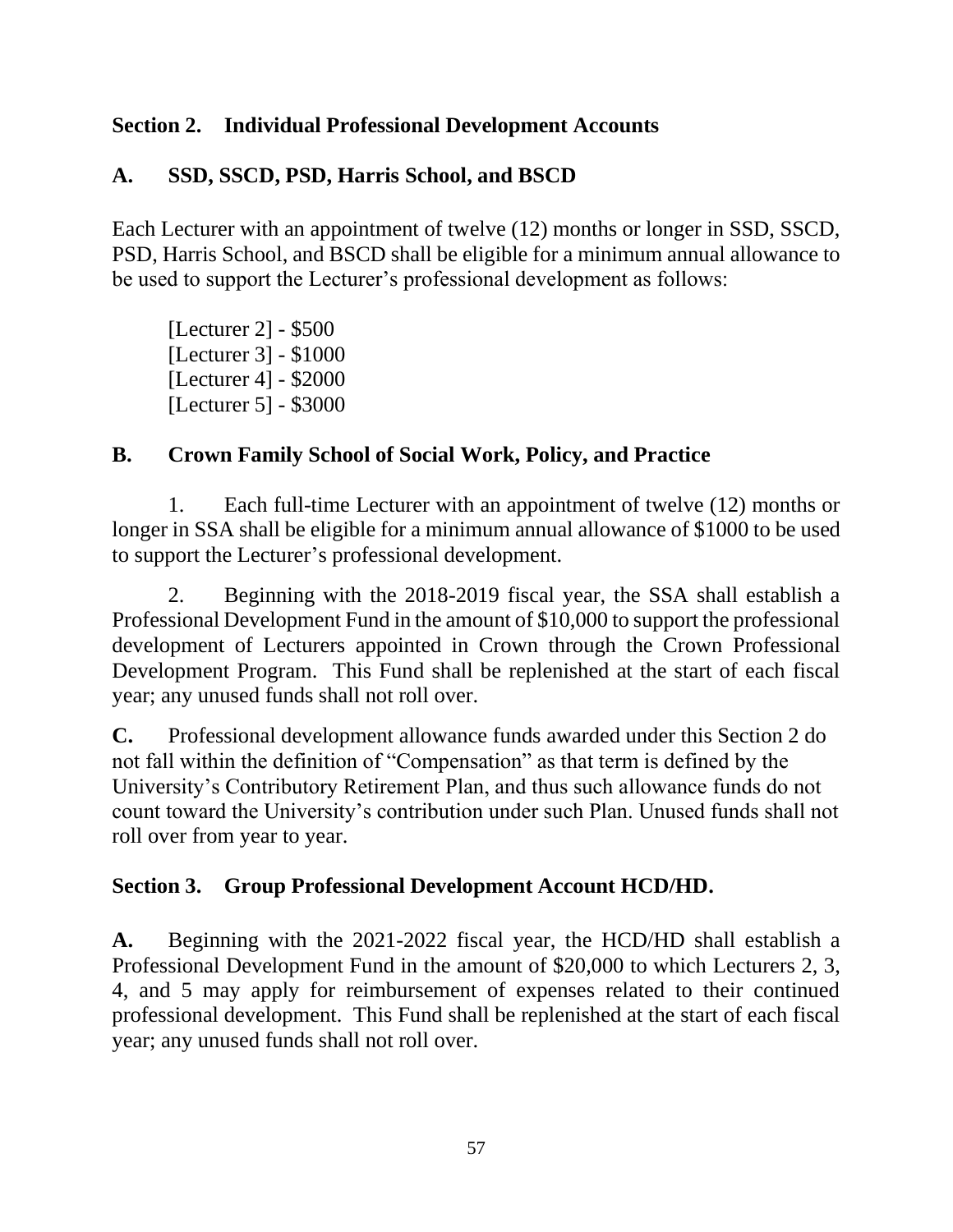## Section 2. Individual Professional Development Accounts

### A. SSD, SSCD, PSD, Harris School, and BSCD

Each Lecturer with an appointment of twelve (12) months or longer in SSD, SSCD, PSD, Harris School, and BSCD shall be eligible for a minimum annual allowance to be used to support the Lecturer's professional development as follows:

[Lecturer 2] - $500
[Lecturer 3] - $1000
[Lecturer 4] - $2000
[Lecturer 5] - $3000

### B. Crown Family School of Social Work, Policy, and Practice

1. Each full-time Lecturer with an appointment of twelve (12) months or longer in SSA shall be eligible for a minimum annual allowance of $1000 to be used to support the Lecturer's professional development.

2. Beginning with the 2018-2019 fiscal year, the SSA shall establish a Professional Development Fund in the amount of $10,000 to support the professional development of Lecturers appointed in Crown through the Crown Professional Development Program. This Fund shall be replenished at the start of each fiscal year; any unused funds shall not roll over.

**C.** Professional development allowance funds awarded under this Section 2 do not fall within the definition of "Compensation" as that term is defined by the University's Contributory Retirement Plan, and thus such allowance funds do not count toward the University's contribution under such Plan. Unused funds shall not roll over from year to year.

## Section 3. Group Professional Development Account HCD/HD.

**A.** Beginning with the 2021-2022 fiscal year, the HCD/HD shall establish a Professional Development Fund in the amount of $20,000 to which Lecturers 2, 3, 4, and 5 may apply for reimbursement of expenses related to their continued professional development. This Fund shall be replenished at the start of each fiscal year; any unused funds shall not roll over.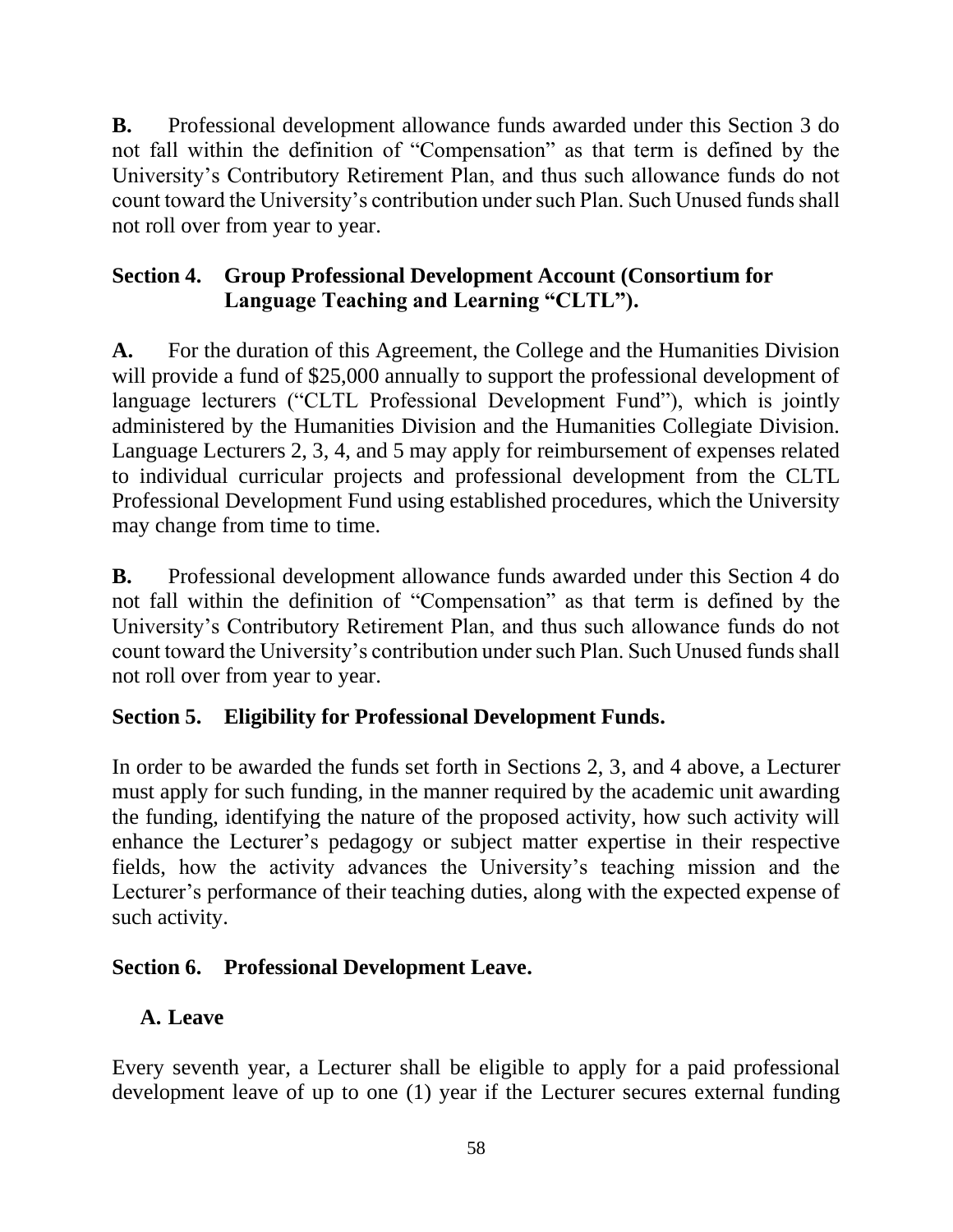**B.** Professional development allowance funds awarded under this Section 3 do not fall within the definition of "Compensation" as that term is defined by the University's Contributory Retirement Plan, and thus such allowance funds do not count toward the University's contribution under such Plan. Such Unused funds shall not roll over from year to year.

### Section 4. Group Professional Development Account (Consortium for Language Teaching and Learning "CLTL").

**A.** For the duration of this Agreement, the College and the Humanities Division will provide a fund of $25,000 annually to support the professional development of language lecturers ("CLTL Professional Development Fund"), which is jointly administered by the Humanities Division and the Humanities Collegiate Division. Language Lecturers 2, 3, 4, and 5 may apply for reimbursement of expenses related to individual curricular projects and professional development from the CLTL Professional Development Fund using established procedures, which the University may change from time to time.

**B.** Professional development allowance funds awarded under this Section 4 do not fall within the definition of "Compensation" as that term is defined by the University's Contributory Retirement Plan, and thus such allowance funds do not count toward the University's contribution under such Plan. Such Unused funds shall not roll over from year to year.

### Section 5. Eligibility for Professional Development Funds.

In order to be awarded the funds set forth in Sections 2, 3, and 4 above, a Lecturer must apply for such funding, in the manner required by the academic unit awarding the funding, identifying the nature of the proposed activity, how such activity will enhance the Lecturer's pedagogy or subject matter expertise in their respective fields, how the activity advances the University's teaching mission and the Lecturer's performance of their teaching duties, along with the expected expense of such activity.

### Section 6. Professional Development Leave.

#### A. Leave

Every seventh year, a Lecturer shall be eligible to apply for a paid professional development leave of up to one (1) year if the Lecturer secures external funding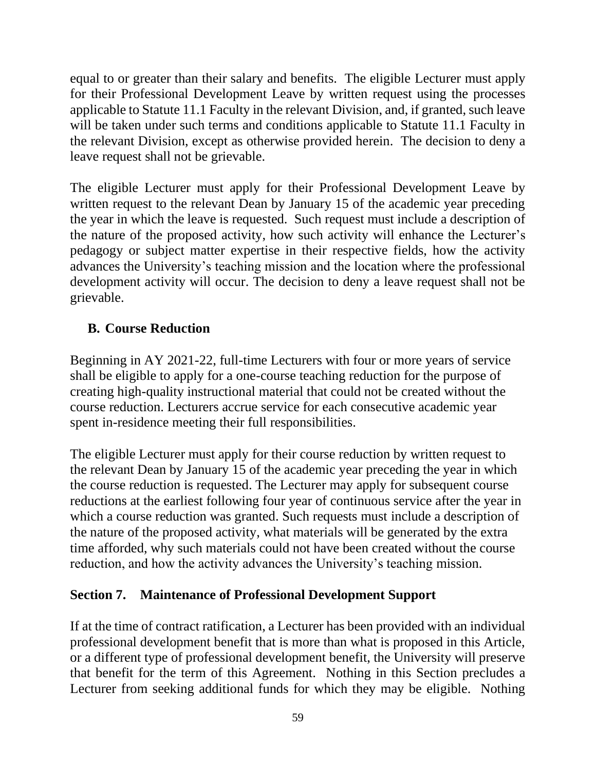equal to or greater than their salary and benefits. The eligible Lecturer must apply for their Professional Development Leave by written request using the processes applicable to Statute 11.1 Faculty in the relevant Division, and, if granted, such leave will be taken under such terms and conditions applicable to Statute 11.1 Faculty in the relevant Division, except as otherwise provided herein. The decision to deny a leave request shall not be grievable.

The eligible Lecturer must apply for their Professional Development Leave by written request to the relevant Dean by January 15 of the academic year preceding the year in which the leave is requested. Such request must include a description of the nature of the proposed activity, how such activity will enhance the Lecturer's pedagogy or subject matter expertise in their respective fields, how the activity advances the University's teaching mission and the location where the professional development activity will occur. The decision to deny a leave request shall not be grievable.

### B. Course Reduction

Beginning in AY 2021-22, full-time Lecturers with four or more years of service shall be eligible to apply for a one-course teaching reduction for the purpose of creating high-quality instructional material that could not be created without the course reduction. Lecturers accrue service for each consecutive academic year spent in-residence meeting their full responsibilities.

The eligible Lecturer must apply for their course reduction by written request to the relevant Dean by January 15 of the academic year preceding the year in which the course reduction is requested. The Lecturer may apply for subsequent course reductions at the earliest following four year of continuous service after the year in which a course reduction was granted. Such requests must include a description of the nature of the proposed activity, what materials will be generated by the extra time afforded, why such materials could not have been created without the course reduction, and how the activity advances the University's teaching mission.

## Section 7. Maintenance of Professional Development Support

If at the time of contract ratification, a Lecturer has been provided with an individual professional development benefit that is more than what is proposed in this Article, or a different type of professional development benefit, the University will preserve that benefit for the term of this Agreement. Nothing in this Section precludes a Lecturer from seeking additional funds for which they may be eligible. Nothing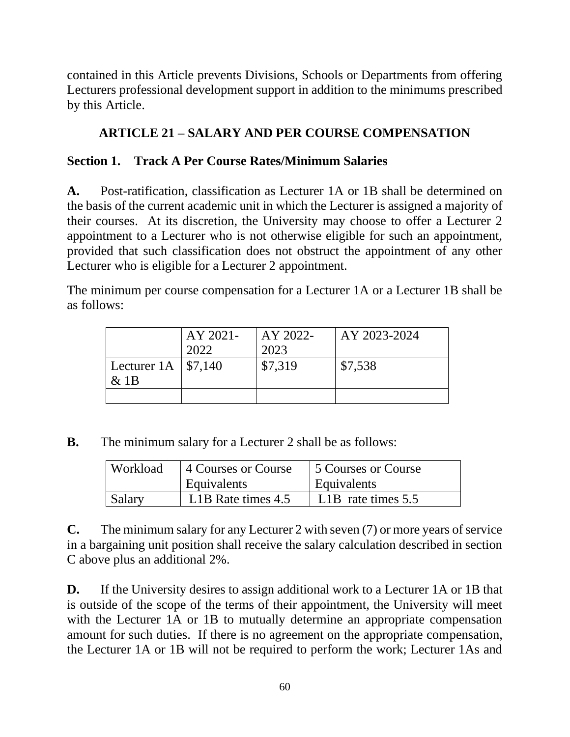contained in this Article prevents Divisions, Schools or Departments from offering Lecturers professional development support in addition to the minimums prescribed by this Article.

## ARTICLE 21 – SALARY AND PER COURSE COMPENSATION

### Section 1. Track A Per Course Rates/Minimum Salaries

**A.** Post-ratification, classification as Lecturer 1A or 1B shall be determined on the basis of the current academic unit in which the Lecturer is assigned a majority of their courses. At its discretion, the University may choose to offer a Lecturer 2 appointment to a Lecturer who is not otherwise eligible for such an appointment, provided that such classification does not obstruct the appointment of any other Lecturer who is eligible for a Lecturer 2 appointment.

The minimum per course compensation for a Lecturer 1A or a Lecturer 1B shall be as follows:

| | AY 2021-2022 | AY 2022-2023 | AY 2023-2024 |
|---|---|---|---|
| Lecturer 1A & 1B | $7,140 | $7,319 | $7,538 |
| | | | |

**B.** The minimum salary for a Lecturer 2 shall be as follows:

| Workload | 4 Courses or Course Equivalents | 5 Courses or Course Equivalents |
|---|---|---|
| Salary | L1B Rate times 4.5 | L1B rate times 5.5 |

**C.** The minimum salary for any Lecturer 2 with seven (7) or more years of service in a bargaining unit position shall receive the salary calculation described in section C above plus an additional 2%.

**D.** If the University desires to assign additional work to a Lecturer 1A or 1B that is outside of the scope of the terms of their appointment, the University will meet with the Lecturer 1A or 1B to mutually determine an appropriate compensation amount for such duties. If there is no agreement on the appropriate compensation, the Lecturer 1A or 1B will not be required to perform the work; Lecturer 1As and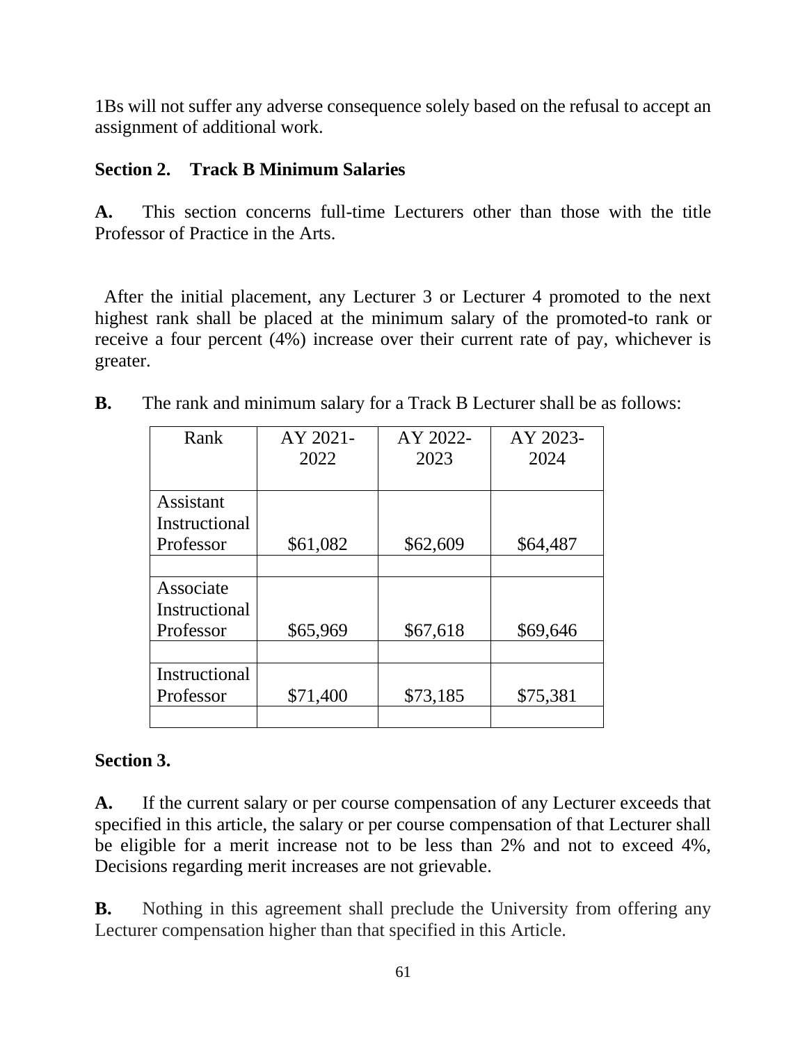1Bs will not suffer any adverse consequence solely based on the refusal to accept an assignment of additional work.

**Section 2. Track B Minimum Salaries**

**A.** This section concerns full-time Lecturers other than those with the title Professor of Practice in the Arts.

After the initial placement, any Lecturer 3 or Lecturer 4 promoted to the next highest rank shall be placed at the minimum salary of the promoted-to rank or receive a four percent (4%) increase over their current rate of pay, whichever is greater.

**B.** The rank and minimum salary for a Track B Lecturer shall be as follows:

| Rank | AY 2021-2022 | AY 2022-2023 | AY 2023-2024 |
|---|---|---|---|
| Assistant Instructional Professor | $61,082 | $62,609 | $64,487 |
| | | | |
| Associate Instructional Professor | $65,969 | $67,618 | $69,646 |
| | | | |
| Instructional Professor | $71,400 | $73,185 | $75,381 |
| | | | |

**Section 3.**

**A.** If the current salary or per course compensation of any Lecturer exceeds that specified in this article, the salary or per course compensation of that Lecturer shall be eligible for a merit increase not to be less than 2% and not to exceed 4%, Decisions regarding merit increases are not grievable.

**B.** Nothing in this agreement shall preclude the University from offering any Lecturer compensation higher than that specified in this Article.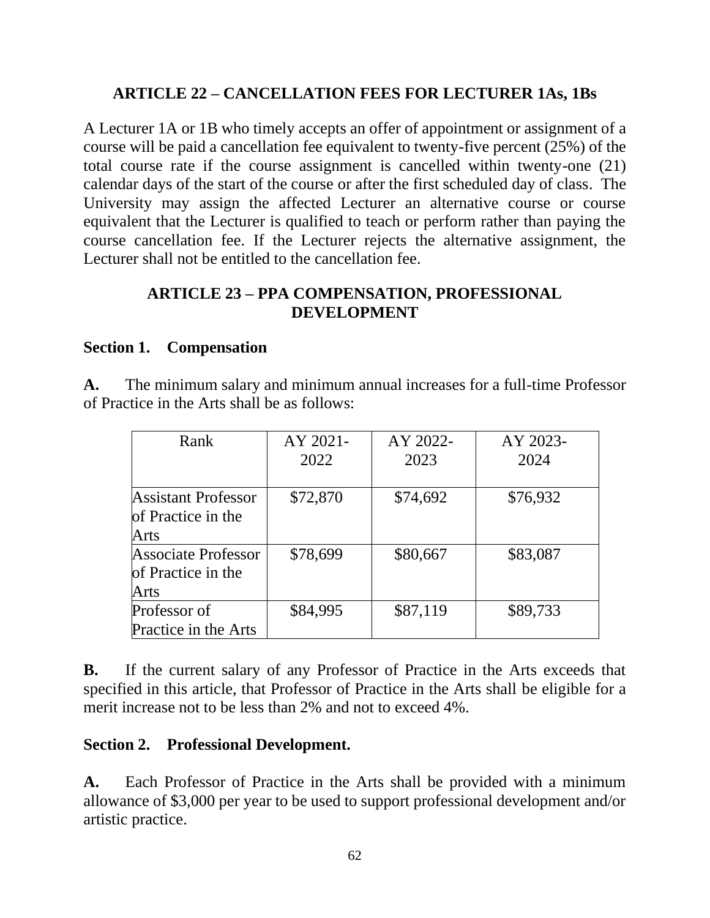## ARTICLE 22 – CANCELLATION FEES FOR LECTURER 1As, 1Bs

A Lecturer 1A or 1B who timely accepts an offer of appointment or assignment of a course will be paid a cancellation fee equivalent to twenty-five percent (25%) of the total course rate if the course assignment is cancelled within twenty-one (21) calendar days of the start of the course or after the first scheduled day of class. The University may assign the affected Lecturer an alternative course or course equivalent that the Lecturer is qualified to teach or perform rather than paying the course cancellation fee. If the Lecturer rejects the alternative assignment, the Lecturer shall not be entitled to the cancellation fee.

## ARTICLE 23 – PPA COMPENSATION, PROFESSIONAL DEVELOPMENT

### Section 1. Compensation

**A.** The minimum salary and minimum annual increases for a full-time Professor of Practice in the Arts shall be as follows:

| Rank | AY 2021-2022 | AY 2022-2023 | AY 2023-2024 |
|---|---|---|---|
| Assistant Professor of Practice in the Arts | $72,870 | $74,692 | $76,932 |
| Associate Professor of Practice in the Arts | $78,699 | $80,667 | $83,087 |
| Professor of Practice in the Arts | $84,995 | $87,119 | $89,733 |

**B.** If the current salary of any Professor of Practice in the Arts exceeds that specified in this article, that Professor of Practice in the Arts shall be eligible for a merit increase not to be less than 2% and not to exceed 4%.

### Section 2. Professional Development.

**A.** Each Professor of Practice in the Arts shall be provided with a minimum allowance of $3,000 per year to be used to support professional development and/or artistic practice.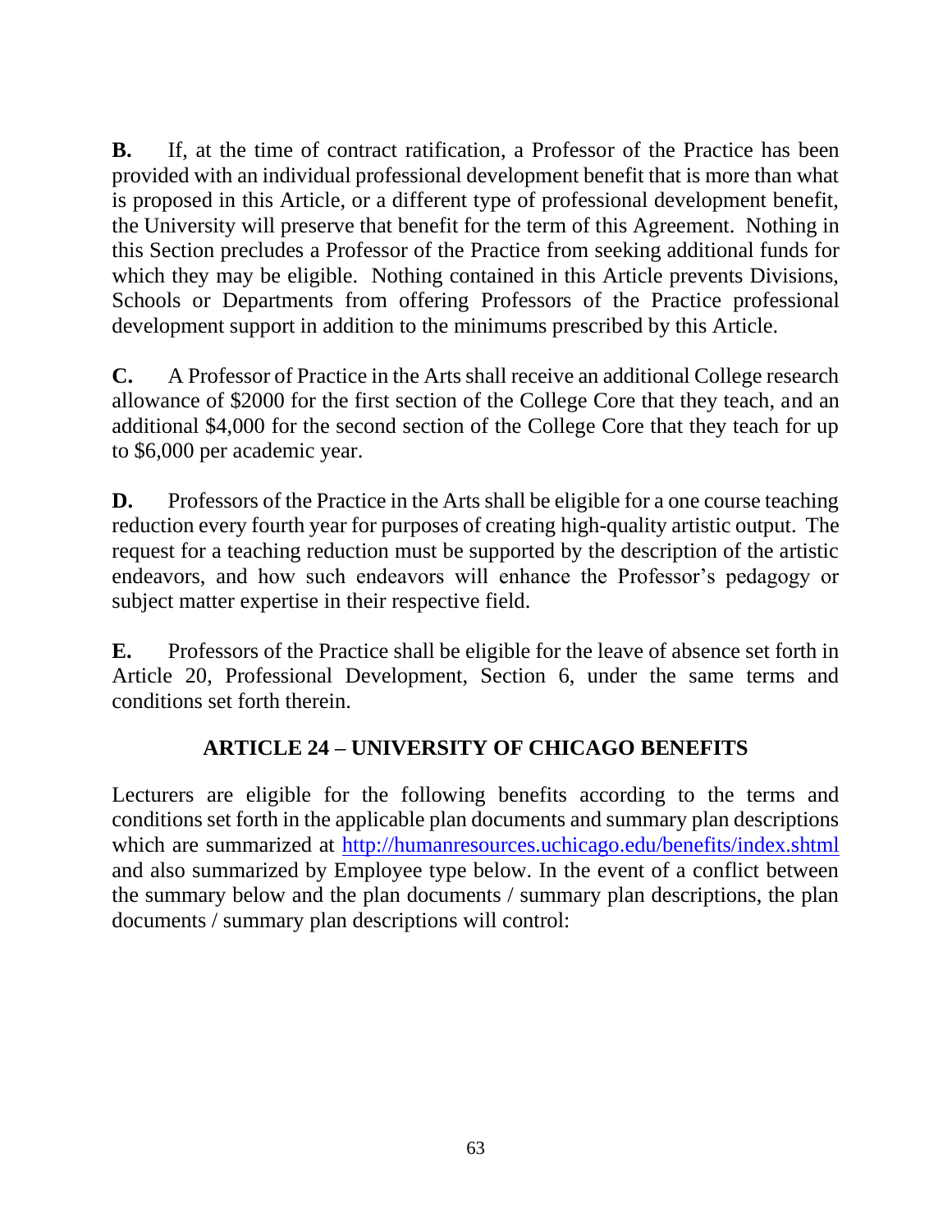**B.** If, at the time of contract ratification, a Professor of the Practice has been provided with an individual professional development benefit that is more than what is proposed in this Article, or a different type of professional development benefit, the University will preserve that benefit for the term of this Agreement. Nothing in this Section precludes a Professor of the Practice from seeking additional funds for which they may be eligible. Nothing contained in this Article prevents Divisions, Schools or Departments from offering Professors of the Practice professional development support in addition to the minimums prescribed by this Article.

**C.** A Professor of Practice in the Arts shall receive an additional College research allowance of $2000 for the first section of the College Core that they teach, and an additional $4,000 for the second section of the College Core that they teach for up to $6,000 per academic year.

**D.** Professors of the Practice in the Arts shall be eligible for a one course teaching reduction every fourth year for purposes of creating high-quality artistic output. The request for a teaching reduction must be supported by the description of the artistic endeavors, and how such endeavors will enhance the Professor's pedagogy or subject matter expertise in their respective field.

**E.** Professors of the Practice shall be eligible for the leave of absence set forth in Article 20, Professional Development, Section 6, under the same terms and conditions set forth therein.

## ARTICLE 24 – UNIVERSITY OF CHICAGO BENEFITS

Lecturers are eligible for the following benefits according to the terms and conditions set forth in the applicable plan documents and summary plan descriptions which are summarized at http://humanresources.uchicago.edu/benefits/index.shtml and also summarized by Employee type below. In the event of a conflict between the summary below and the plan documents / summary plan descriptions, the plan documents / summary plan descriptions will control: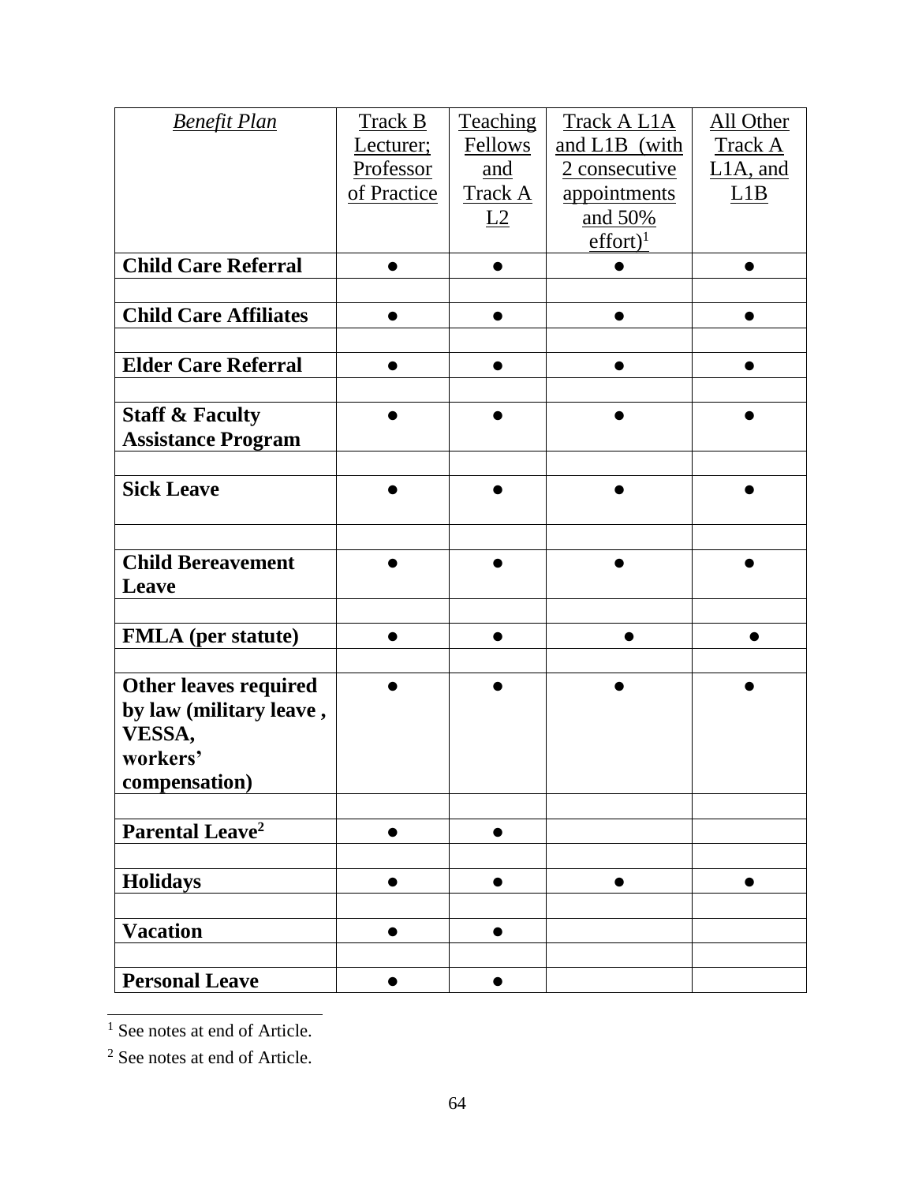| *Benefit Plan* | Track B Lecturer; Professor of Practice | Teaching Fellows and Track A L2 | Track A L1A and L1B (with 2 consecutive appointments and 50% effort)[1] | All Other Track A L1A, and L1B |
|---|---|---|---|---|
| **Child Care Referral** | ● | ● | ● | ● |
| | | | | |
| **Child Care Affiliates** | ● | ● | ● | ● |
| | | | | |
| **Elder Care Referral** | ● | ● | ● | ● |
| | | | | |
| **Staff & Faculty Assistance Program** | ● | ● | ● | ● |
| | | | | |
| **Sick Leave** | ● | ● | ● | ● |
| | | | | |
| **Child Bereavement Leave** | ● | ● | ● | ● |
| | | | | |
| **FMLA (per statute)** | ● | ● | ● | ● |
| | | | | |
| **Other leaves required by law (military leave , VESSA, workers' compensation)** | ● | ● | ● | ● |
| | | | | |
| **Parental Leave[2]** | ● | ● | | |
| | | | | |
| **Holidays** | ● | ● | ● | ● |
| | | | | |
| **Vacation** | ● | ● | | |
| | | | | |
| **Personal Leave** | ● | ● | | |

[1] See notes at end of Article.

[2] See notes at end of Article.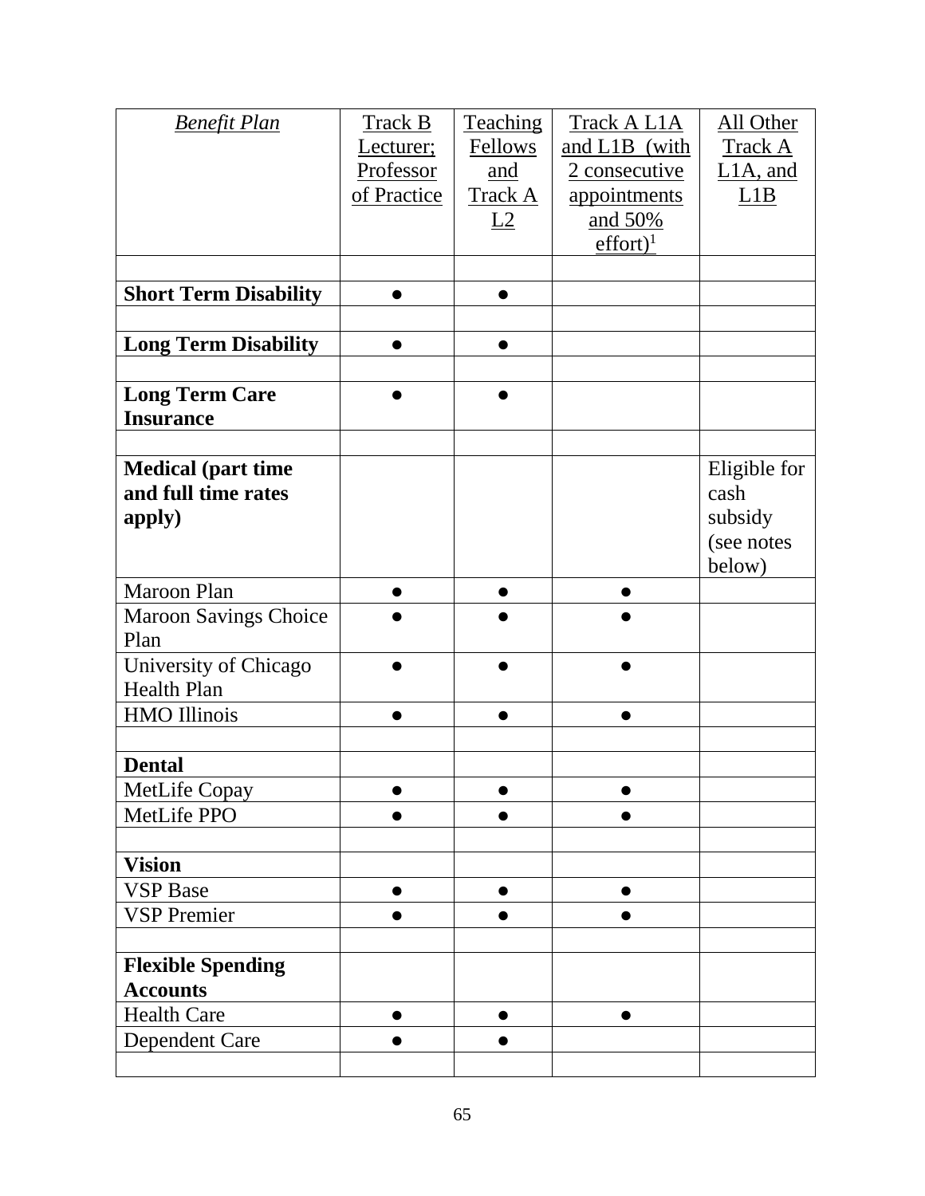| *Benefit Plan* | Track B Lecturer; Professor of Practice | Teaching Fellows and Track A L2 | Track A L1A and L1B (with 2 consecutive appointments and 50% effort)[1] | All Other Track A L1A, and L1B |
|---|---|---|---|---|
| | | | | |
| **Short Term Disability** | ● | ● | | |
| | | | | |
| **Long Term Disability** | ● | ● | | |
| | | | | |
| **Long Term Care Insurance** | ● | ● | | |
| | | | | |
| **Medical (part time and full time rates apply)** | | | | Eligible for cash subsidy (see notes below) |
| Maroon Plan | ● | ● | ● | |
| Maroon Savings Choice Plan | ● | ● | ● | |
| University of Chicago Health Plan | ● | ● | ● | |
| HMO Illinois | ● | ● | ● | |
| | | | | |
| **Dental** | | | | |
| MetLife Copay | ● | ● | ● | |
| MetLife PPO | ● | ● | ● | |
| | | | | |
| **Vision** | | | | |
| VSP Base | ● | ● | ● | |
| VSP Premier | ● | ● | ● | |
| | | | | |
| **Flexible Spending Accounts** | | | | |
| Health Care | ● | ● | ● | |
| Dependent Care | ● | ● | | |
| | | | | |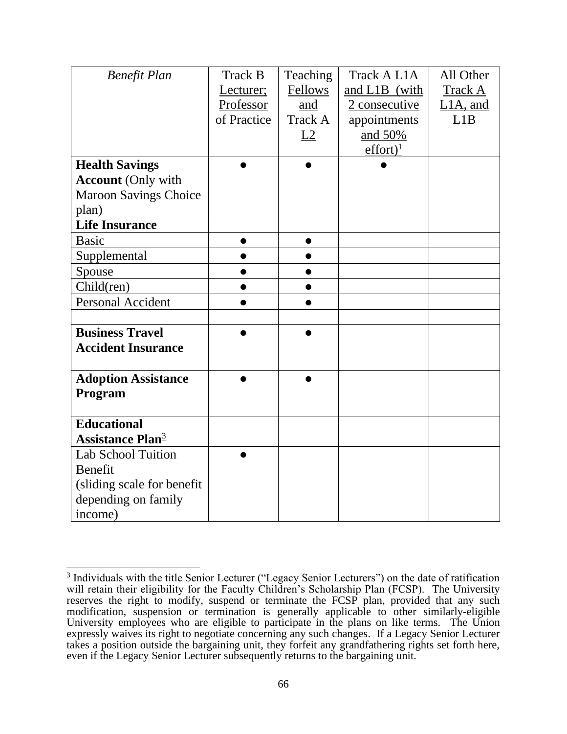| *Benefit Plan* | Track B Lecturer; Professor of Practice | Teaching Fellows and Track A L2 | Track A L1A and L1B (with 2 consecutive appointments and 50% effort)[1] | All Other Track A L1A, and L1B |
|---|---|---|---|---|
| **Health Savings Account** (Only with Maroon Savings Choice plan) | ● | ● | ● | |
| **Life Insurance** | | | | |
| Basic | ● | ● | | |
| Supplemental | ● | ● | | |
| Spouse | ● | ● | | |
| Child(ren) | ● | ● | | |
| Personal Accident | ● | ● | | |
| | | | | |
| **Business Travel Accident Insurance** | ● | ● | | |
| | | | | |
| **Adoption Assistance Program** | ● | ● | | |
| | | | | |
| **Educational Assistance Plan**[3] | | | | |
| Lab School Tuition Benefit (sliding scale for benefit depending on family income) | ● | | | |

[3] Individuals with the title Senior Lecturer ("Legacy Senior Lecturers") on the date of ratification will retain their eligibility for the Faculty Children's Scholarship Plan (FCSP). The University reserves the right to modify, suspend or terminate the FCSP plan, provided that any such modification, suspension or termination is generally applicable to other similarly-eligible University employees who are eligible to participate in the plans on like terms. The Union expressly waives its right to negotiate concerning any such changes. If a Legacy Senior Lecturer takes a position outside the bargaining unit, they forfeit any grandfathering rights set forth here, even if the Legacy Senior Lecturer subsequently returns to the bargaining unit.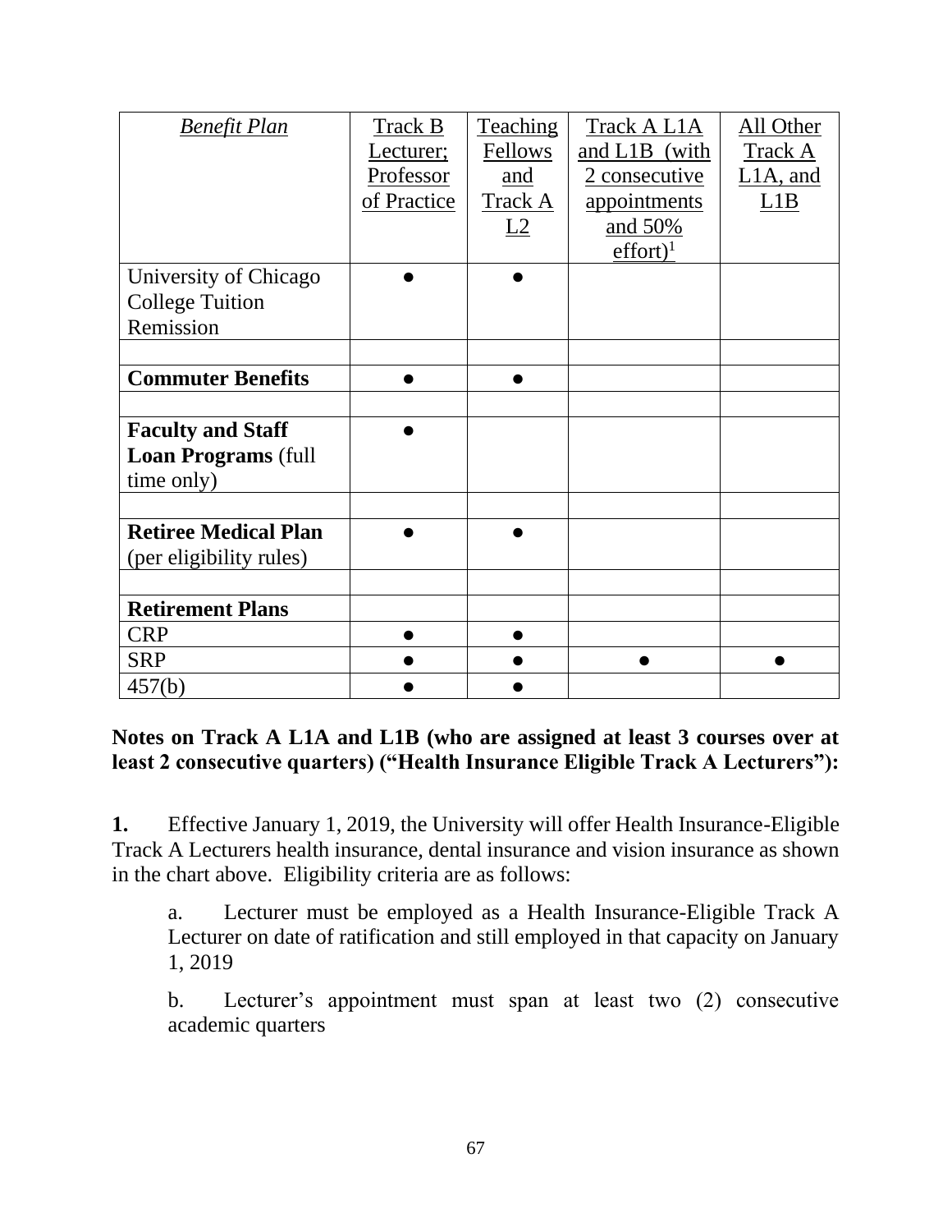| *Benefit Plan* | Track B Lecturer; Professor of Practice | Teaching Fellows and Track A L2 | Track A L1A and L1B (with 2 consecutive appointments and 50% effort)[1] | All Other Track A L1A, and L1B |
|---|---|---|---|---|
| University of Chicago College Tuition Remission | ● | ● | | |
| | | | | |
| **Commuter Benefits** | ● | ● | | |
| | | | | |
| **Faculty and Staff Loan Programs** (full time only) | ● | | | |
| | | | | |
| **Retiree Medical Plan** (per eligibility rules) | ● | ● | | |
| | | | | |
| **Retirement Plans** | | | | |
| CRP | ● | ● | | |
| SRP | ● | ● | ● | ● |
| 457(b) | ● | ● | | |

**Notes on Track A L1A and L1B (who are assigned at least 3 courses over at least 2 consecutive quarters) ("Health Insurance Eligible Track A Lecturers"):**

**1.** Effective January 1, 2019, the University will offer Health Insurance-Eligible Track A Lecturers health insurance, dental insurance and vision insurance as shown in the chart above. Eligibility criteria are as follows:

a. Lecturer must be employed as a Health Insurance-Eligible Track A Lecturer on date of ratification and still employed in that capacity on January 1, 2019

b. Lecturer's appointment must span at least two (2) consecutive academic quarters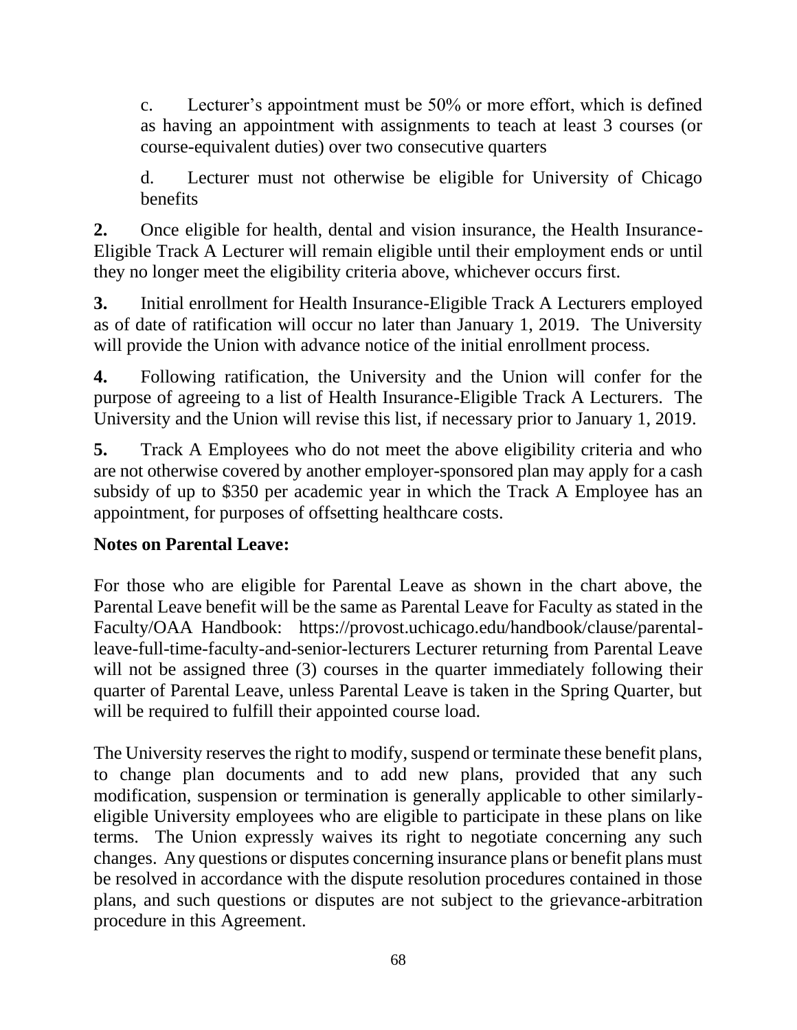c. Lecturer's appointment must be 50% or more effort, which is defined as having an appointment with assignments to teach at least 3 courses (or course-equivalent duties) over two consecutive quarters

d. Lecturer must not otherwise be eligible for University of Chicago benefits

**2.** Once eligible for health, dental and vision insurance, the Health Insurance-Eligible Track A Lecturer will remain eligible until their employment ends or until they no longer meet the eligibility criteria above, whichever occurs first.

**3.** Initial enrollment for Health Insurance-Eligible Track A Lecturers employed as of date of ratification will occur no later than January 1, 2019. The University will provide the Union with advance notice of the initial enrollment process.

**4.** Following ratification, the University and the Union will confer for the purpose of agreeing to a list of Health Insurance-Eligible Track A Lecturers. The University and the Union will revise this list, if necessary prior to January 1, 2019.

**5.** Track A Employees who do not meet the above eligibility criteria and who are not otherwise covered by another employer-sponsored plan may apply for a cash subsidy of up to $350 per academic year in which the Track A Employee has an appointment, for purposes of offsetting healthcare costs.

**Notes on Parental Leave:**

For those who are eligible for Parental Leave as shown in the chart above, the Parental Leave benefit will be the same as Parental Leave for Faculty as stated in the Faculty/OAA Handbook: https://provost.uchicago.edu/handbook/clause/parental-leave-full-time-faculty-and-senior-lecturers Lecturer returning from Parental Leave will not be assigned three (3) courses in the quarter immediately following their quarter of Parental Leave, unless Parental Leave is taken in the Spring Quarter, but will be required to fulfill their appointed course load.

The University reserves the right to modify, suspend or terminate these benefit plans, to change plan documents and to add new plans, provided that any such modification, suspension or termination is generally applicable to other similarly-eligible University employees who are eligible to participate in these plans on like terms. The Union expressly waives its right to negotiate concerning any such changes. Any questions or disputes concerning insurance plans or benefit plans must be resolved in accordance with the dispute resolution procedures contained in those plans, and such questions or disputes are not subject to the grievance-arbitration procedure in this Agreement.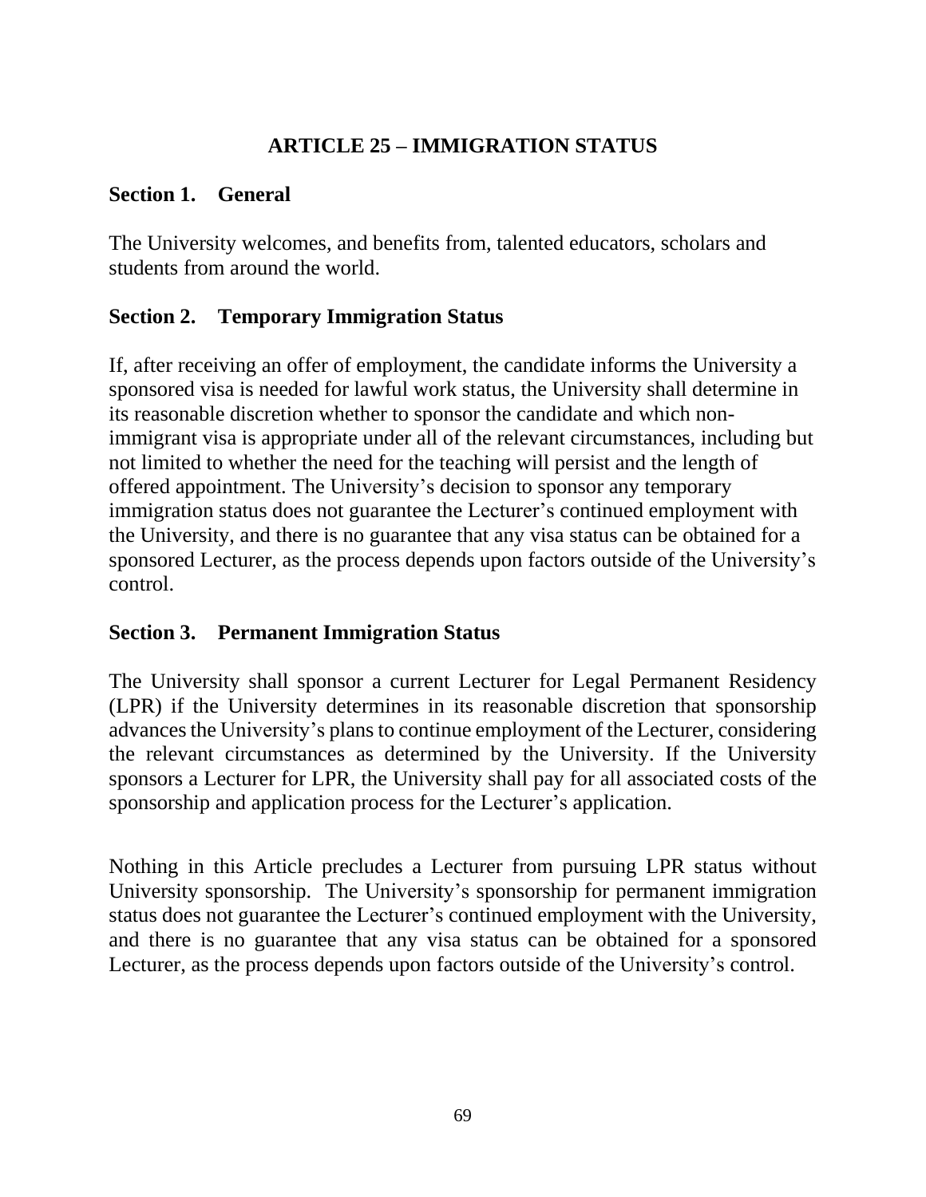# ARTICLE 25 – IMMIGRATION STATUS

## Section 1. General

The University welcomes, and benefits from, talented educators, scholars and students from around the world.

## Section 2. Temporary Immigration Status

If, after receiving an offer of employment, the candidate informs the University a sponsored visa is needed for lawful work status, the University shall determine in its reasonable discretion whether to sponsor the candidate and which non-immigrant visa is appropriate under all of the relevant circumstances, including but not limited to whether the need for the teaching will persist and the length of offered appointment. The University's decision to sponsor any temporary immigration status does not guarantee the Lecturer's continued employment with the University, and there is no guarantee that any visa status can be obtained for a sponsored Lecturer, as the process depends upon factors outside of the University's control.

## Section 3. Permanent Immigration Status

The University shall sponsor a current Lecturer for Legal Permanent Residency (LPR) if the University determines in its reasonable discretion that sponsorship advances the University's plans to continue employment of the Lecturer, considering the relevant circumstances as determined by the University. If the University sponsors a Lecturer for LPR, the University shall pay for all associated costs of the sponsorship and application process for the Lecturer's application.

Nothing in this Article precludes a Lecturer from pursuing LPR status without University sponsorship. The University's sponsorship for permanent immigration status does not guarantee the Lecturer's continued employment with the University, and there is no guarantee that any visa status can be obtained for a sponsored Lecturer, as the process depends upon factors outside of the University's control.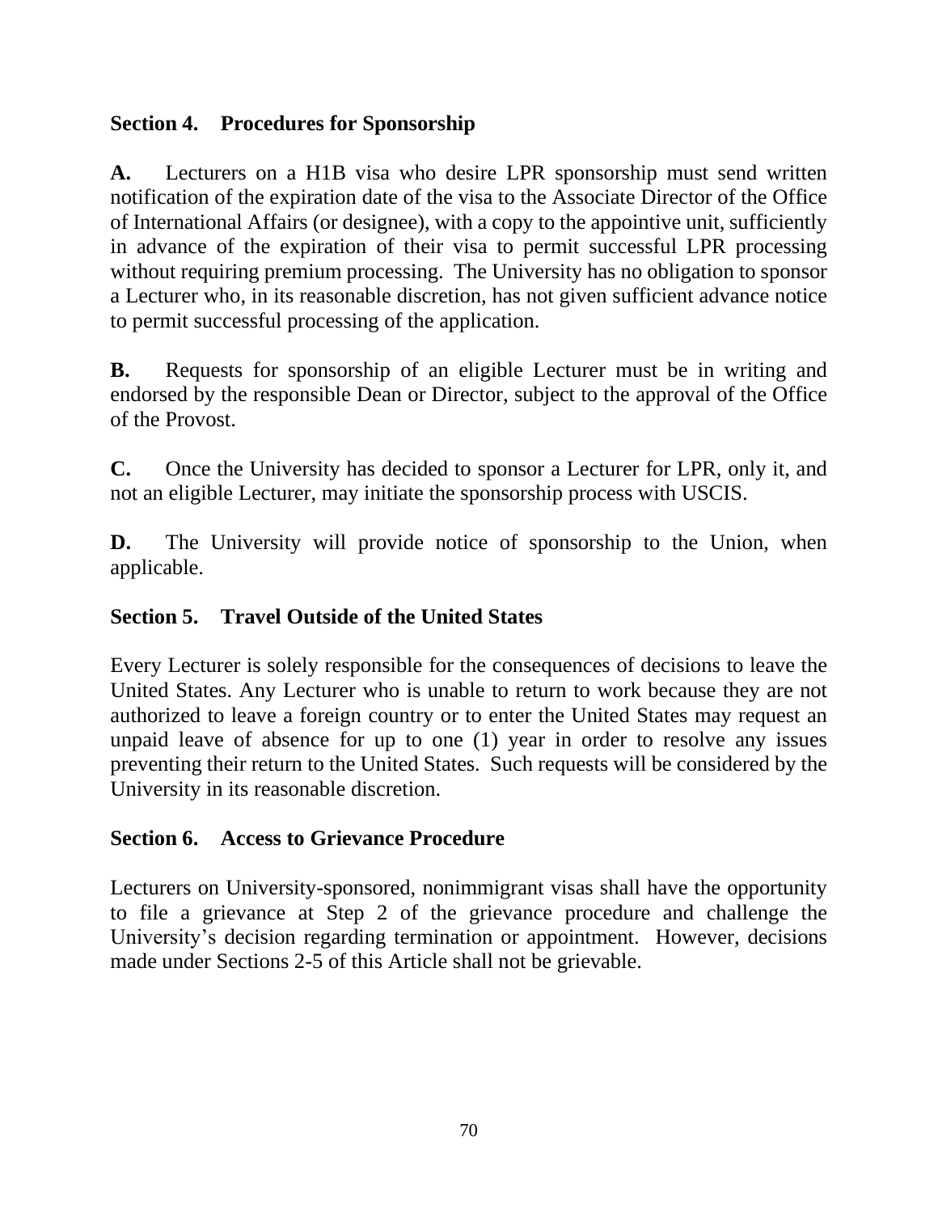### Section 4. Procedures for Sponsorship

**A.** Lecturers on a H1B visa who desire LPR sponsorship must send written notification of the expiration date of the visa to the Associate Director of the Office of International Affairs (or designee), with a copy to the appointive unit, sufficiently in advance of the expiration of their visa to permit successful LPR processing without requiring premium processing. The University has no obligation to sponsor a Lecturer who, in its reasonable discretion, has not given sufficient advance notice to permit successful processing of the application.

**B.** Requests for sponsorship of an eligible Lecturer must be in writing and endorsed by the responsible Dean or Director, subject to the approval of the Office of the Provost.

**C.** Once the University has decided to sponsor a Lecturer for LPR, only it, and not an eligible Lecturer, may initiate the sponsorship process with USCIS.

**D.** The University will provide notice of sponsorship to the Union, when applicable.

### Section 5. Travel Outside of the United States

Every Lecturer is solely responsible for the consequences of decisions to leave the United States. Any Lecturer who is unable to return to work because they are not authorized to leave a foreign country or to enter the United States may request an unpaid leave of absence for up to one (1) year in order to resolve any issues preventing their return to the United States. Such requests will be considered by the University in its reasonable discretion.

### Section 6. Access to Grievance Procedure

Lecturers on University-sponsored, nonimmigrant visas shall have the opportunity to file a grievance at Step 2 of the grievance procedure and challenge the University's decision regarding termination or appointment. However, decisions made under Sections 2-5 of this Article shall not be grievable.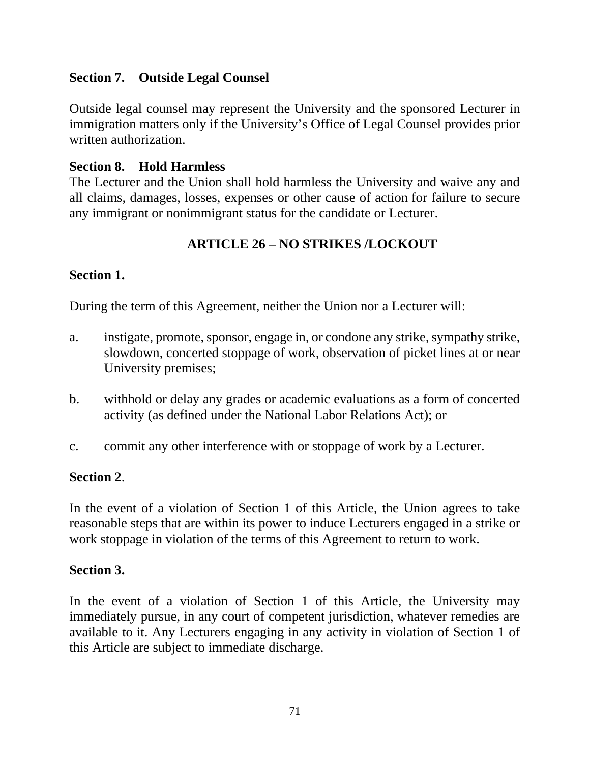### Section 7. Outside Legal Counsel

Outside legal counsel may represent the University and the sponsored Lecturer in immigration matters only if the University's Office of Legal Counsel provides prior written authorization.

### Section 8. Hold Harmless

The Lecturer and the Union shall hold harmless the University and waive any and all claims, damages, losses, expenses or other cause of action for failure to secure any immigrant or nonimmigrant status for the candidate or Lecturer.

## ARTICLE 26 – NO STRIKES /LOCKOUT

### Section 1.

During the term of this Agreement, neither the Union nor a Lecturer will:

a. instigate, promote, sponsor, engage in, or condone any strike, sympathy strike, slowdown, concerted stoppage of work, observation of picket lines at or near University premises;

b. withhold or delay any grades or academic evaluations as a form of concerted activity (as defined under the National Labor Relations Act); or

c. commit any other interference with or stoppage of work by a Lecturer.

### Section 2.

In the event of a violation of Section 1 of this Article, the Union agrees to take reasonable steps that are within its power to induce Lecturers engaged in a strike or work stoppage in violation of the terms of this Agreement to return to work.

### Section 3.

In the event of a violation of Section 1 of this Article, the University may immediately pursue, in any court of competent jurisdiction, whatever remedies are available to it. Any Lecturers engaging in any activity in violation of Section 1 of this Article are subject to immediate discharge.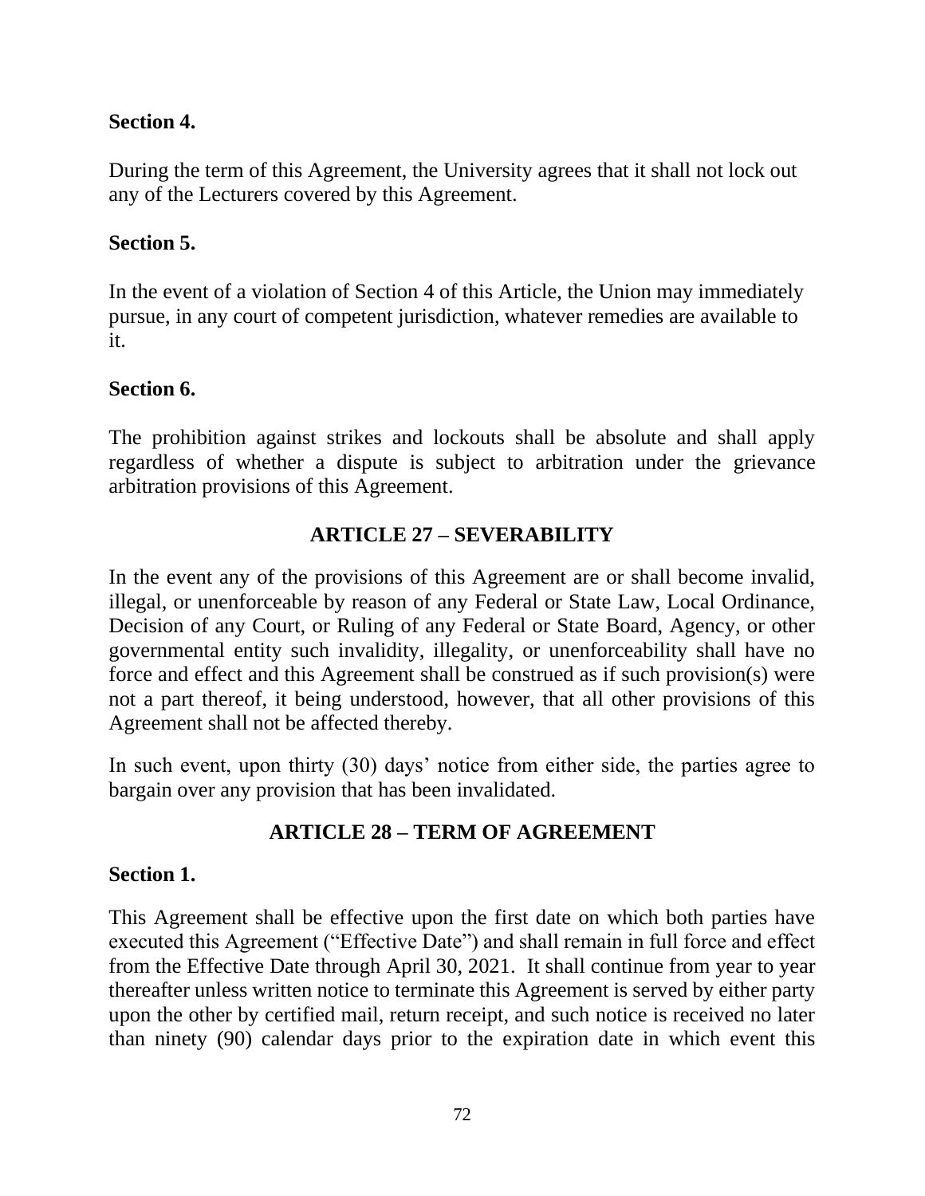**Section 4.**

During the term of this Agreement, the University agrees that it shall not lock out any of the Lecturers covered by this Agreement.

**Section 5.**

In the event of a violation of Section 4 of this Article, the Union may immediately pursue, in any court of competent jurisdiction, whatever remedies are available to it.

**Section 6.**

The prohibition against strikes and lockouts shall be absolute and shall apply regardless of whether a dispute is subject to arbitration under the grievance arbitration provisions of this Agreement.

## ARTICLE 27 – SEVERABILITY

In the event any of the provisions of this Agreement are or shall become invalid, illegal, or unenforceable by reason of any Federal or State Law, Local Ordinance, Decision of any Court, or Ruling of any Federal or State Board, Agency, or other governmental entity such invalidity, illegality, or unenforceability shall have no force and effect and this Agreement shall be construed as if such provision(s) were not a part thereof, it being understood, however, that all other provisions of this Agreement shall not be affected thereby.

In such event, upon thirty (30) days' notice from either side, the parties agree to bargain over any provision that has been invalidated.

## ARTICLE 28 – TERM OF AGREEMENT

**Section 1.**

This Agreement shall be effective upon the first date on which both parties have executed this Agreement ("Effective Date") and shall remain in full force and effect from the Effective Date through April 30, 2021. It shall continue from year to year thereafter unless written notice to terminate this Agreement is served by either party upon the other by certified mail, return receipt, and such notice is received no later than ninety (90) calendar days prior to the expiration date in which event this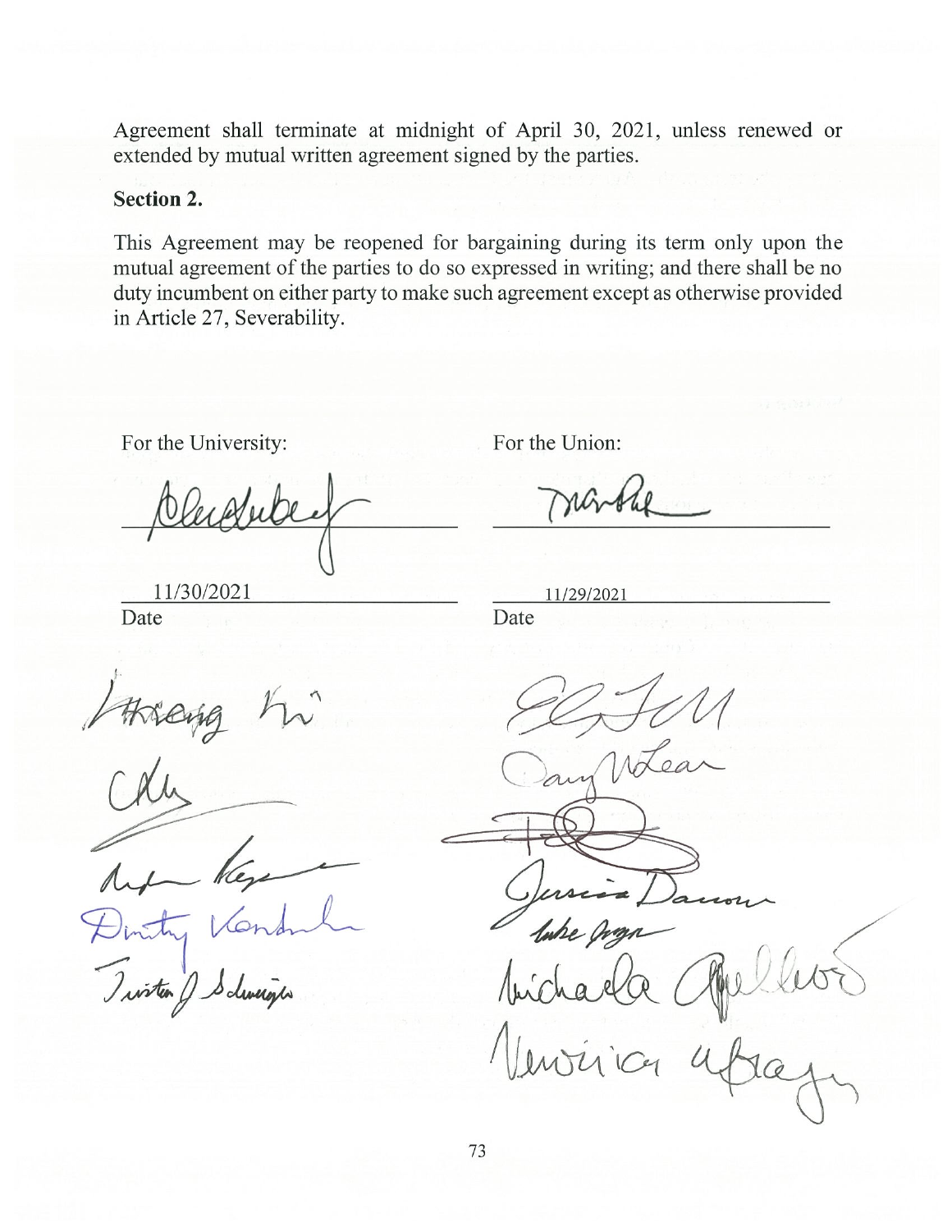Agreement shall terminate at midnight of April 30, 2021, unless renewed or extended by mutual written agreement signed by the parties.

**Section 2.**

This Agreement may be reopened for bargaining during its term only upon the mutual agreement of the parties to do so expressed in writing; and there shall be no duty incumbent on either party to make such agreement except as otherwise provided in Article 27, Severability.

| For the University: | For the Union: |
| --- | --- |
| ______________________ | ______________________ |
| 11/30/2021 | 11/29/2021 |
| Date | Date |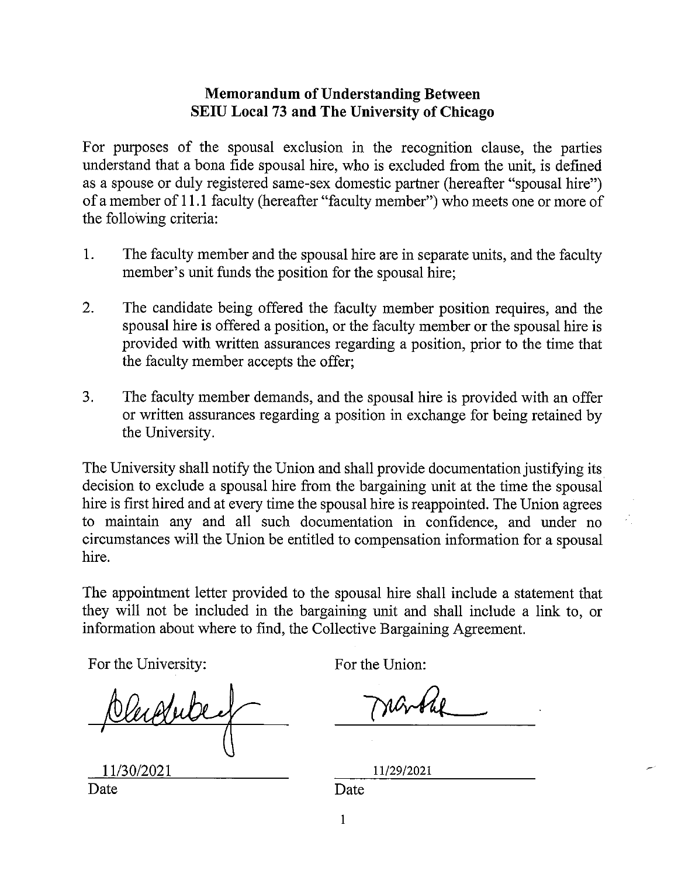## Memorandum of Understanding Between SEIU Local 73 and The University of Chicago

For purposes of the spousal exclusion in the recognition clause, the parties understand that a bona fide spousal hire, who is excluded from the unit, is defined as a spouse or duly registered same-sex domestic partner (hereafter "spousal hire") of a member of 11.1 faculty (hereafter "faculty member") who meets one or more of the following criteria:

1. The faculty member and the spousal hire are in separate units, and the faculty member's unit funds the position for the spousal hire;

2. The candidate being offered the faculty member position requires, and the spousal hire is offered a position, or the faculty member or the spousal hire is provided with written assurances regarding a position, prior to the time that the faculty member accepts the offer;

3. The faculty member demands, and the spousal hire is provided with an offer or written assurances regarding a position in exchange for being retained by the University.

The University shall notify the Union and shall provide documentation justifying its decision to exclude a spousal hire from the bargaining unit at the time the spousal hire is first hired and at every time the spousal hire is reappointed. The Union agrees to maintain any and all such documentation in confidence, and under no circumstances will the Union be entitled to compensation information for a spousal hire.

The appointment letter provided to the spousal hire shall include a statement that they will not be included in the bargaining unit and shall include a link to, or information about where to find, the Collective Bargaining Agreement.

| For the University: | For the Union: |
| --- | --- |
| [signature] | [signature] |
| 11/30/2021 | 11/29/2021 |
| Date | Date |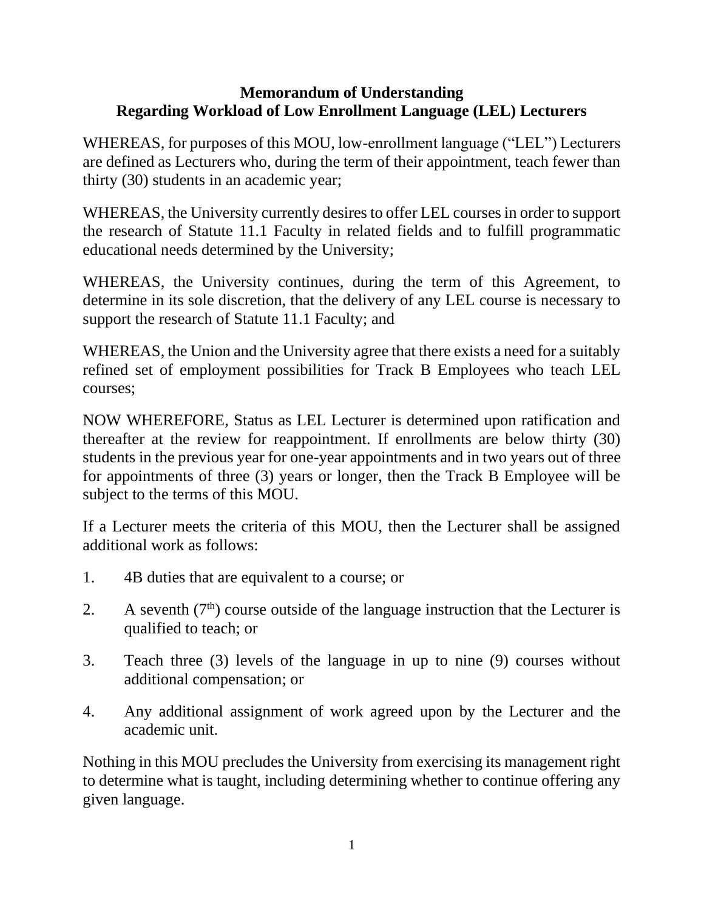**Memorandum of Understanding**
**Regarding Workload of Low Enrollment Language (LEL) Lecturers**

WHEREAS, for purposes of this MOU, low-enrollment language ("LEL") Lecturers are defined as Lecturers who, during the term of their appointment, teach fewer than thirty (30) students in an academic year;

WHEREAS, the University currently desires to offer LEL courses in order to support the research of Statute 11.1 Faculty in related fields and to fulfill programmatic educational needs determined by the University;

WHEREAS, the University continues, during the term of this Agreement, to determine in its sole discretion, that the delivery of any LEL course is necessary to support the research of Statute 11.1 Faculty; and

WHEREAS, the Union and the University agree that there exists a need for a suitably refined set of employment possibilities for Track B Employees who teach LEL courses;

NOW WHEREFORE, Status as LEL Lecturer is determined upon ratification and thereafter at the review for reappointment. If enrollments are below thirty (30) students in the previous year for one-year appointments and in two years out of three for appointments of three (3) years or longer, then the Track B Employee will be subject to the terms of this MOU.

If a Lecturer meets the criteria of this MOU, then the Lecturer shall be assigned additional work as follows:

1. 4B duties that are equivalent to a course; or
2. A seventh (7th) course outside of the language instruction that the Lecturer is qualified to teach; or
3. Teach three (3) levels of the language in up to nine (9) courses without additional compensation; or
4. Any additional assignment of work agreed upon by the Lecturer and the academic unit.

Nothing in this MOU precludes the University from exercising its management right to determine what is taught, including determining whether to continue offering any given language.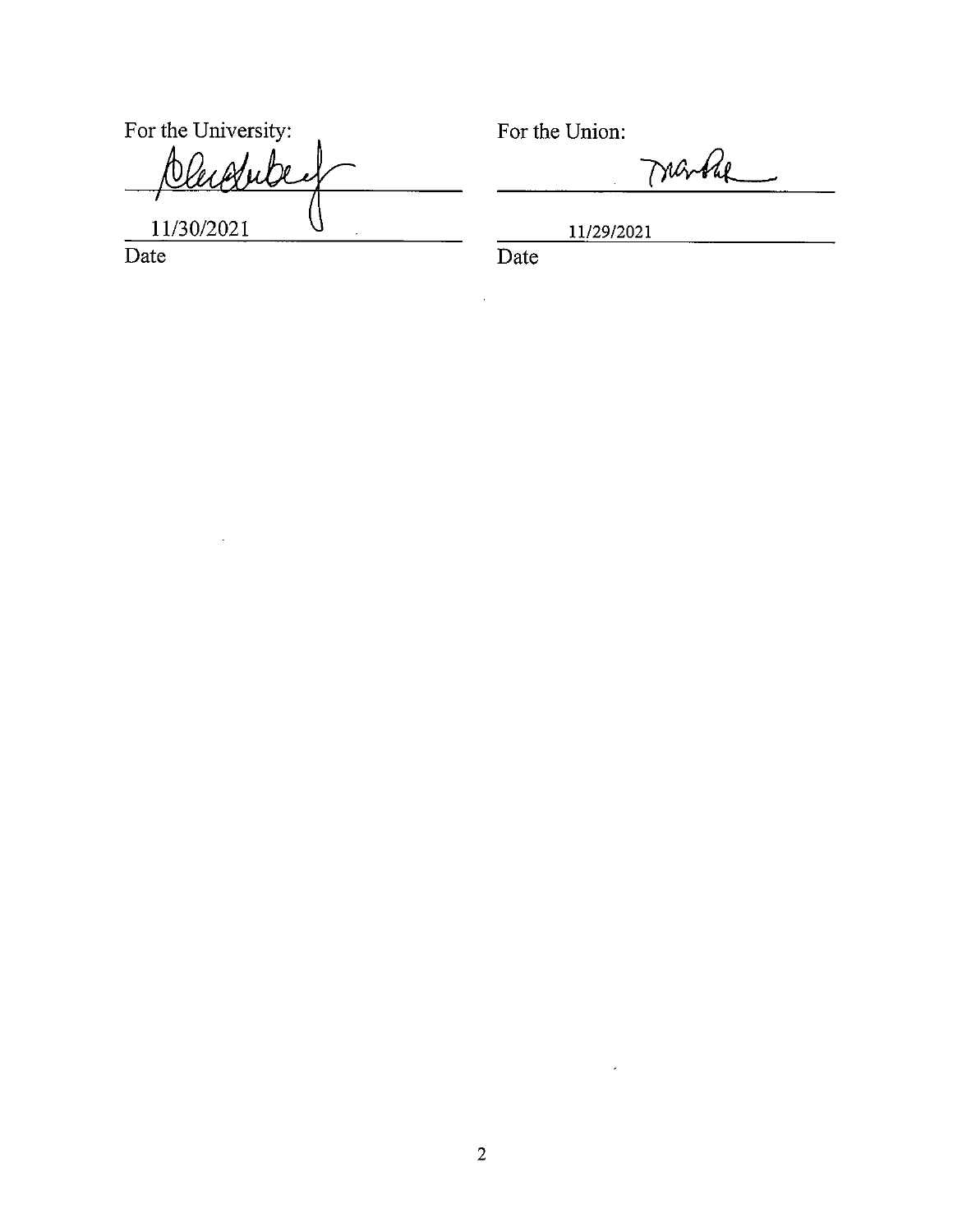| For the University: | For the Union: |
|---|---|
| [signature] | [signature] |
| 11/30/2021 | 11/29/2021 |
| Date | Date |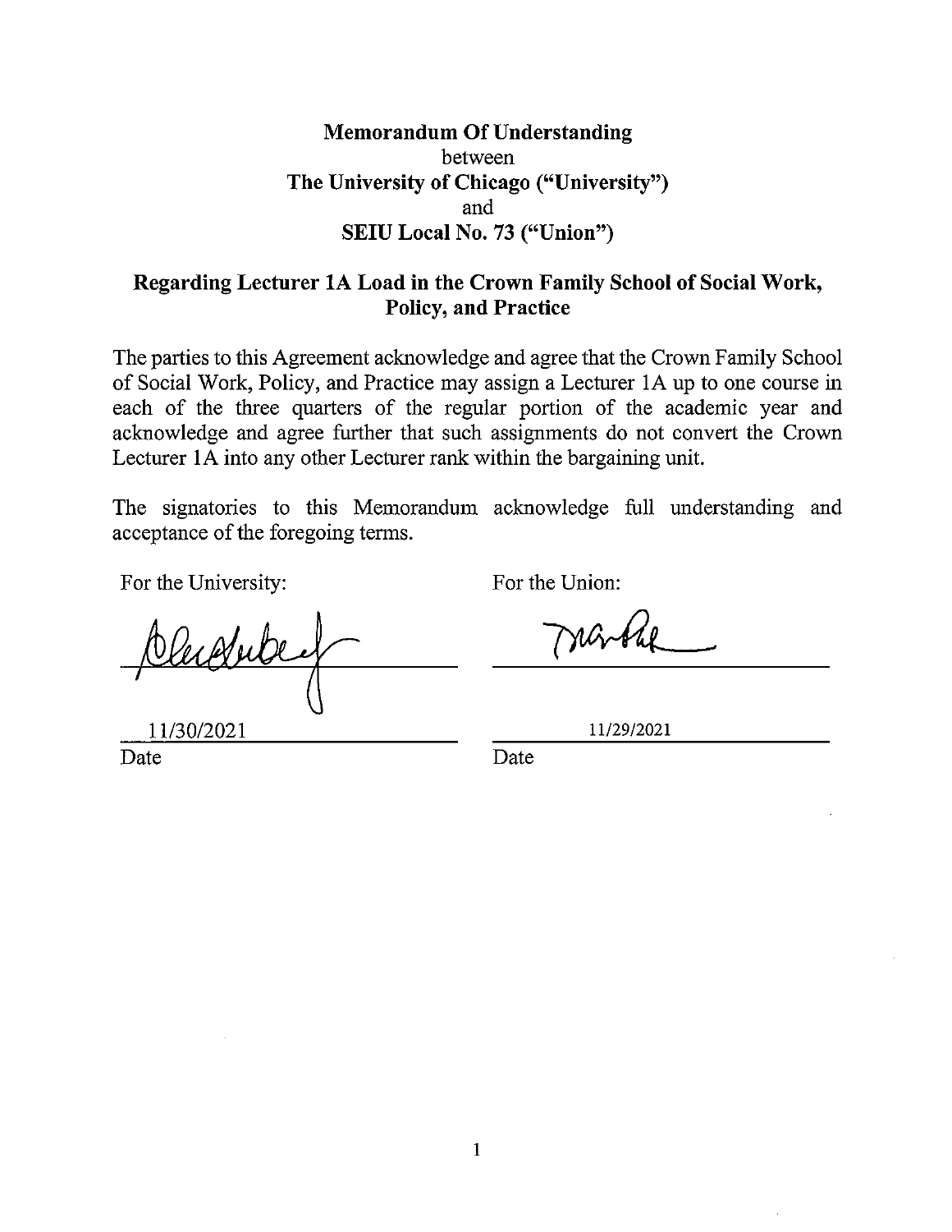**Memorandum Of Understanding**
between
**The University of Chicago ("University")**
and
**SEIU Local No. 73 ("Union")**

**Regarding Lecturer 1A Load in the Crown Family School of Social Work, Policy, and Practice**

The parties to this Agreement acknowledge and agree that the Crown Family School of Social Work, Policy, and Practice may assign a Lecturer 1A up to one course in each of the three quarters of the regular portion of the academic year and acknowledge and agree further that such assignments do not convert the Crown Lecturer 1A into any other Lecturer rank within the bargaining unit.

The signatories to this Memorandum acknowledge full understanding and acceptance of the foregoing terms.

For the University:

11/30/2021
Date

For the Union:

11/29/2021
Date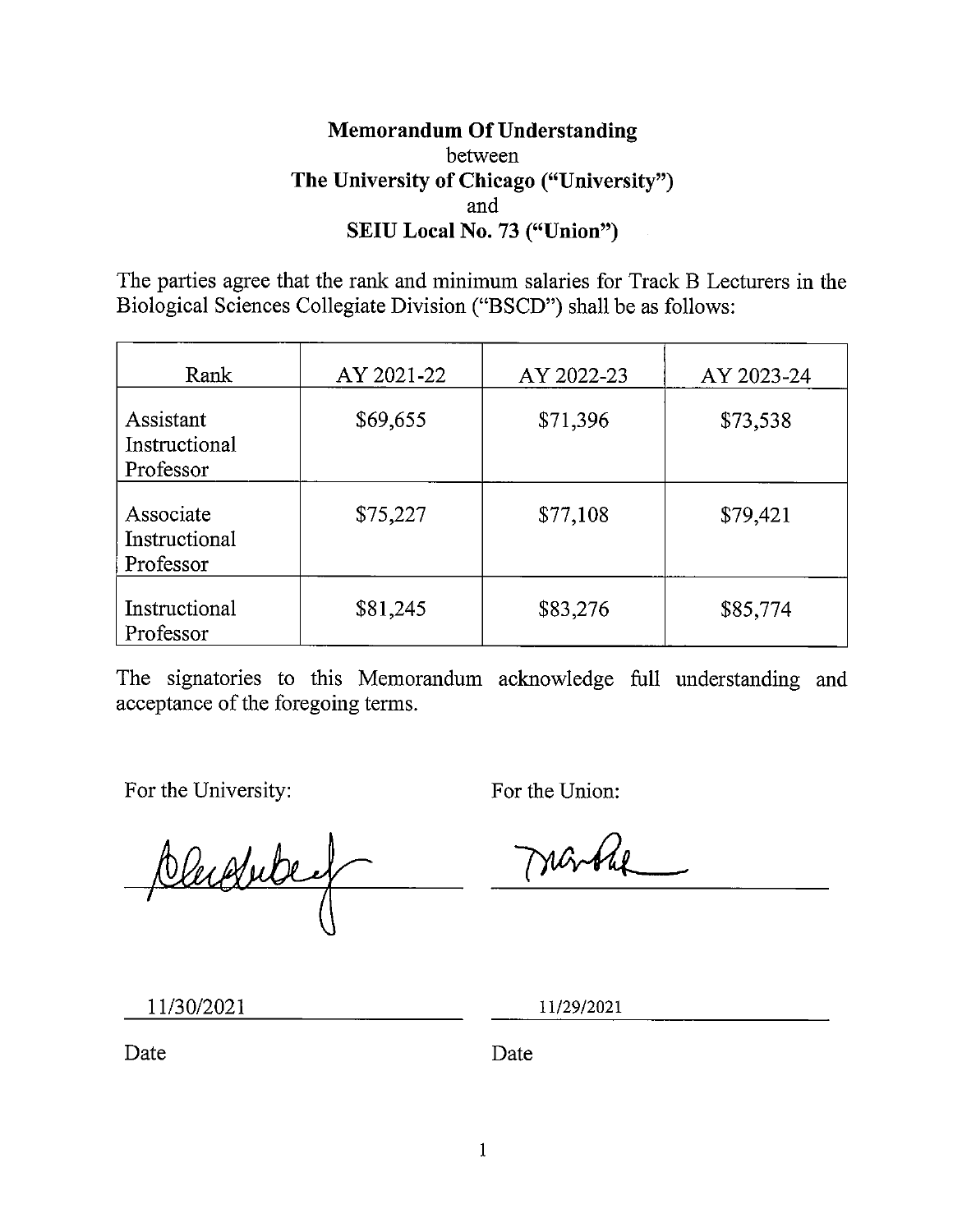**Memorandum Of Understanding**
between
**The University of Chicago ("University")**
and
**SEIU Local No. 73 ("Union")**

The parties agree that the rank and minimum salaries for Track B Lecturers in the Biological Sciences Collegiate Division ("BSCD") shall be as follows:

| Rank | AY 2021-22 | AY 2022-23 | AY 2023-24 |
|---|---|---|---|
| Assistant Instructional Professor | $69,655 | $71,396 | $73,538 |
| Associate Instructional Professor | $75,227 | $77,108 | $79,421 |
| Instructional Professor | $81,245 | $83,276 | $85,774 |

The signatories to this Memorandum acknowledge full understanding and acceptance of the foregoing terms.

For the University:

[signature]

11/30/2021

Date

For the Union:

[signature]

11/29/2021

Date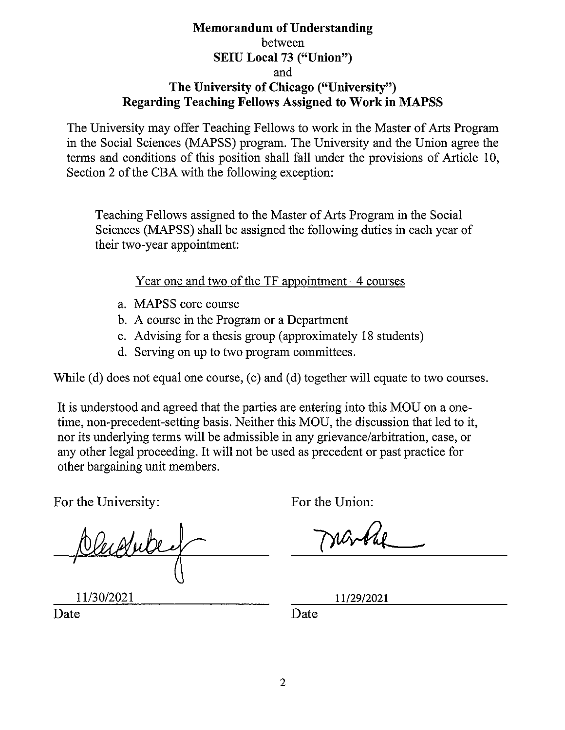# Memorandum of Understanding
between
**SEIU Local 73 ("Union")**
and
**The University of Chicago ("University")**
**Regarding Teaching Fellows Assigned to Work in MAPSS**

The University may offer Teaching Fellows to work in the Master of Arts Program in the Social Sciences (MAPSS) program. The University and the Union agree the terms and conditions of this position shall fall under the provisions of Article 10, Section 2 of the CBA with the following exception:

> Teaching Fellows assigned to the Master of Arts Program in the Social Sciences (MAPSS) shall be assigned the following duties in each year of their two-year appointment:
>
> Year one and two of the TF appointment –4 courses
>
> a. MAPSS core course
> b. A course in the Program or a Department
> c. Advising for a thesis group (approximately 18 students)
> d. Serving on up to two program committees.

While (d) does not equal one course, (c) and (d) together will equate to two courses.

It is understood and agreed that the parties are entering into this MOU on a one-time, non-precedent-setting basis. Neither this MOU, the discussion that led to it, nor its underlying terms will be admissible in any grievance/arbitration, case, or any other legal proceeding. It will not be used as precedent or past practice for other bargaining unit members.

For the University:

[signature]

11/30/2021
Date

For the Union:

[signature]

11/29/2021
Date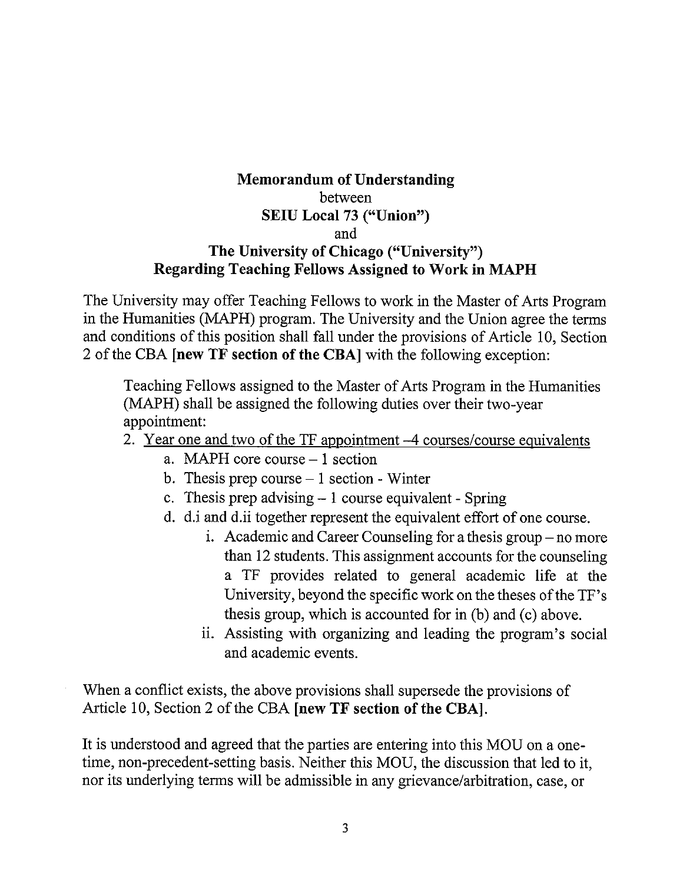**Memorandum of Understanding**
between
**SEIU Local 73 ("Union")**
and
**The University of Chicago ("University")**
**Regarding Teaching Fellows Assigned to Work in MAPH**

The University may offer Teaching Fellows to work in the Master of Arts Program in the Humanities (MAPH) program. The University and the Union agree the terms and conditions of this position shall fall under the provisions of Article 10, Section 2 of the CBA **[new TF section of the CBA]** with the following exception:

> Teaching Fellows assigned to the Master of Arts Program in the Humanities (MAPH) shall be assigned the following duties over their two-year appointment:
>
> 2. <u>Year one and two of the TF appointment –4 courses/course equivalents</u>
>    a. MAPH core course – 1 section
>    b. Thesis prep course – 1 section - Winter
>    c. Thesis prep advising – 1 course equivalent - Spring
>    d. d.i and d.ii together represent the equivalent effort of one course.
>       i. Academic and Career Counseling for a thesis group – no more than 12 students. This assignment accounts for the counseling a TF provides related to general academic life at the University, beyond the specific work on the theses of the TF's thesis group, which is accounted for in (b) and (c) above.
>       ii. Assisting with organizing and leading the program's social and academic events.

When a conflict exists, the above provisions shall supersede the provisions of Article 10, Section 2 of the CBA **[new TF section of the CBA]**.

It is understood and agreed that the parties are entering into this MOU on a one-time, non-precedent-setting basis. Neither this MOU, the discussion that led to it, nor its underlying terms will be admissible in any grievance/arbitration, case, or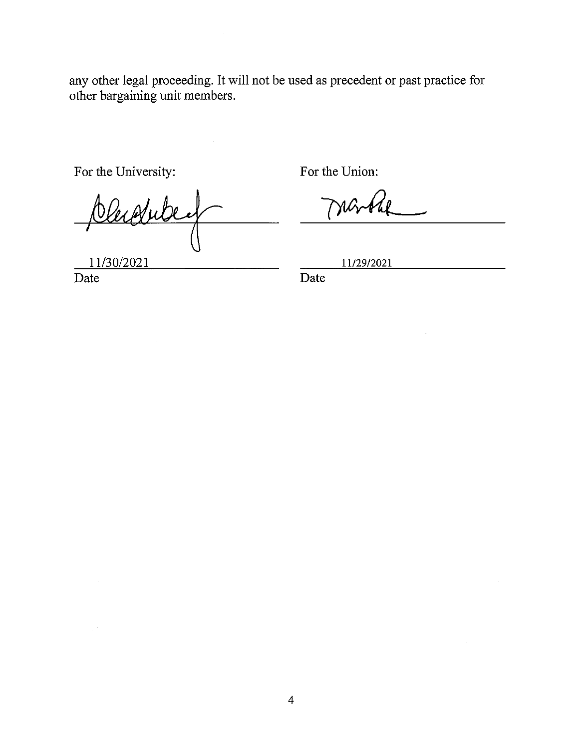any other legal proceeding. It will not be used as precedent or past practice for other bargaining unit members.

For the University:

11/30/2021

Date

For the Union:

11/29/2021

Date